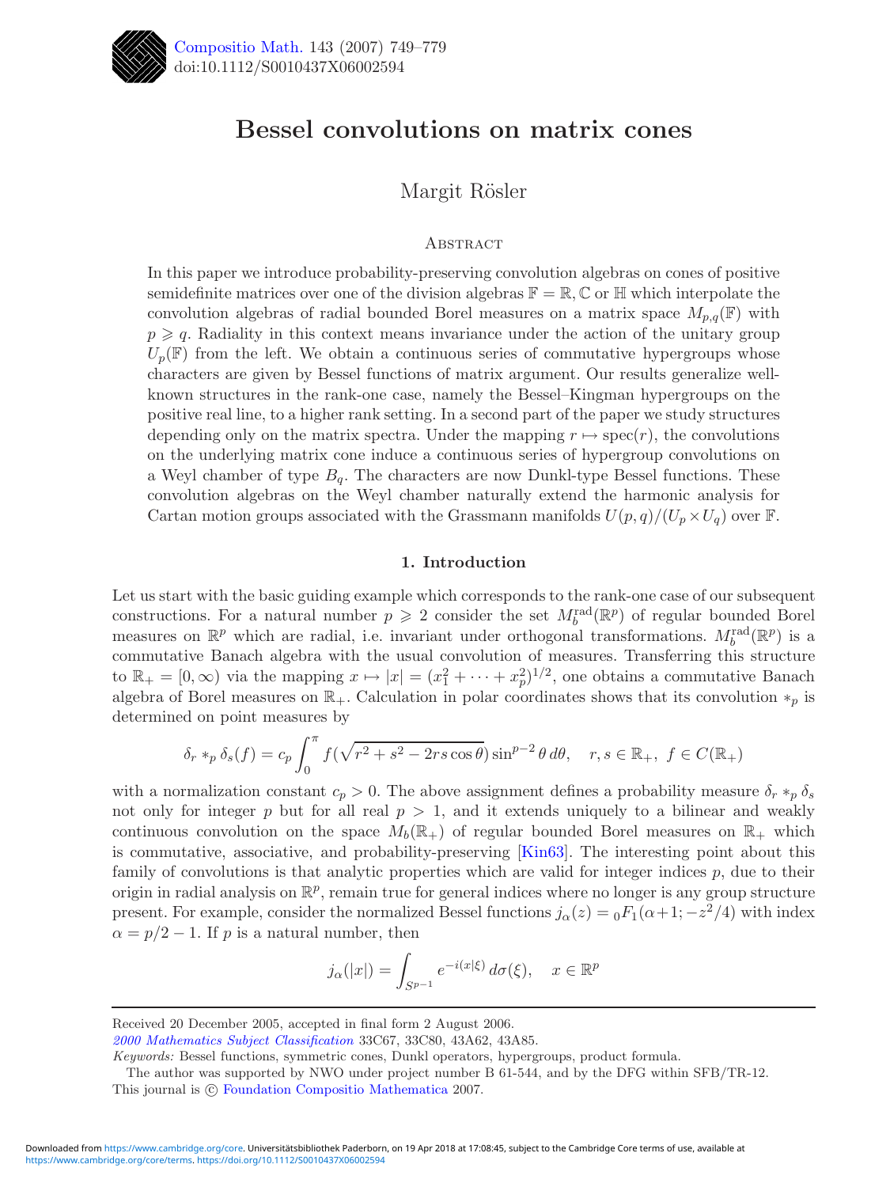# Bessel convolutions on matrix cones

Margit Rösler

## Abstract

In this paper we introduce probability-preserving convolution algebras on cones of positive semidefinite matrices over one of the division algebras $\mathbb{F} = \mathbb{R}, \mathbb{C}$ or $\mathbb{H}$ which interpolate the convolution algebras of radial bounded Borel measures on a matrix space $M_{p,q}(\mathbb{F})$ with $p \geqslant q$. Radiality in this context means invariance under the action of the unitary group $U_p(\mathbb{F})$ from the left. We obtain a continuous series of commutative hypergroups whose characters are given by Bessel functions of matrix argument. Our results generalize well-known structures in the rank-one case, namely the Bessel–Kingman hypergroups on the positive real line, to a higher rank setting. In a second part of the paper we study structures depending only on the matrix spectra. Under the mapping $r \mapsto \operatorname{spec}(r)$, the convolutions on the underlying matrix cone induce a continuous series of hypergroup convolutions on a Weyl chamber of type $B_q$. The characters are now Dunkl-type Bessel functions. These convolution algebras on the Weyl chamber naturally extend the harmonic analysis for Cartan motion groups associated with the Grassmann manifolds $U(p,q)/(U_p \times U_q)$ over $\mathbb{F}$.

## 1. Introduction

Let us start with the basic guiding example which corresponds to the rank-one case of our subsequent constructions. For a natural number $p \geqslant 2$ consider the set $M_b^{\mathrm{rad}}(\mathbb{R}^p)$ of regular bounded Borel measures on $\mathbb{R}^p$ which are radial, i.e. invariant under orthogonal transformations. $M_b^{\mathrm{rad}}(\mathbb{R}^p)$ is a commutative Banach algebra with the usual convolution of measures. Transferring this structure to $\mathbb{R}_+ = [0, \infty)$ via the mapping $x \mapsto |x| = (x_1^2 + \cdots + x_p^2)^{1/2}$, one obtains a commutative Banach algebra of Borel measures on $\mathbb{R}_+$. Calculation in polar coordinates shows that its convolution $*_p$ is determined on point measures by

$$\delta_r *_p \delta_s(f) = c_p \int_0^\pi f(\sqrt{r^2 + s^2 - 2rs\cos\theta}) \sin^{p-2}\theta \, d\theta, \quad r, s \in \mathbb{R}_+, \ f \in C(\mathbb{R}_+)$$

with a normalization constant $c_p > 0$. The above assignment defines a probability measure $\delta_r *_p \delta_s$ not only for integer $p$ but for all real $p > 1$, and it extends uniquely to a bilinear and weakly continuous convolution on the space $M_b(\mathbb{R}_+)$ of regular bounded Borel measures on $\mathbb{R}_+$ which is commutative, associative, and probability-preserving [Kin63]. The interesting point about this family of convolutions is that analytic properties which are valid for integer indices $p$, due to their origin in radial analysis on $\mathbb{R}^p$, remain true for general indices where no longer is any group structure present. For example, consider the normalized Bessel functions $j_\alpha(z) = {}_0F_1(\alpha+1; -z^2/4)$ with index $\alpha = p/2 - 1$. If $p$ is a natural number, then

$$j_\alpha(|x|) = \int_{S^{p-1}} e^{-i(x|\xi)} \, d\sigma(\xi), \quad x \in \mathbb{R}^p$$

---

Received 20 December 2005, accepted in final form 2 August 2006.

*2000 Mathematics Subject Classification* 33C67, 33C80, 43A62, 43A85.

*Keywords:* Bessel functions, symmetric cones, Dunkl operators, hypergroups, product formula.

The author was supported by NWO under project number B 61-544, and by the DFG within SFB/TR-12.

This journal is © Foundation Compositio Mathematica 2007.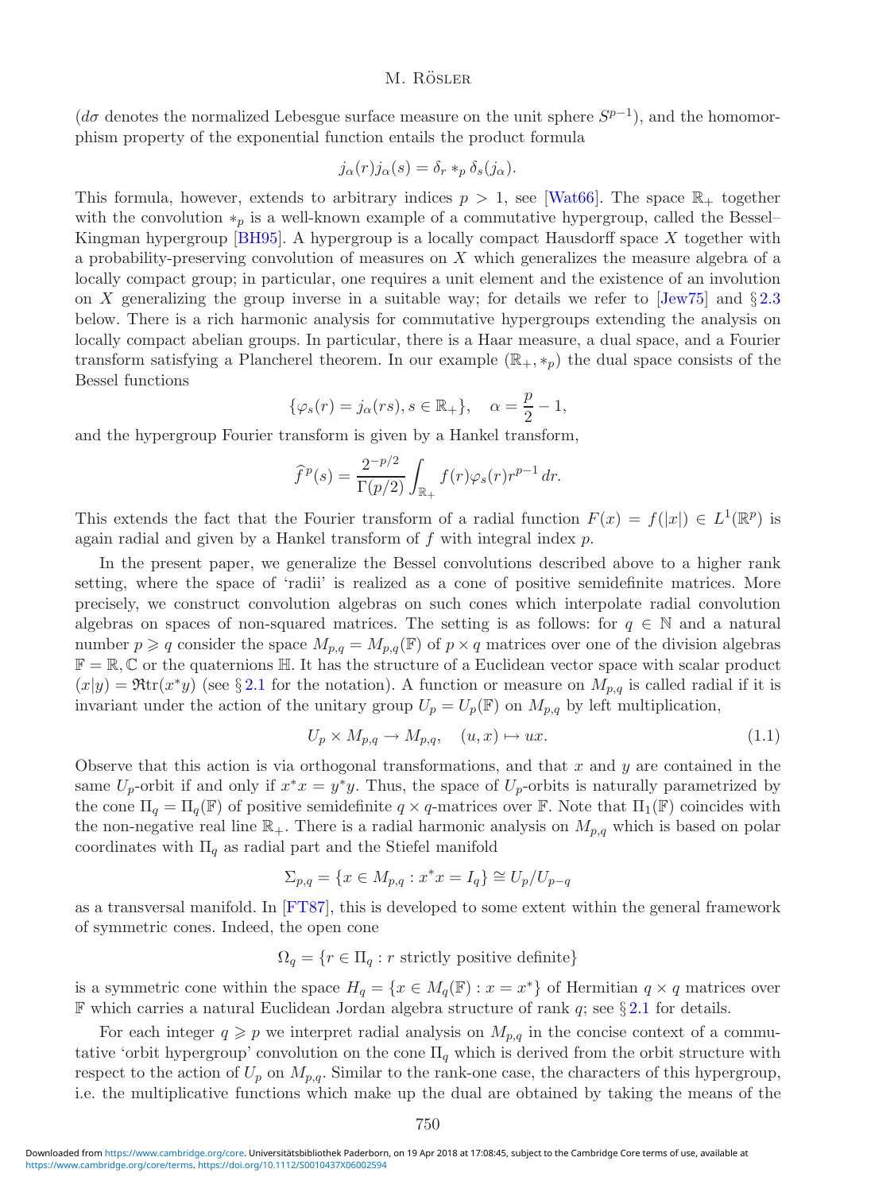($d\sigma$ denotes the normalized Lebesgue surface measure on the unit sphere $S^{p-1}$), and the homomorphism property of the exponential function entails the product formula

$$j_\alpha(r)j_\alpha(s) = \delta_r *_p \delta_s(j_\alpha).$$

This formula, however, extends to arbitrary indices $p > 1$, see [Wat66]. The space $\mathbb{R}_+$ together with the convolution $*_p$ is a well-known example of a commutative hypergroup, called the Bessel–Kingman hypergroup [BH95]. A hypergroup is a locally compact Hausdorff space $X$ together with a probability-preserving convolution of measures on $X$ which generalizes the measure algebra of a locally compact group; in particular, one requires a unit element and the existence of an involution on $X$ generalizing the group inverse in a suitable way; for details we refer to [Jew75] and § 2.3 below. There is a rich harmonic analysis for commutative hypergroups extending the analysis on locally compact abelian groups. In particular, there is a Haar measure, a dual space, and a Fourier transform satisfying a Plancherel theorem. In our example $(\mathbb{R}_+, *_p)$ the dual space consists of the Bessel functions

$$\{\varphi_s(r) = j_\alpha(rs), s \in \mathbb{R}_+\}, \quad \alpha = \frac{p}{2} - 1,$$

and the hypergroup Fourier transform is given by a Hankel transform,

$$\widehat{f}^{\,p}(s) = \frac{2^{-p/2}}{\Gamma(p/2)} \int_{\mathbb{R}_+} f(r)\varphi_s(r) r^{p-1}\, dr.$$

This extends the fact that the Fourier transform of a radial function $F(x) = f(|x|) \in L^1(\mathbb{R}^p)$ is again radial and given by a Hankel transform of $f$ with integral index $p$.

In the present paper, we generalize the Bessel convolutions described above to a higher rank setting, where the space of 'radii' is realized as a cone of positive semidefinite matrices. More precisely, we construct convolution algebras on such cones which interpolate radial convolution algebras on spaces of non-squared matrices. The setting is as follows: for $q \in \mathbb{N}$ and a natural number $p \geqslant q$ consider the space $M_{p,q} = M_{p,q}(\mathbb{F})$ of $p \times q$ matrices over one of the division algebras $\mathbb{F} = \mathbb{R}, \mathbb{C}$ or the quaternions $\mathbb{H}$. It has the structure of a Euclidean vector space with scalar product $(x|y) = \Re\mathrm{tr}(x^*y)$ (see § 2.1 for the notation). A function or measure on $M_{p,q}$ is called radial if it is invariant under the action of the unitary group $U_p = U_p(\mathbb{F})$ on $M_{p,q}$ by left multiplication,

$$U_p \times M_{p,q} \to M_{p,q}, \quad (u, x) \mapsto ux. \tag{1.1}$$

Observe that this action is via orthogonal transformations, and that $x$ and $y$ are contained in the same $U_p$-orbit if and only if $x^*x = y^*y$. Thus, the space of $U_p$-orbits is naturally parametrized by the cone $\Pi_q = \Pi_q(\mathbb{F})$ of positive semidefinite $q \times q$-matrices over $\mathbb{F}$. Note that $\Pi_1(\mathbb{F})$ coincides with the non-negative real line $\mathbb{R}_+$. There is a radial harmonic analysis on $M_{p,q}$ which is based on polar coordinates with $\Pi_q$ as radial part and the Stiefel manifold

$$\Sigma_{p,q} = \{x \in M_{p,q} : x^*x = I_q\} \cong U_p/U_{p-q}$$

as a transversal manifold. In [FT87], this is developed to some extent within the general framework of symmetric cones. Indeed, the open cone

$$\Omega_q = \{r \in \Pi_q : r \text{ strictly positive definite}\}$$

is a symmetric cone within the space $H_q = \{x \in M_q(\mathbb{F}) : x = x^*\}$ of Hermitian $q \times q$ matrices over $\mathbb{F}$ which carries a natural Euclidean Jordan algebra structure of rank $q$; see § 2.1 for details.

For each integer $q \geqslant p$ we interpret radial analysis on $M_{p,q}$ in the concise context of a commutative 'orbit hypergroup' convolution on the cone $\Pi_q$ which is derived from the orbit structure with respect to the action of $U_p$ on $M_{p,q}$. Similar to the rank-one case, the characters of this hypergroup, i.e. the multiplicative functions which make up the dual are obtained by taking the means of the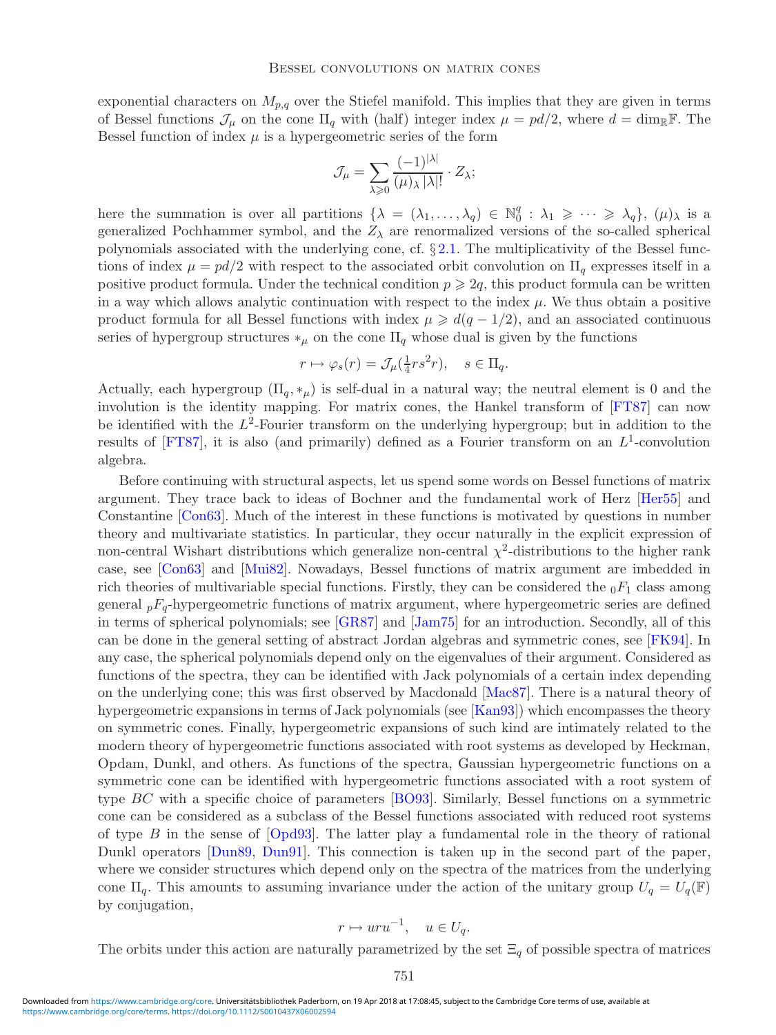exponential characters on $M_{p,q}$ over the Stiefel manifold. This implies that they are given in terms of Bessel functions $\mathcal{J}_\mu$ on the cone $\Pi_q$ with (half) integer index $\mu = pd/2$, where $d = \dim_{\mathbb{R}}\mathbb{F}$. The Bessel function of index $\mu$ is a hypergeometric series of the form

$$\mathcal{J}_\mu = \sum_{\lambda \geqslant 0} \frac{(-1)^{|\lambda|}}{(\mu)_\lambda \, |\lambda|!} \cdot Z_\lambda;$$

here the summation is over all partitions $\{\lambda = (\lambda_1, \ldots, \lambda_q) \in \mathbb{N}_0^q : \lambda_1 \geqslant \cdots \geqslant \lambda_q\}$, $(\mu)_\lambda$ is a generalized Pochhammer symbol, and the $Z_\lambda$ are renormalized versions of the so-called spherical polynomials associated with the underlying cone, cf. § 2.1. The multiplicativity of the Bessel functions of index $\mu = pd/2$ with respect to the associated orbit convolution on $\Pi_q$ expresses itself in a positive product formula. Under the technical condition $p \geqslant 2q$, this product formula can be written in a way which allows analytic continuation with respect to the index $\mu$. We thus obtain a positive product formula for all Bessel functions with index $\mu \geqslant d(q - 1/2)$, and an associated continuous series of hypergroup structures $*_\mu$ on the cone $\Pi_q$ whose dual is given by the functions

$$r \mapsto \varphi_s(r) = \mathcal{J}_\mu(\tfrac{1}{4} r s^2 r), \quad s \in \Pi_q.$$

Actually, each hypergroup $(\Pi_q, *_\mu)$ is self-dual in a natural way; the neutral element is 0 and the involution is the identity mapping. For matrix cones, the Hankel transform of [FT87] can now be identified with the $L^2$-Fourier transform on the underlying hypergroup; but in addition to the results of [FT87], it is also (and primarily) defined as a Fourier transform on an $L^1$-convolution algebra.

Before continuing with structural aspects, let us spend some words on Bessel functions of matrix argument. They trace back to ideas of Bochner and the fundamental work of Herz [Her55] and Constantine [Con63]. Much of the interest in these functions is motivated by questions in number theory and multivariate statistics. In particular, they occur naturally in the explicit expression of non-central Wishart distributions which generalize non-central $\chi^2$-distributions to the higher rank case, see [Con63] and [Mui82]. Nowadays, Bessel functions of matrix argument are imbedded in rich theories of multivariable special functions. Firstly, they can be considered the ${}_0F_1$ class among general ${}_pF_q$-hypergeometric functions of matrix argument, where hypergeometric series are defined in terms of spherical polynomials; see [GR87] and [Jam75] for an introduction. Secondly, all of this can be done in the general setting of abstract Jordan algebras and symmetric cones, see [FK94]. In any case, the spherical polynomials depend only on the eigenvalues of their argument. Considered as functions of the spectra, they can be identified with Jack polynomials of a certain index depending on the underlying cone; this was first observed by Macdonald [Mac87]. There is a natural theory of hypergeometric expansions in terms of Jack polynomials (see [Kan93]) which encompasses the theory on symmetric cones. Finally, hypergeometric expansions of such kind are intimately related to the modern theory of hypergeometric functions associated with root systems as developed by Heckman, Opdam, Dunkl, and others. As functions of the spectra, Gaussian hypergeometric functions on a symmetric cone can be identified with hypergeometric functions associated with a root system of type $BC$ with a specific choice of parameters [BO93]. Similarly, Bessel functions on a symmetric cone can be considered as a subclass of the Bessel functions associated with reduced root systems of type $B$ in the sense of [Opd93]. The latter play a fundamental role in the theory of rational Dunkl operators [Dun89, Dun91]. This connection is taken up in the second part of the paper, where we consider structures which depend only on the spectra of the matrices from the underlying cone $\Pi_q$. This amounts to assuming invariance under the action of the unitary group $U_q = U_q(\mathbb{F})$ by conjugation,

$$r \mapsto uru^{-1}, \quad u \in U_q.$$

The orbits under this action are naturally parametrized by the set $\Xi_q$ of possible spectra of matrices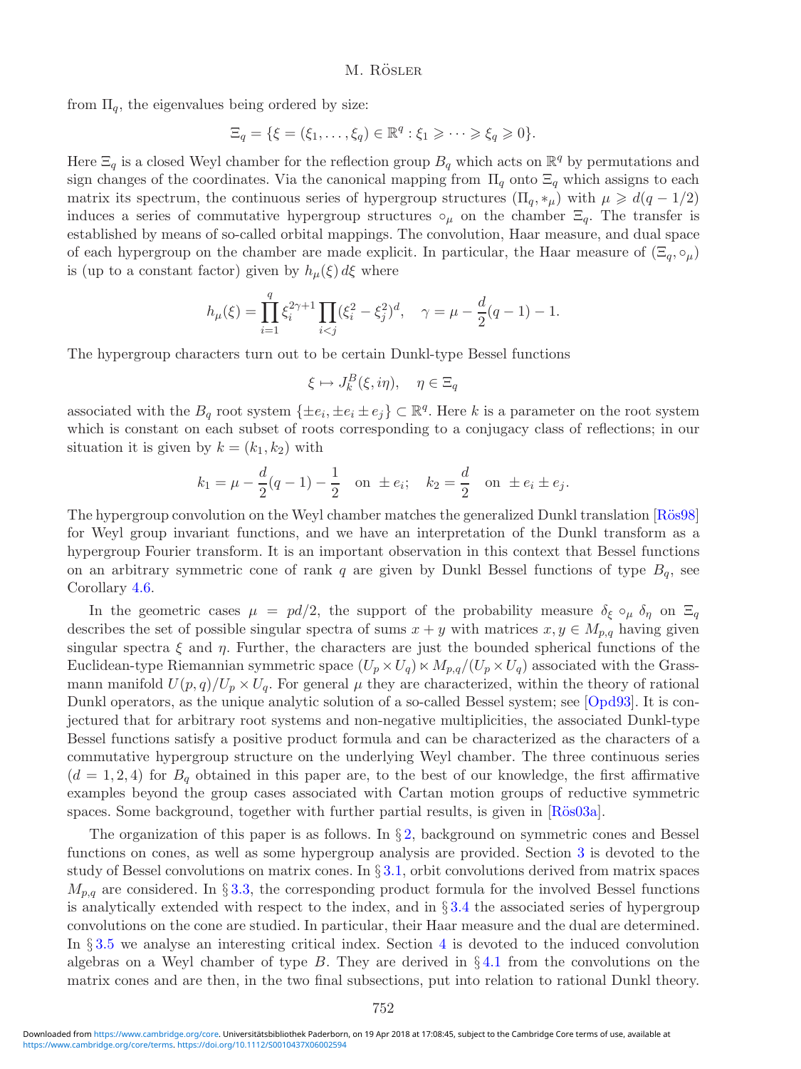from $\Pi_q$, the eigenvalues being ordered by size:

$$\Xi_q = \{\xi = (\xi_1, \ldots, \xi_q) \in \mathbb{R}^q : \xi_1 \geqslant \cdots \geqslant \xi_q \geqslant 0\}.$$

Here $\Xi_q$ is a closed Weyl chamber for the reflection group $B_q$ which acts on $\mathbb{R}^q$ by permutations and sign changes of the coordinates. Via the canonical mapping from $\Pi_q$ onto $\Xi_q$ which assigns to each matrix its spectrum, the continuous series of hypergroup structures $(\Pi_q, *_\mu)$ with $\mu \geqslant d(q-1/2)$ induces a series of commutative hypergroup structures $\circ_\mu$ on the chamber $\Xi_q$. The transfer is established by means of so-called orbital mappings. The convolution, Haar measure, and dual space of each hypergroup on the chamber are made explicit. In particular, the Haar measure of $(\Xi_q, \circ_\mu)$ is (up to a constant factor) given by $h_\mu(\xi)\,d\xi$ where

$$h_\mu(\xi) = \prod_{i=1}^{q} \xi_i^{2\gamma+1} \prod_{i<j} (\xi_i^2 - \xi_j^2)^d, \quad \gamma = \mu - \frac{d}{2}(q-1) - 1.$$

The hypergroup characters turn out to be certain Dunkl-type Bessel functions

$$\xi \mapsto J_k^B(\xi, i\eta), \quad \eta \in \Xi_q$$

associated with the $B_q$ root system $\{\pm e_i, \pm e_i \pm e_j\} \subset \mathbb{R}^q$. Here $k$ is a parameter on the root system which is constant on each subset of roots corresponding to a conjugacy class of reflections; in our situation it is given by $k = (k_1, k_2)$ with

$$k_1 = \mu - \frac{d}{2}(q-1) - \frac{1}{2} \quad \text{on } \pm e_i; \quad k_2 = \frac{d}{2} \quad \text{on } \pm e_i \pm e_j.$$

The hypergroup convolution on the Weyl chamber matches the generalized Dunkl translation [Rös98] for Weyl group invariant functions, and we have an interpretation of the Dunkl transform as a hypergroup Fourier transform. It is an important observation in this context that Bessel functions on an arbitrary symmetric cone of rank $q$ are given by Dunkl Bessel functions of type $B_q$, see Corollary 4.6.

In the geometric cases $\mu = pd/2$, the support of the probability measure $\delta_\xi \circ_\mu \delta_\eta$ on $\Xi_q$ describes the set of possible singular spectra of sums $x + y$ with matrices $x, y \in M_{p,q}$ having given singular spectra $\xi$ and $\eta$. Further, the characters are just the bounded spherical functions of the Euclidean-type Riemannian symmetric space $(U_p \times U_q) \ltimes M_{p,q}/(U_p \times U_q)$ associated with the Grassmann manifold $U(p,q)/U_p \times U_q$. For general $\mu$ they are characterized, within the theory of rational Dunkl operators, as the unique analytic solution of a so-called Bessel system; see [Opd93]. It is conjectured that for arbitrary root systems and non-negative multiplicities, the associated Dunkl-type Bessel functions satisfy a positive product formula and can be characterized as the characters of a commutative hypergroup structure on the underlying Weyl chamber. The three continuous series $(d = 1, 2, 4)$ for $B_q$ obtained in this paper are, to the best of our knowledge, the first affirmative examples beyond the group cases associated with Cartan motion groups of reductive symmetric spaces. Some background, together with further partial results, is given in [Rös03a].

The organization of this paper is as follows. In § 2, background on symmetric cones and Bessel functions on cones, as well as some hypergroup analysis are provided. Section 3 is devoted to the study of Bessel convolutions on matrix cones. In § 3.1, orbit convolutions derived from matrix spaces $M_{p,q}$ are considered. In § 3.3, the corresponding product formula for the involved Bessel functions is analytically extended with respect to the index, and in § 3.4 the associated series of hypergroup convolutions on the cone are studied. In particular, their Haar measure and the dual are determined. In § 3.5 we analyse an interesting critical index. Section 4 is devoted to the induced convolution algebras on a Weyl chamber of type $B$. They are derived in § 4.1 from the convolutions on the matrix cones and are then, in the two final subsections, put into relation to rational Dunkl theory.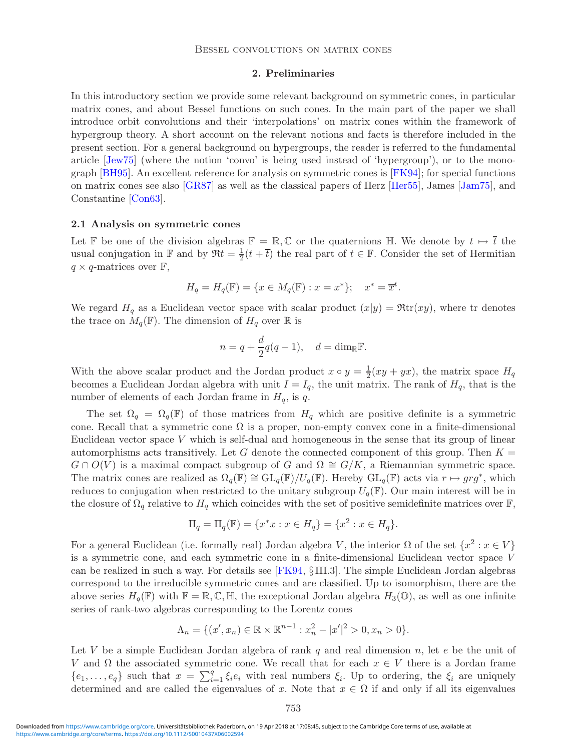## 2. Preliminaries

In this introductory section we provide some relevant background on symmetric cones, in particular matrix cones, and about Bessel functions on such cones. In the main part of the paper we shall introduce orbit convolutions and their 'interpolations' on matrix cones within the framework of hypergroup theory. A short account on the relevant notions and facts is therefore included in the present section. For a general background on hypergroups, the reader is referred to the fundamental article [Jew75] (where the notion 'convo' is being used instead of 'hypergroup'), or to the monograph [BH95]. An excellent reference for analysis on symmetric cones is [FK94]; for special functions on matrix cones see also [GR87] as well as the classical papers of Herz [Her55], James [Jam75], and Constantine [Con63].

### 2.1 Analysis on symmetric cones

Let $\mathbb{F}$ be one of the division algebras $\mathbb{F} = \mathbb{R}, \mathbb{C}$ or the quaternions $\mathbb{H}$. We denote by $t \mapsto \overline{t}$ the usual conjugation in $\mathbb{F}$ and by $\Re t = \frac{1}{2}(t + \overline{t})$ the real part of $t \in \mathbb{F}$. Consider the set of Hermitian $q \times q$-matrices over $\mathbb{F}$,

$$H_q = H_q(\mathbb{F}) = \{x \in M_q(\mathbb{F}) : x = x^*\}; \quad x^* = \overline{x}^t.$$

We regard $H_q$ as a Euclidean vector space with scalar product $(x|y) = \Re\mathrm{tr}(xy)$, where tr denotes the trace on $M_q(\mathbb{F})$. The dimension of $H_q$ over $\mathbb{R}$ is

$$n = q + \frac{d}{2}q(q-1), \quad d = \dim_{\mathbb{R}}\mathbb{F}.$$

With the above scalar product and the Jordan product $x \circ y = \frac{1}{2}(xy + yx)$, the matrix space $H_q$ becomes a Euclidean Jordan algebra with unit $I = I_q$, the unit matrix. The rank of $H_q$, that is the number of elements of each Jordan frame in $H_q$, is $q$.

The set $\Omega_q = \Omega_q(\mathbb{F})$ of those matrices from $H_q$ which are positive definite is a symmetric cone. Recall that a symmetric cone $\Omega$ is a proper, non-empty convex cone in a finite-dimensional Euclidean vector space $V$ which is self-dual and homogeneous in the sense that its group of linear automorphisms acts transitively. Let $G$ denote the connected component of this group. Then $K = G \cap O(V)$ is a maximal compact subgroup of $G$ and $\Omega \cong G/K$, a Riemannian symmetric space. The matrix cones are realized as $\Omega_q(\mathbb{F}) \cong \mathrm{GL}_q(\mathbb{F})/U_q(\mathbb{F})$. Hereby $\mathrm{GL}_q(\mathbb{F})$ acts via $r \mapsto grg^*$, which reduces to conjugation when restricted to the unitary subgroup $U_q(\mathbb{F})$. Our main interest will be in the closure of $\Omega_q$ relative to $H_q$ which coincides with the set of positive semidefinite matrices over $\mathbb{F}$,

$$\Pi_q = \Pi_q(\mathbb{F}) = \{x^*x : x \in H_q\} = \{x^2 : x \in H_q\}.$$

For a general Euclidean (i.e. formally real) Jordan algebra $V$, the interior $\Omega$ of the set $\{x^2 : x \in V\}$ is a symmetric cone, and each symmetric cone in a finite-dimensional Euclidean vector space $V$ can be realized in such a way. For details see [FK94, § III.3]. The simple Euclidean Jordan algebras correspond to the irreducible symmetric cones and are classified. Up to isomorphism, there are the above series $H_q(\mathbb{F})$ with $\mathbb{F} = \mathbb{R}, \mathbb{C}, \mathbb{H}$, the exceptional Jordan algebra $H_3(\mathbb{O})$, as well as one infinite series of rank-two algebras corresponding to the Lorentz cones

$$\Lambda_n = \{(x', x_n) \in \mathbb{R} \times \mathbb{R}^{n-1} : x_n^2 - |x'|^2 > 0, x_n > 0\}.$$

Let $V$ be a simple Euclidean Jordan algebra of rank $q$ and real dimension $n$, let $e$ be the unit of $V$ and $\Omega$ the associated symmetric cone. We recall that for each $x \in V$ there is a Jordan frame $\{e_1, \ldots, e_q\}$ such that $x = \sum_{i=1}^q \xi_i e_i$ with real numbers $\xi_i$. Up to ordering, the $\xi_i$ are uniquely determined and are called the eigenvalues of $x$. Note that $x \in \Omega$ if and only if all its eigenvalues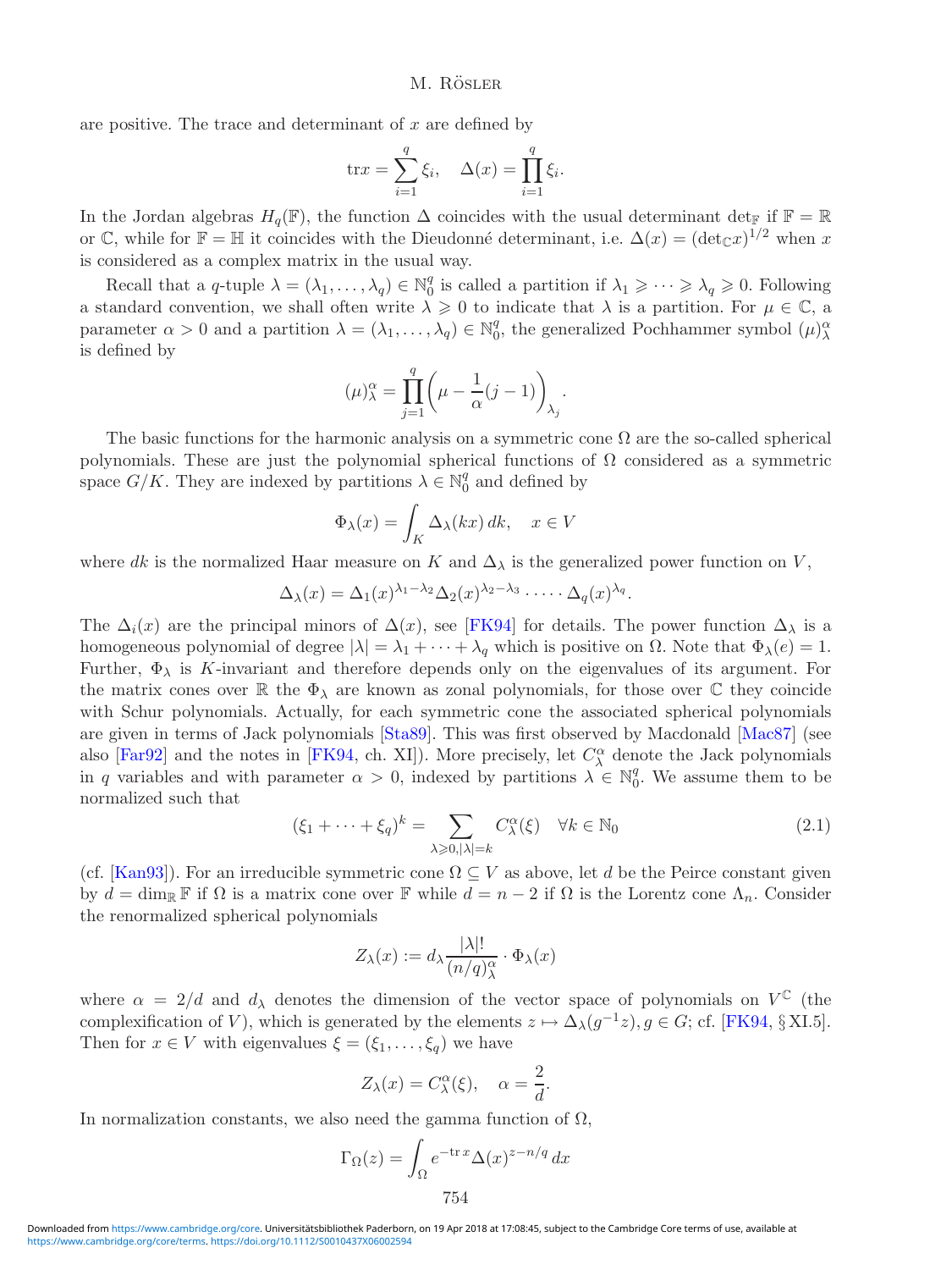are positive. The trace and determinant of $x$ are defined by

$$\mathrm{tr}x = \sum_{i=1}^{q} \xi_i, \quad \Delta(x) = \prod_{i=1}^{q} \xi_i.$$

In the Jordan algebras $H_q(\mathbb{F})$, the function $\Delta$ coincides with the usual determinant $\det_{\mathbb{F}}$ if $\mathbb{F} = \mathbb{R}$ or $\mathbb{C}$, while for $\mathbb{F} = \mathbb{H}$ it coincides with the Dieudonné determinant, i.e. $\Delta(x) = (\det_{\mathbb{C}} x)^{1/2}$ when $x$ is considered as a complex matrix in the usual way.

Recall that a $q$-tuple $\lambda = (\lambda_1, \ldots, \lambda_q) \in \mathbb{N}_0^q$ is called a partition if $\lambda_1 \geqslant \cdots \geqslant \lambda_q \geqslant 0$. Following a standard convention, we shall often write $\lambda \geqslant 0$ to indicate that $\lambda$ is a partition. For $\mu \in \mathbb{C}$, a parameter $\alpha > 0$ and a partition $\lambda = (\lambda_1, \ldots, \lambda_q) \in \mathbb{N}_0^q$, the generalized Pochhammer symbol $(\mu)_\lambda^\alpha$ is defined by

$$(\mu)_\lambda^\alpha = \prod_{j=1}^{q} \left(\mu - \frac{1}{\alpha}(j-1)\right)_{\lambda_j}.$$

The basic functions for the harmonic analysis on a symmetric cone $\Omega$ are the so-called spherical polynomials. These are just the polynomial spherical functions of $\Omega$ considered as a symmetric space $G/K$. They are indexed by partitions $\lambda \in \mathbb{N}_0^q$ and defined by

$$\Phi_\lambda(x) = \int_K \Delta_\lambda(kx)\, dk, \quad x \in V$$

where $dk$ is the normalized Haar measure on $K$ and $\Delta_\lambda$ is the generalized power function on $V$,

$$\Delta_\lambda(x) = \Delta_1(x)^{\lambda_1 - \lambda_2} \Delta_2(x)^{\lambda_2 - \lambda_3} \cdot \cdots \cdot \Delta_q(x)^{\lambda_q}.$$

The $\Delta_i(x)$ are the principal minors of $\Delta(x)$, see [FK94] for details. The power function $\Delta_\lambda$ is a homogeneous polynomial of degree $|\lambda| = \lambda_1 + \cdots + \lambda_q$ which is positive on $\Omega$. Note that $\Phi_\lambda(e) = 1$. Further, $\Phi_\lambda$ is $K$-invariant and therefore depends only on the eigenvalues of its argument. For the matrix cones over $\mathbb{R}$ the $\Phi_\lambda$ are known as zonal polynomials, for those over $\mathbb{C}$ they coincide with Schur polynomials. Actually, for each symmetric cone the associated spherical polynomials are given in terms of Jack polynomials [Sta89]. This was first observed by Macdonald [Mac87] (see also [Far92] and the notes in [FK94, ch. XI]). More precisely, let $C_\lambda^\alpha$ denote the Jack polynomials in $q$ variables and with parameter $\alpha > 0$, indexed by partitions $\lambda \in \mathbb{N}_0^q$. We assume them to be normalized such that

$$(\xi_1 + \cdots + \xi_q)^k = \sum_{\lambda \geqslant 0, |\lambda| = k} C_\lambda^\alpha(\xi) \quad \forall k \in \mathbb{N}_0 \tag{2.1}$$

(cf. [Kan93]). For an irreducible symmetric cone $\Omega \subseteq V$ as above, let $d$ be the Peirce constant given by $d = \dim_{\mathbb{R}} \mathbb{F}$ if $\Omega$ is a matrix cone over $\mathbb{F}$ while $d = n - 2$ if $\Omega$ is the Lorentz cone $\Lambda_n$. Consider the renormalized spherical polynomials

$$Z_\lambda(x) := d_\lambda \frac{|\lambda|!}{(n/q)_\lambda^\alpha} \cdot \Phi_\lambda(x)$$

where $\alpha = 2/d$ and $d_\lambda$ denotes the dimension of the vector space of polynomials on $V^{\mathbb{C}}$ (the complexification of $V$), which is generated by the elements $z \mapsto \Delta_\lambda(g^{-1}z), g \in G$; cf. [FK94, § XI.5]. Then for $x \in V$ with eigenvalues $\xi = (\xi_1, \ldots, \xi_q)$ we have

$$Z_\lambda(x) = C_\lambda^\alpha(\xi), \quad \alpha = \frac{2}{d}.$$

In normalization constants, we also need the gamma function of $\Omega$,

$$\Gamma_\Omega(z) = \int_\Omega e^{-\mathrm{tr}\, x} \Delta(x)^{z - n/q}\, dx$$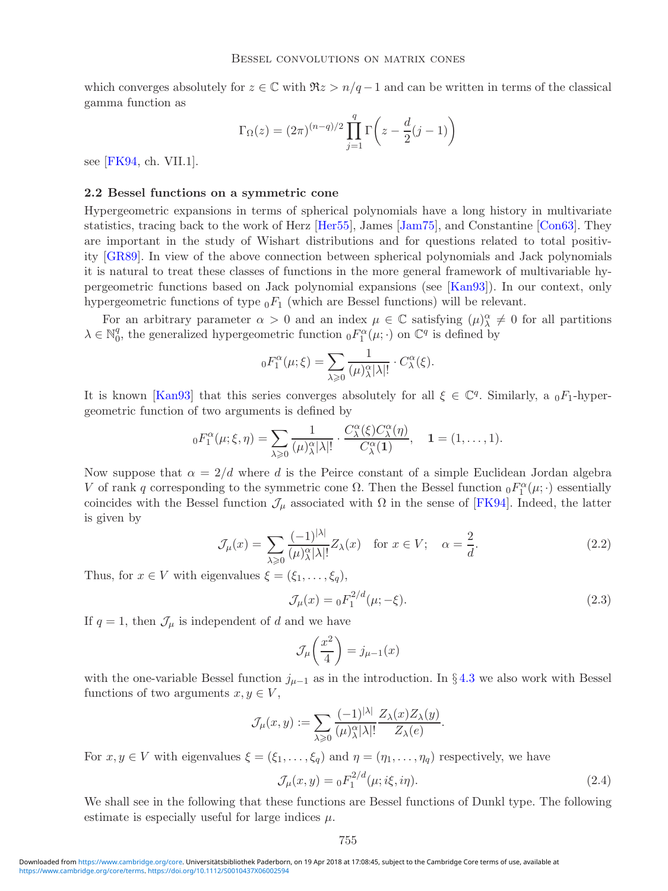which converges absolutely for $z \in \mathbb{C}$ with $\Re z > n/q - 1$ and can be written in terms of the classical gamma function as

$$\Gamma_\Omega(z) = (2\pi)^{(n-q)/2} \prod_{j=1}^{q} \Gamma\Big(z - \frac{d}{2}(j-1)\Big)$$

see [FK94, ch. VII.1].

### 2.2 Bessel functions on a symmetric cone

Hypergeometric expansions in terms of spherical polynomials have a long history in multivariate statistics, tracing back to the work of Herz [Her55], James [Jam75], and Constantine [Con63]. They are important in the study of Wishart distributions and for questions related to total positivity [GR89]. In view of the above connection between spherical polynomials and Jack polynomials it is natural to treat these classes of functions in the more general framework of multivariable hypergeometric functions based on Jack polynomial expansions (see [Kan93]). In our context, only hypergeometric functions of type ${}_0F_1$ (which are Bessel functions) will be relevant.

For an arbitrary parameter $\alpha > 0$ and an index $\mu \in \mathbb{C}$ satisfying $(\mu)^\alpha_\lambda \neq 0$ for all partitions $\lambda \in \mathbb{N}_0^q$, the generalized hypergeometric function ${}_0F_1^\alpha(\mu;\cdot)$ on $\mathbb{C}^q$ is defined by

$${}_0F_1^\alpha(\mu;\xi) = \sum_{\lambda \geqslant 0} \frac{1}{(\mu)^\alpha_\lambda |\lambda|!} \cdot C^\alpha_\lambda(\xi).$$

It is known [Kan93] that this series converges absolutely for all $\xi \in \mathbb{C}^q$. Similarly, a ${}_0F_1$-hypergeometric function of two arguments is defined by

$${}_0F_1^\alpha(\mu;\xi,\eta) = \sum_{\lambda \geqslant 0} \frac{1}{(\mu)^\alpha_\lambda |\lambda|!} \cdot \frac{C^\alpha_\lambda(\xi)C^\alpha_\lambda(\eta)}{C^\alpha_\lambda(\mathbf{1})}, \quad \mathbf{1} = (1,\ldots,1).$$

Now suppose that $\alpha = 2/d$ where $d$ is the Peirce constant of a simple Euclidean Jordan algebra $V$ of rank $q$ corresponding to the symmetric cone $\Omega$. Then the Bessel function ${}_0F_1^\alpha(\mu;\cdot)$ essentially coincides with the Bessel function $\mathcal{J}_\mu$ associated with $\Omega$ in the sense of [FK94]. Indeed, the latter is given by

$$\mathcal{J}_\mu(x) = \sum_{\lambda \geqslant 0} \frac{(-1)^{|\lambda|}}{(\mu)^\alpha_\lambda |\lambda|!} Z_\lambda(x) \quad \text{for } x \in V; \quad \alpha = \frac{2}{d}. \tag{2.2}$$

Thus, for $x \in V$ with eigenvalues $\xi = (\xi_1,\ldots,\xi_q)$,

$$\mathcal{J}_\mu(x) = {}_0F_1^{2/d}(\mu;-\xi). \tag{2.3}$$

If $q = 1$, then $\mathcal{J}_\mu$ is independent of $d$ and we have

$$\mathcal{J}_\mu\Big(\frac{x^2}{4}\Big) = j_{\mu-1}(x)$$

with the one-variable Bessel function $j_{\mu-1}$ as in the introduction. In § 4.3 we also work with Bessel functions of two arguments $x, y \in V$,

$$\mathcal{J}_\mu(x,y) := \sum_{\lambda \geqslant 0} \frac{(-1)^{|\lambda|}}{(\mu)^\alpha_\lambda |\lambda|!} \frac{Z_\lambda(x)Z_\lambda(y)}{Z_\lambda(e)}.$$

For $x, y \in V$ with eigenvalues $\xi = (\xi_1,\ldots,\xi_q)$ and $\eta = (\eta_1,\ldots,\eta_q)$ respectively, we have

$$\mathcal{J}_\mu(x,y) = {}_0F_1^{2/d}(\mu; i\xi, i\eta). \tag{2.4}$$

We shall see in the following that these functions are Bessel functions of Dunkl type. The following estimate is especially useful for large indices $\mu$.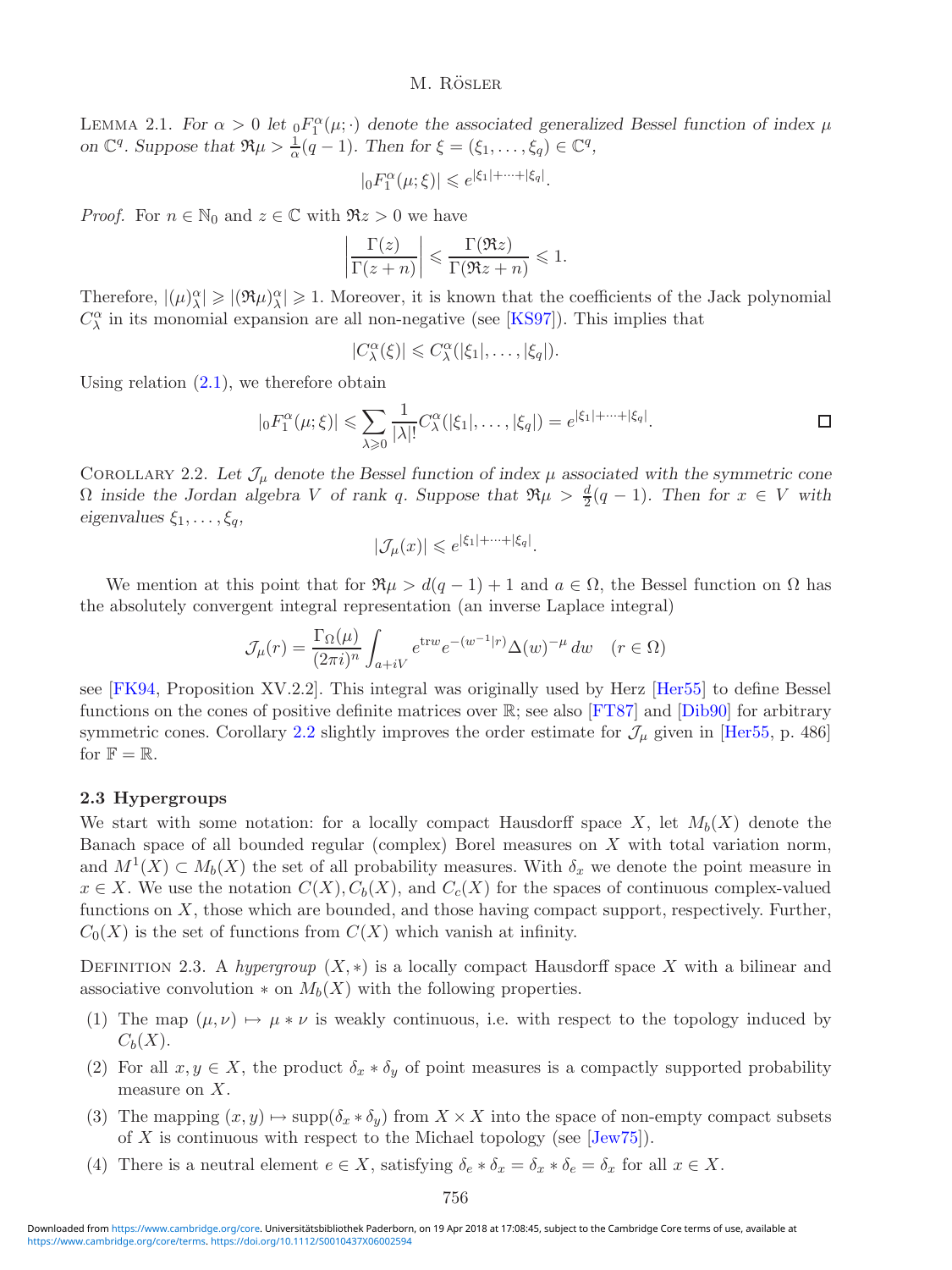LEMMA 2.1. *For $\alpha > 0$ let ${}_0F_1^\alpha(\mu;\cdot)$ denote the associated generalized Bessel function of index $\mu$ on $\mathbb{C}^q$. Suppose that $\Re\mu > \frac{1}{\alpha}(q-1)$. Then for $\xi = (\xi_1, \ldots, \xi_q) \in \mathbb{C}^q$,*

$$|{}_0F_1^\alpha(\mu;\xi)| \leqslant e^{|\xi_1|+\cdots+|\xi_q|}.$$

*Proof.* For $n \in \mathbb{N}_0$ and $z \in \mathbb{C}$ with $\Re z > 0$ we have

$$\left|\frac{\Gamma(z)}{\Gamma(z+n)}\right| \leqslant \frac{\Gamma(\Re z)}{\Gamma(\Re z + n)} \leqslant 1.$$

Therefore, $|(\mu)_\lambda^\alpha| \geqslant |(\Re\mu)_\lambda^\alpha| \geqslant 1$. Moreover, it is known that the coefficients of the Jack polynomial $C_\lambda^\alpha$ in its monomial expansion are all non-negative (see [KS97]). This implies that

$$|C_\lambda^\alpha(\xi)| \leqslant C_\lambda^\alpha(|\xi_1|, \ldots, |\xi_q|).$$

Using relation (2.1), we therefore obtain

$$|{}_0F_1^\alpha(\mu;\xi)| \leqslant \sum_{\lambda \geqslant 0} \frac{1}{|\lambda|!} C_\lambda^\alpha(|\xi_1|, \ldots, |\xi_q|) = e^{|\xi_1|+\cdots+|\xi_q|}.$$ ∎

COROLLARY 2.2. *Let $\mathcal{J}_\mu$ denote the Bessel function of index $\mu$ associated with the symmetric cone $\Omega$ inside the Jordan algebra $V$ of rank $q$. Suppose that $\Re\mu > \frac{d}{2}(q-1)$. Then for $x \in V$ with eigenvalues $\xi_1, \ldots, \xi_q$,*

$$|\mathcal{J}_\mu(x)| \leqslant e^{|\xi_1|+\cdots+|\xi_q|}.$$

We mention at this point that for $\Re\mu > d(q-1)+1$ and $a \in \Omega$, the Bessel function on $\Omega$ has the absolutely convergent integral representation (an inverse Laplace integral)

$$\mathcal{J}_\mu(r) = \frac{\Gamma_\Omega(\mu)}{(2\pi i)^n} \int_{a+iV} e^{\operatorname{tr} w} e^{-(w^{-1}|r)} \Delta(w)^{-\mu}\, dw \quad (r \in \Omega)$$

see [FK94, Proposition XV.2.2]. This integral was originally used by Herz [Her55] to define Bessel functions on the cones of positive definite matrices over $\mathbb{R}$; see also [FT87] and [Dib90] for arbitrary symmetric cones. Corollary 2.2 slightly improves the order estimate for $\mathcal{J}_\mu$ given in [Her55, p. 486] for $\mathbb{F} = \mathbb{R}$.

### 2.3 Hypergroups

We start with some notation: for a locally compact Hausdorff space $X$, let $M_b(X)$ denote the Banach space of all bounded regular (complex) Borel measures on $X$ with total variation norm, and $M^1(X) \subset M_b(X)$ the set of all probability measures. With $\delta_x$ we denote the point measure in $x \in X$. We use the notation $C(X), C_b(X)$, and $C_c(X)$ for the spaces of continuous complex-valued functions on $X$, those which are bounded, and those having compact support, respectively. Further, $C_0(X)$ is the set of functions from $C(X)$ which vanish at infinity.

DEFINITION 2.3. A *hypergroup* $(X, *)$ is a locally compact Hausdorff space $X$ with a bilinear and associative convolution $*$ on $M_b(X)$ with the following properties.

(1) The map $(\mu, \nu) \mapsto \mu * \nu$ is weakly continuous, i.e. with respect to the topology induced by $C_b(X)$.

(2) For all $x, y \in X$, the product $\delta_x * \delta_y$ of point measures is a compactly supported probability measure on $X$.

(3) The mapping $(x, y) \mapsto \operatorname{supp}(\delta_x * \delta_y)$ from $X \times X$ into the space of non-empty compact subsets of $X$ is continuous with respect to the Michael topology (see [Jew75]).

(4) There is a neutral element $e \in X$, satisfying $\delta_e * \delta_x = \delta_x * \delta_e = \delta_x$ for all $x \in X$.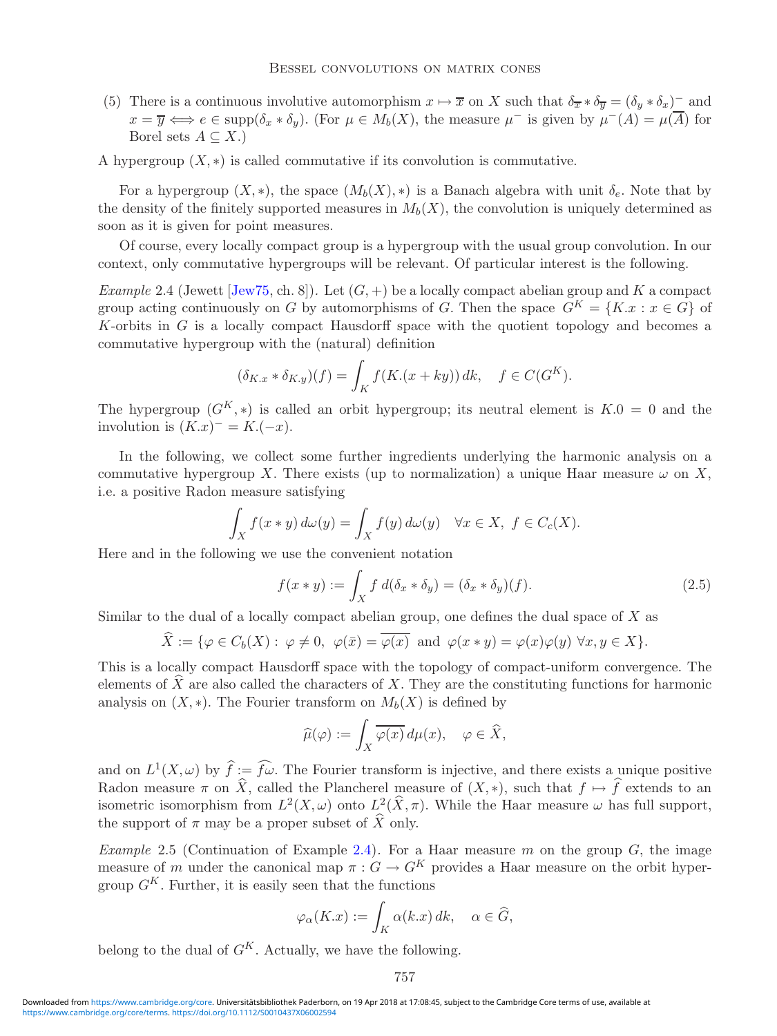(5) There is a continuous involutive automorphism $x \mapsto \overline{x}$ on $X$ such that $\delta_{\overline{x}} * \delta_{\overline{y}} = (\delta_y * \delta_x)^-$ and $x = \overline{y} \iff e \in \operatorname{supp}(\delta_x * \delta_y)$. (For $\mu \in M_b(X)$, the measure $\mu^-$ is given by $\mu^-(A) = \mu(\overline{A})$ for Borel sets $A \subseteq X$.)

A hypergroup $(X, *)$ is called commutative if its convolution is commutative.

For a hypergroup $(X, *)$, the space $(M_b(X), *)$ is a Banach algebra with unit $\delta_e$. Note that by the density of the finitely supported measures in $M_b(X)$, the convolution is uniquely determined as soon as it is given for point measures.

Of course, every locally compact group is a hypergroup with the usual group convolution. In our context, only commutative hypergroups will be relevant. Of particular interest is the following.

*Example* 2.4 (Jewett [Jew75, ch. 8]). Let $(G, +)$ be a locally compact abelian group and $K$ a compact group acting continuously on $G$ by automorphisms of $G$. Then the space $G^K = \{K.x : x \in G\}$ of $K$-orbits in $G$ is a locally compact Hausdorff space with the quotient topology and becomes a commutative hypergroup with the (natural) definition

$$(\delta_{K.x} * \delta_{K.y})(f) = \int_K f(K.(x + ky))\, dk, \quad f \in C(G^K).$$

The hypergroup $(G^K, *)$ is called an orbit hypergroup; its neutral element is $K.0 = 0$ and the involution is $(K.x)^- = K.(-x)$.

In the following, we collect some further ingredients underlying the harmonic analysis on a commutative hypergroup $X$. There exists (up to normalization) a unique Haar measure $\omega$ on $X$, i.e. a positive Radon measure satisfying

$$\int_X f(x * y)\, d\omega(y) = \int_X f(y)\, d\omega(y) \quad \forall x \in X,\ f \in C_c(X).$$

Here and in the following we use the convenient notation

$$f(x * y) := \int_X f\, d(\delta_x * \delta_y) = (\delta_x * \delta_y)(f). \tag{2.5}$$

Similar to the dual of a locally compact abelian group, one defines the dual space of $X$ as

$$\widehat{X} := \{\varphi \in C_b(X) : \varphi \neq 0,\ \varphi(\bar{x}) = \overline{\varphi(x)} \text{ and } \varphi(x * y) = \varphi(x)\varphi(y)\ \forall x, y \in X\}.$$

This is a locally compact Hausdorff space with the topology of compact-uniform convergence. The elements of $\widehat{X}$ are also called the characters of $X$. They are the constituting functions for harmonic analysis on $(X, *)$. The Fourier transform on $M_b(X)$ is defined by

$$\widehat{\mu}(\varphi) := \int_X \overline{\varphi(x)}\, d\mu(x), \quad \varphi \in \widehat{X},$$

and on $L^1(X, \omega)$ by $\widehat{f} := \widehat{f\omega}$. The Fourier transform is injective, and there exists a unique positive Radon measure $\pi$ on $\widehat{X}$, called the Plancherel measure of $(X, *)$, such that $f \mapsto \widehat{f}$ extends to an isometric isomorphism from $L^2(X, \omega)$ onto $L^2(\widehat{X}, \pi)$. While the Haar measure $\omega$ has full support, the support of $\pi$ may be a proper subset of $\widehat{X}$ only.

*Example* 2.5 (Continuation of Example 2.4). For a Haar measure $m$ on the group $G$, the image measure of $m$ under the canonical map $\pi : G \to G^K$ provides a Haar measure on the orbit hypergroup $G^K$. Further, it is easily seen that the functions

$$\varphi_\alpha(K.x) := \int_K \alpha(k.x)\, dk, \quad \alpha \in \widehat{G},$$

belong to the dual of $G^K$. Actually, we have the following.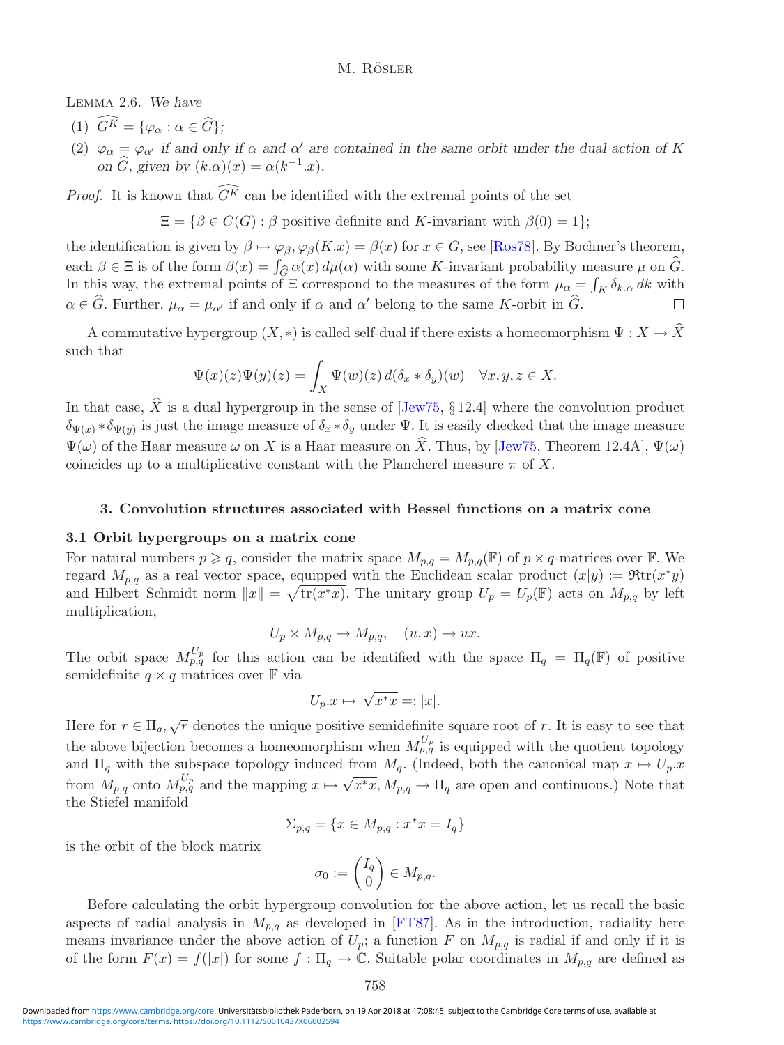Lemma 2.6. *We have*

(1) $\widehat{G^K} = \{\varphi_\alpha : \alpha \in \widehat{G}\}$;

(2) $\varphi_\alpha = \varphi_{\alpha'}$ *if and only if* $\alpha$ *and* $\alpha'$ *are contained in the same orbit under the dual action of* $K$ *on* $\widehat{G}$*, given by* $(k.\alpha)(x) = \alpha(k^{-1}.x)$.

*Proof.* It is known that $\widehat{G^K}$ can be identified with the extremal points of the set

$$\Xi = \{\beta \in C(G) : \beta \text{ positive definite and } K\text{-invariant with } \beta(0) = 1\};$$

the identification is given by $\beta \mapsto \varphi_\beta, \varphi_\beta(K.x) = \beta(x)$ for $x \in G$, see [Ros78]. By Bochner's theorem, each $\beta \in \Xi$ is of the form $\beta(x) = \int_{\widehat{G}} \alpha(x)\, d\mu(\alpha)$ with some $K$-invariant probability measure $\mu$ on $\widehat{G}$. In this way, the extremal points of $\Xi$ correspond to the measures of the form $\mu_\alpha = \int_K \delta_{k.\alpha}\, dk$ with $\alpha \in \widehat{G}$. Further, $\mu_\alpha = \mu_{\alpha'}$ if and only if $\alpha$ and $\alpha'$ belong to the same $K$-orbit in $\widehat{G}$. □

A commutative hypergroup $(X, *)$ is called self-dual if there exists a homeomorphism $\Psi : X \to \widehat{X}$ such that

$$\Psi(x)(z)\Psi(y)(z) = \int_X \Psi(w)(z)\, d(\delta_x * \delta_y)(w) \quad \forall x, y, z \in X.$$

In that case, $\widehat{X}$ is a dual hypergroup in the sense of [Jew75, § 12.4] where the convolution product $\delta_{\Psi(x)} * \delta_{\Psi(y)}$ is just the image measure of $\delta_x * \delta_y$ under $\Psi$. It is easily checked that the image measure $\Psi(\omega)$ of the Haar measure $\omega$ on $X$ is a Haar measure on $\widehat{X}$. Thus, by [Jew75, Theorem 12.4A], $\Psi(\omega)$ coincides up to a multiplicative constant with the Plancherel measure $\pi$ of $X$.

## 3. Convolution structures associated with Bessel functions on a matrix cone

### 3.1 Orbit hypergroups on a matrix cone

For natural numbers $p \geqslant q$, consider the matrix space $M_{p,q} = M_{p,q}(\mathbb{F})$ of $p \times q$-matrices over $\mathbb{F}$. We regard $M_{p,q}$ as a real vector space, equipped with the Euclidean scalar product $(x|y) := \Re\mathrm{tr}(x^*y)$ and Hilbert–Schmidt norm $\|x\| = \sqrt{\mathrm{tr}(x^*x)}$. The unitary group $U_p = U_p(\mathbb{F})$ acts on $M_{p,q}$ by left multiplication,

$$U_p \times M_{p,q} \to M_{p,q}, \quad (u, x) \mapsto ux.$$

The orbit space $M_{p,q}^{U_p}$ for this action can be identified with the space $\Pi_q = \Pi_q(\mathbb{F})$ of positive semidefinite $q \times q$ matrices over $\mathbb{F}$ via

$$U_p.x \mapsto \sqrt{x^*x} =: |x|.$$

Here for $r \in \Pi_q$, $\sqrt{r}$ denotes the unique positive semidefinite square root of $r$. It is easy to see that the above bijection becomes a homeomorphism when $M_{p,q}^{U_p}$ is equipped with the quotient topology and $\Pi_q$ with the subspace topology induced from $M_q$. (Indeed, both the canonical map $x \mapsto U_p.x$ from $M_{p,q}$ onto $M_{p,q}^{U_p}$ and the mapping $x \mapsto \sqrt{x^*x}$, $M_{p,q} \to \Pi_q$ are open and continuous.) Note that the Stiefel manifold

$$\Sigma_{p,q} = \{x \in M_{p,q} : x^*x = I_q\}$$

is the orbit of the block matrix

$$\sigma_0 := \begin{pmatrix} I_q \\ 0 \end{pmatrix} \in M_{p,q}.$$

Before calculating the orbit hypergroup convolution for the above action, let us recall the basic aspects of radial analysis in $M_{p,q}$ as developed in [FT87]. As in the introduction, radiality here means invariance under the above action of $U_p$; a function $F$ on $M_{p,q}$ is radial if and only if it is of the form $F(x) = f(|x|)$ for some $f : \Pi_q \to \mathbb{C}$. Suitable polar coordinates in $M_{p,q}$ are defined as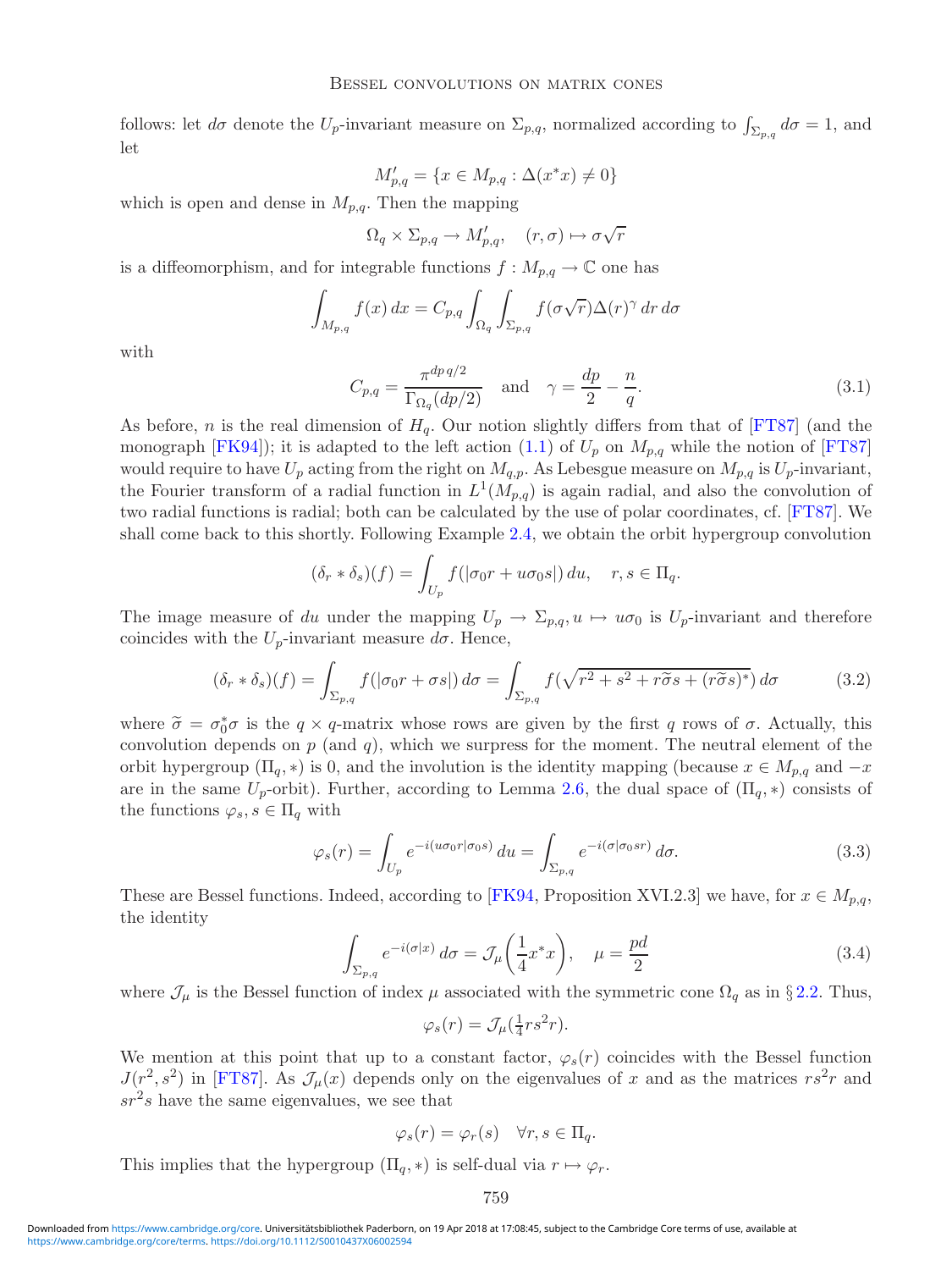follows: let $d\sigma$ denote the $U_p$-invariant measure on $\Sigma_{p,q}$, normalized according to $\int_{\Sigma_{p,q}} d\sigma = 1$, and let

$$M'_{p,q} = \{x \in M_{p,q} : \Delta(x^*x) \neq 0\}$$

which is open and dense in $M_{p,q}$. Then the mapping

$$\Omega_q \times \Sigma_{p,q} \to M'_{p,q}, \quad (r, \sigma) \mapsto \sigma\sqrt{r}$$

is a diffeomorphism, and for integrable functions $f : M_{p,q} \to \mathbb{C}$ one has

$$\int_{M_{p,q}} f(x)\,dx = C_{p,q} \int_{\Omega_q} \int_{\Sigma_{p,q}} f(\sigma\sqrt{r})\Delta(r)^\gamma\,dr\,d\sigma$$

with

$$C_{p,q} = \frac{\pi^{dp\,q/2}}{\Gamma_{\Omega_q}(dp/2)} \quad \text{and} \quad \gamma = \frac{dp}{2} - \frac{n}{q}. \tag{3.1}$$

As before, $n$ is the real dimension of $H_q$. Our notion slightly differs from that of [FT87] (and the monograph [FK94]); it is adapted to the left action (1.1) of $U_p$ on $M_{p,q}$ while the notion of [FT87] would require to have $U_p$ acting from the right on $M_{q,p}$. As Lebesgue measure on $M_{p,q}$ is $U_p$-invariant, the Fourier transform of a radial function in $L^1(M_{p,q})$ is again radial, and also the convolution of two radial functions is radial; both can be calculated by the use of polar coordinates, cf. [FT87]. We shall come back to this shortly. Following Example 2.4, we obtain the orbit hypergroup convolution

$$(\delta_r * \delta_s)(f) = \int_{U_p} f(|\sigma_0 r + u\sigma_0 s|)\,du, \quad r, s \in \Pi_q.$$

The image measure of $du$ under the mapping $U_p \to \Sigma_{p,q}, u \mapsto u\sigma_0$ is $U_p$-invariant and therefore coincides with the $U_p$-invariant measure $d\sigma$. Hence,

$$(\delta_r * \delta_s)(f) = \int_{\Sigma_{p,q}} f(|\sigma_0 r + \sigma s|)\,d\sigma = \int_{\Sigma_{p,q}} f\big(\sqrt{r^2 + s^2 + r\widetilde{\sigma}s + (r\widetilde{\sigma}s)^*}\big)\,d\sigma \tag{3.2}$$

where $\widetilde{\sigma} = \sigma_0^*\sigma$ is the $q \times q$-matrix whose rows are given by the first $q$ rows of $\sigma$. Actually, this convolution depends on $p$ (and $q$), which we surpress for the moment. The neutral element of the orbit hypergroup $(\Pi_q, *)$ is 0, and the involution is the identity mapping (because $x \in M_{p,q}$ and $-x$ are in the same $U_p$-orbit). Further, according to Lemma 2.6, the dual space of $(\Pi_q, *)$ consists of the functions $\varphi_s, s \in \Pi_q$ with

$$\varphi_s(r) = \int_{U_p} e^{-i(u\sigma_0 r|\sigma_0 s)}\,du = \int_{\Sigma_{p,q}} e^{-i(\sigma|\sigma_0 sr)}\,d\sigma. \tag{3.3}$$

These are Bessel functions. Indeed, according to [FK94, Proposition XVI.2.3] we have, for $x \in M_{p,q}$, the identity

$$\int_{\Sigma_{p,q}} e^{-i(\sigma|x)}\,d\sigma = \mathcal{J}_\mu\Big(\frac{1}{4}x^*x\Big), \quad \mu = \frac{pd}{2} \tag{3.4}$$

where $\mathcal{J}_\mu$ is the Bessel function of index $\mu$ associated with the symmetric cone $\Omega_q$ as in § 2.2. Thus,

$$\varphi_s(r) = \mathcal{J}_\mu(\tfrac{1}{4}rs^2r).$$

We mention at this point that up to a constant factor, $\varphi_s(r)$ coincides with the Bessel function $J(r^2, s^2)$ in [FT87]. As $\mathcal{J}_\mu(x)$ depends only on the eigenvalues of $x$ and as the matrices $rs^2r$ and $sr^2s$ have the same eigenvalues, we see that

$$\varphi_s(r) = \varphi_r(s) \quad \forall r, s \in \Pi_q.$$

This implies that the hypergroup $(\Pi_q, *)$ is self-dual via $r \mapsto \varphi_r$.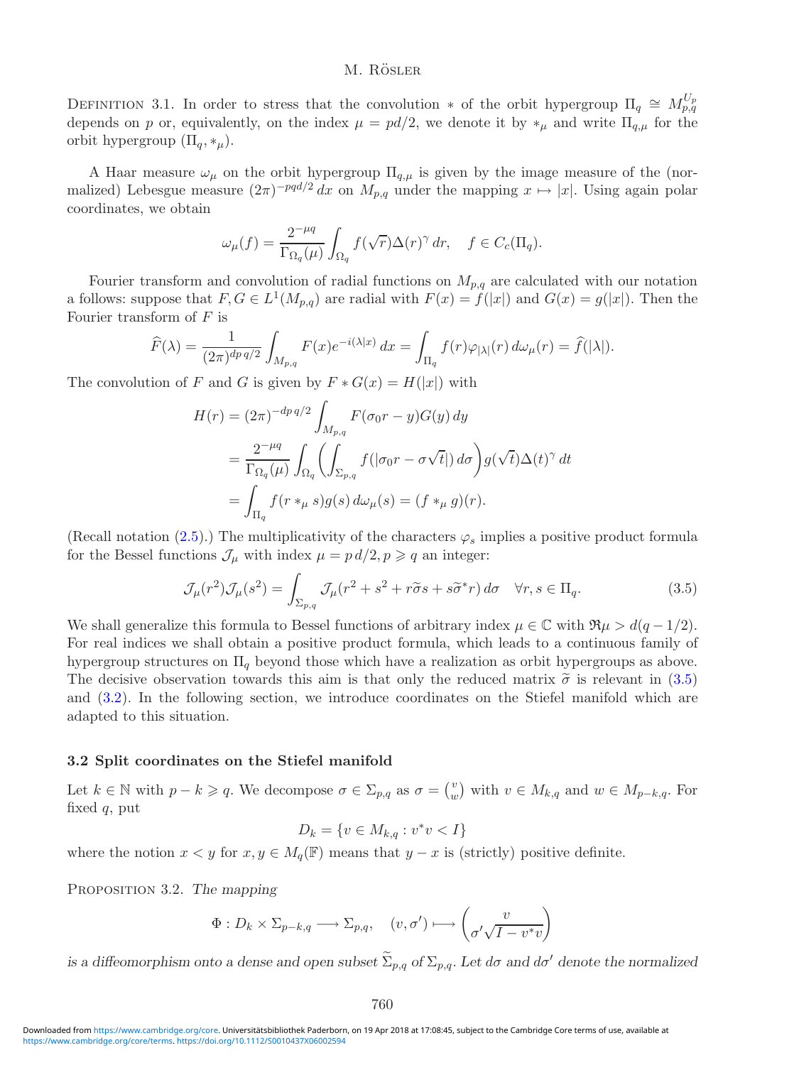DEFINITION 3.1. In order to stress that the convolution $*$ of the orbit hypergroup $\Pi_q \cong M_{p,q}^{U_p}$ depends on $p$ or, equivalently, on the index $\mu = pd/2$, we denote it by $*_\mu$ and write $\Pi_{q,\mu}$ for the orbit hypergroup $(\Pi_q, *_\mu)$.

A Haar measure $\omega_\mu$ on the orbit hypergroup $\Pi_{q,\mu}$ is given by the image measure of the (normalized) Lebesgue measure $(2\pi)^{-pqd/2}\,dx$ on $M_{p,q}$ under the mapping $x \mapsto |x|$. Using again polar coordinates, we obtain

$$\omega_\mu(f) = \frac{2^{-\mu q}}{\Gamma_{\Omega_q}(\mu)} \int_{\Omega_q} f(\sqrt{r})\Delta(r)^\gamma\, dr, \quad f \in C_c(\Pi_q).$$

Fourier transform and convolution of radial functions on $M_{p,q}$ are calculated with our notation a follows: suppose that $F, G \in L^1(M_{p,q})$ are radial with $F(x) = f(|x|)$ and $G(x) = g(|x|)$. Then the Fourier transform of $F$ is

$$\widehat{F}(\lambda) = \frac{1}{(2\pi)^{dp\,q/2}} \int_{M_{p,q}} F(x)e^{-i\langle\lambda|x\rangle}\, dx = \int_{\Pi_q} f(r)\varphi_{|\lambda|}(r)\, d\omega_\mu(r) = \widehat{f}(|\lambda|).$$

The convolution of $F$ and $G$ is given by $F * G(x) = H(|x|)$ with

$$\begin{aligned}
H(r) &= (2\pi)^{-dp\,q/2} \int_{M_{p,q}} F(\sigma_0 r - y)G(y)\, dy \\
&= \frac{2^{-\mu q}}{\Gamma_{\Omega_q}(\mu)} \int_{\Omega_q} \left( \int_{\Sigma_{p,q}} f(|\sigma_0 r - \sigma\sqrt{t}|)\, d\sigma \right) g(\sqrt{t})\Delta(t)^\gamma\, dt \\
&= \int_{\Pi_q} f(r *_\mu s)g(s)\, d\omega_\mu(s) = (f *_\mu g)(r).
\end{aligned}$$

(Recall notation (2.5).) The multiplicativity of the characters $\varphi_s$ implies a positive product formula for the Bessel functions $\mathcal{J}_\mu$ with index $\mu = p\,d/2, p \geqslant q$ an integer:

$$\mathcal{J}_\mu(r^2)\mathcal{J}_\mu(s^2) = \int_{\Sigma_{p,q}} \mathcal{J}_\mu(r^2 + s^2 + r\widetilde{\sigma}s + s\widetilde{\sigma}^* r)\, d\sigma \quad \forall r, s \in \Pi_q. \tag{3.5}$$

We shall generalize this formula to Bessel functions of arbitrary index $\mu \in \mathbb{C}$ with $\Re\mu > d(q - 1/2)$. For real indices we shall obtain a positive product formula, which leads to a continuous family of hypergroup structures on $\Pi_q$ beyond those which have a realization as orbit hypergroups as above. The decisive observation towards this aim is that only the reduced matrix $\widetilde{\sigma}$ is relevant in (3.5) and (3.2). In the following section, we introduce coordinates on the Stiefel manifold which are adapted to this situation.

### 3.2 Split coordinates on the Stiefel manifold

Let $k \in \mathbb{N}$ with $p - k \geqslant q$. We decompose $\sigma \in \Sigma_{p,q}$ as $\sigma = \binom{v}{w}$ with $v \in M_{k,q}$ and $w \in M_{p-k,q}$. For fixed $q$, put

$$D_k = \{v \in M_{k,q} : v^*v < I\}$$

where the notion $x < y$ for $x, y \in M_q(\mathbb{F})$ means that $y - x$ is (strictly) positive definite.

PROPOSITION 3.2. *The mapping*

$$\Phi : D_k \times \Sigma_{p-k,q} \longrightarrow \Sigma_{p,q}, \quad (v, \sigma') \longmapsto \begin{pmatrix} v \\ \sigma'\sqrt{I - v^*v} \end{pmatrix}$$

*is a diffeomorphism onto a dense and open subset $\widetilde{\Sigma}_{p,q}$ of $\Sigma_{p,q}$. Let $d\sigma$ and $d\sigma'$ denote the normalized*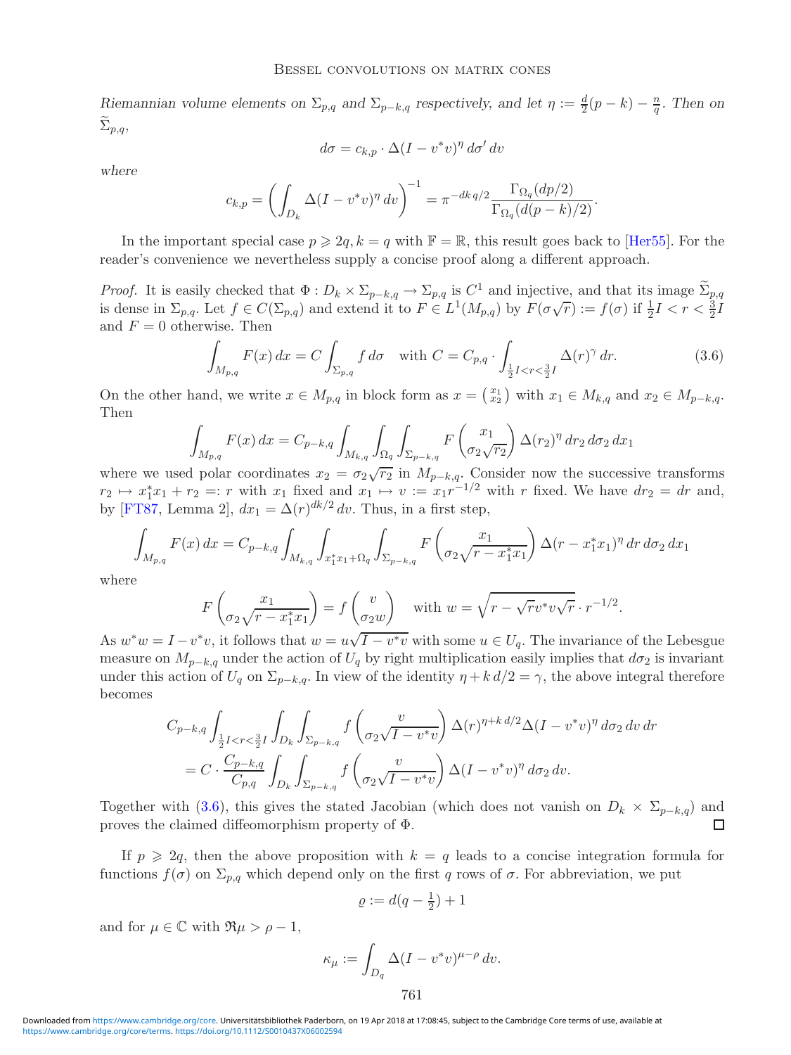*Riemannian volume elements on $\Sigma_{p,q}$ and $\Sigma_{p-k,q}$ respectively, and let $\eta := \frac{d}{2}(p-k) - \frac{n}{q}$. Then on $\widetilde{\Sigma}_{p,q}$,*

$$d\sigma = c_{k,p} \cdot \Delta(I - v^*v)^{\eta}\, d\sigma'\, dv$$

*where*

$$c_{k,p} = \left( \int_{D_k} \Delta(I - v^*v)^{\eta}\, dv \right)^{-1} = \pi^{-dk\,q/2} \frac{\Gamma_{\Omega_q}(dp/2)}{\Gamma_{\Omega_q}(d(p-k)/2)}.$$

In the important special case $p \geqslant 2q, k = q$ with $\mathbb{F} = \mathbb{R}$, this result goes back to [Her55]. For the reader's convenience we nevertheless supply a concise proof along a different approach.

*Proof.* It is easily checked that $\Phi : D_k \times \Sigma_{p-k,q} \to \Sigma_{p,q}$ is $C^1$ and injective, and that its image $\widetilde{\Sigma}_{p,q}$ is dense in $\Sigma_{p,q}$. Let $f \in C(\Sigma_{p,q})$ and extend it to $F \in L^1(M_{p,q})$ by $F(\sigma\sqrt{r}) := f(\sigma)$ if $\frac{1}{2}I < r < \frac{3}{2}I$ and $F = 0$ otherwise. Then

$$\int_{M_{p,q}} F(x)\, dx = C \int_{\Sigma_{p,q}} f\, d\sigma \quad \text{with } C = C_{p,q} \cdot \int_{\frac{1}{2}I<r<\frac{3}{2}I} \Delta(r)^{\gamma}\, dr. \tag{3.6}$$

On the other hand, we write $x \in M_{p,q}$ in block form as $x = \binom{x_1}{x_2}$ with $x_1 \in M_{k,q}$ and $x_2 \in M_{p-k,q}$. Then

$$\int_{M_{p,q}} F(x)\, dx = C_{p-k,q} \int_{M_{k,q}} \int_{\Omega_q} \int_{\Sigma_{p-k,q}} F\begin{pmatrix} x_1 \\ \sigma_2\sqrt{r_2} \end{pmatrix} \Delta(r_2)^{\eta}\, dr_2\, d\sigma_2\, dx_1$$

where we used polar coordinates $x_2 = \sigma_2\sqrt{r_2}$ in $M_{p-k,q}$. Consider now the successive transforms $r_2 \mapsto x_1^*x_1 + r_2 =: r$ with $x_1$ fixed and $x_1 \mapsto v := x_1 r^{-1/2}$ with $r$ fixed. We have $dr_2 = dr$ and, by [FT87, Lemma 2], $dx_1 = \Delta(r)^{dk/2}\, dv$. Thus, in a first step,

$$\int_{M_{p,q}} F(x)\, dx = C_{p-k,q} \int_{M_{k,q}} \int_{x_1^*x_1+\Omega_q} \int_{\Sigma_{p-k,q}} F\begin{pmatrix} x_1 \\ \sigma_2\sqrt{r - x_1^*x_1} \end{pmatrix} \Delta(r - x_1^*x_1)^{\eta}\, dr\, d\sigma_2\, dx_1$$

where

$$F\begin{pmatrix} x_1 \\ \sigma_2\sqrt{r - x_1^*x_1} \end{pmatrix} = f\begin{pmatrix} v \\ \sigma_2 w \end{pmatrix} \quad \text{with } w = \sqrt{r - \sqrt{r}v^*v\sqrt{r}} \cdot r^{-1/2}.$$

As $w^*w = I - v^*v$, it follows that $w = u\sqrt{I - v^*v}$ with some $u \in U_q$. The invariance of the Lebesgue measure on $M_{p-k,q}$ under the action of $U_q$ by right multiplication easily implies that $d\sigma_2$ is invariant under this action of $U_q$ on $\Sigma_{p-k,q}$. In view of the identity $\eta + k\,d/2 = \gamma$, the above integral therefore becomes

$$\begin{aligned}
&C_{p-k,q} \int_{\frac{1}{2}I<r<\frac{3}{2}I} \int_{D_k} \int_{\Sigma_{p-k,q}} f\begin{pmatrix} v \\ \sigma_2\sqrt{I - v^*v} \end{pmatrix} \Delta(r)^{\eta+k\,d/2} \Delta(I - v^*v)^{\eta}\, d\sigma_2\, dv\, dr \\
&\quad = C \cdot \frac{C_{p-k,q}}{C_{p,q}} \int_{D_k} \int_{\Sigma_{p-k,q}} f\begin{pmatrix} v \\ \sigma_2\sqrt{I - v^*v} \end{pmatrix} \Delta(I - v^*v)^{\eta}\, d\sigma_2\, dv.
\end{aligned}$$

Together with (3.6), this gives the stated Jacobian (which does not vanish on $D_k \times \Sigma_{p-k,q}$) and proves the claimed diffeomorphism property of $\Phi$. ∎

If $p \geqslant 2q$, then the above proposition with $k = q$ leads to a concise integration formula for functions $f(\sigma)$ on $\Sigma_{p,q}$ which depend only on the first $q$ rows of $\sigma$. For abbreviation, we put

$$\varrho := d(q - \tfrac{1}{2}) + 1$$

and for $\mu \in \mathbb{C}$ with $\Re\mu > \rho - 1$,

$$\kappa_{\mu} := \int_{D_q} \Delta(I - v^*v)^{\mu-\rho}\, dv.$$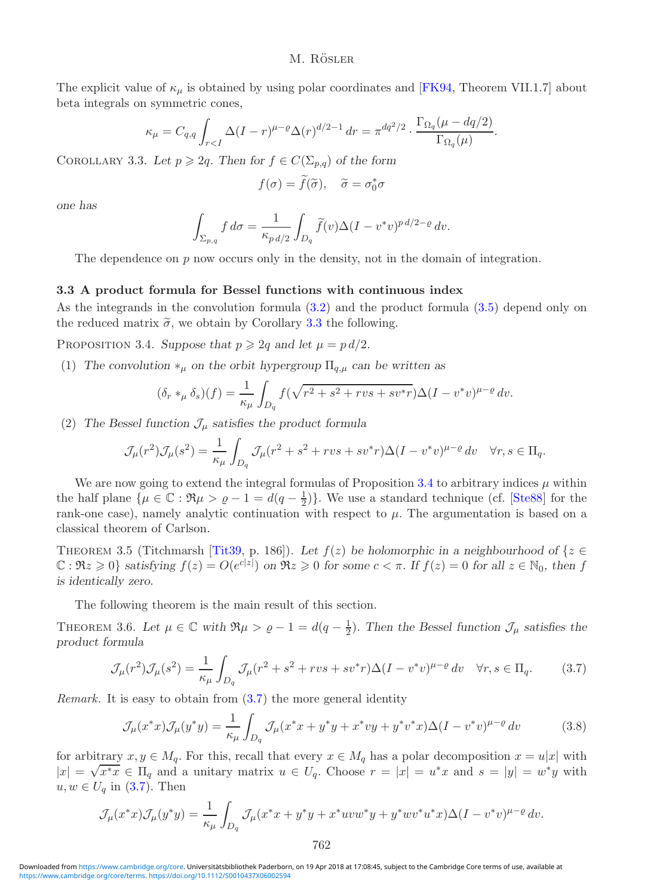The explicit value of $\kappa_\mu$ is obtained by using polar coordinates and [FK94, Theorem VII.1.7] about beta integrals on symmetric cones,

$$\kappa_\mu = C_{q,q}\int_{r<I}\Delta(I-r)^{\mu-\varrho}\Delta(r)^{d/2-1}\,dr = \pi^{dq^2/2}\cdot\frac{\Gamma_{\Omega_q}(\mu-dq/2)}{\Gamma_{\Omega_q}(\mu)}.$$

COROLLARY 3.3. *Let $p \geqslant 2q$. Then for $f \in C(\Sigma_{p,q})$ of the form*

$$f(\sigma) = \widetilde{f}(\widetilde{\sigma}), \quad \widetilde{\sigma} = \sigma_0^*\sigma$$

*one has*

$$\int_{\Sigma_{p,q}} f\,d\sigma = \frac{1}{\kappa_{p\,d/2}}\int_{D_q}\widetilde{f}(v)\Delta(I-v^*v)^{p\,d/2-\varrho}\,dv.$$

The dependence on $p$ now occurs only in the density, not in the domain of integration.

### 3.3 A product formula for Bessel functions with continuous index

As the integrands in the convolution formula (3.2) and the product formula (3.5) depend only on the reduced matrix $\widetilde{\sigma}$, we obtain by Corollary 3.3 the following.

PROPOSITION 3.4. *Suppose that $p \geqslant 2q$ and let $\mu = p\,d/2$.*

(1) *The convolution $*_\mu$ on the orbit hypergroup $\Pi_{q,\mu}$ can be written as*

$$(\delta_r *_\mu \delta_s)(f) = \frac{1}{\kappa_\mu}\int_{D_q} f(\sqrt{r^2+s^2+rvs+sv^*r})\Delta(I-v^*v)^{\mu-\varrho}\,dv.$$

(2) *The Bessel function $\mathcal{J}_\mu$ satisfies the product formula*

$$\mathcal{J}_\mu(r^2)\mathcal{J}_\mu(s^2) = \frac{1}{\kappa_\mu}\int_{D_q}\mathcal{J}_\mu(r^2+s^2+rvs+sv^*r)\Delta(I-v^*v)^{\mu-\varrho}\,dv \quad \forall r,s \in \Pi_q.$$

We are now going to extend the integral formulas of Proposition 3.4 to arbitrary indices $\mu$ within the half plane $\{\mu \in \mathbb{C} : \Re\mu > \varrho - 1 = d(q-\frac{1}{2})\}$. We use a standard technique (cf. [Ste88] for the rank-one case), namely analytic continuation with respect to $\mu$. The argumentation is based on a classical theorem of Carlson.

THEOREM 3.5 (Titchmarsh [Tit39, p. 186]). *Let $f(z)$ be holomorphic in a neighbourhood of $\{z \in \mathbb{C} : \Re z \geqslant 0\}$ satisfying $f(z) = O(e^{c|z|})$ on $\Re z \geqslant 0$ for some $c < \pi$. If $f(z) = 0$ for all $z \in \mathbb{N}_0$, then $f$ is identically zero.*

The following theorem is the main result of this section.

THEOREM 3.6. *Let $\mu \in \mathbb{C}$ with $\Re\mu > \varrho - 1 = d(q-\frac{1}{2})$. Then the Bessel function $\mathcal{J}_\mu$ satisfies the product formula*

$$\mathcal{J}_\mu(r^2)\mathcal{J}_\mu(s^2) = \frac{1}{\kappa_\mu}\int_{D_q}\mathcal{J}_\mu(r^2+s^2+rvs+sv^*r)\Delta(I-v^*v)^{\mu-\varrho}\,dv \quad \forall r,s \in \Pi_q. \tag{3.7}$$

*Remark.* It is easy to obtain from (3.7) the more general identity

$$\mathcal{J}_\mu(x^*x)\mathcal{J}_\mu(y^*y) = \frac{1}{\kappa_\mu}\int_{D_q}\mathcal{J}_\mu(x^*x+y^*y+x^*vy+y^*v^*x)\Delta(I-v^*v)^{\mu-\varrho}\,dv \tag{3.8}$$

for arbitrary $x,y \in M_q$. For this, recall that every $x \in M_q$ has a polar decomposition $x = u|x|$ with $|x| = \sqrt{x^*x} \in \Pi_q$ and a unitary matrix $u \in U_q$. Choose $r = |x| = u^*x$ and $s = |y| = w^*y$ with $u,w \in U_q$ in (3.7). Then

$$\mathcal{J}_\mu(x^*x)\mathcal{J}_\mu(y^*y) = \frac{1}{\kappa_\mu}\int_{D_q}\mathcal{J}_\mu(x^*x+y^*y+x^*uvw^*y+y^*wv^*u^*x)\Delta(I-v^*v)^{\mu-\varrho}\,dv.$$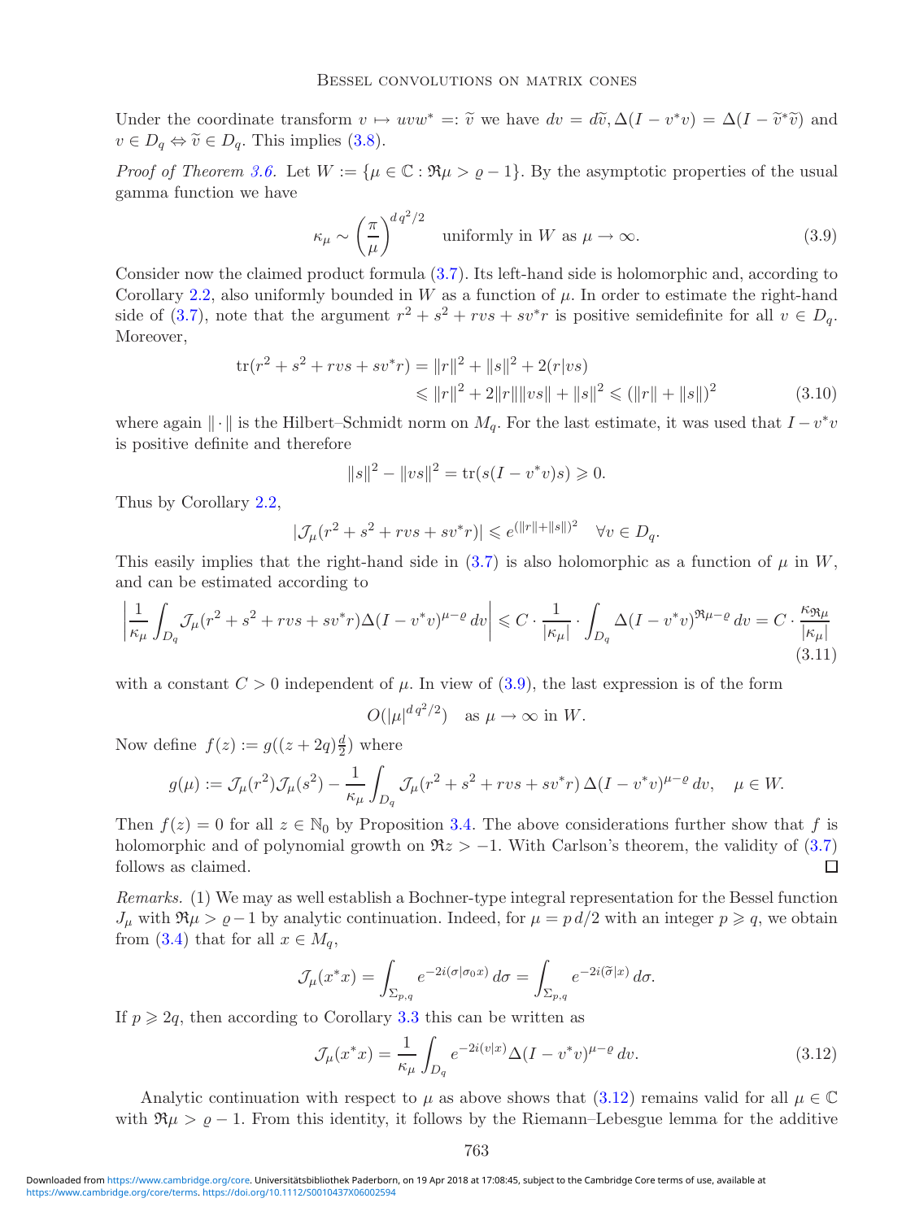Under the coordinate transform $v \mapsto uvw^* =: \widetilde{v}$ we have $dv = d\widetilde{v}, \Delta(I - v^*v) = \Delta(I - \widetilde{v}^*\widetilde{v})$ and $v \in D_q \Leftrightarrow \widetilde{v} \in D_q$. This implies (3.8).

*Proof of Theorem 3.6.* Let $W := \{\mu \in \mathbb{C} : \Re\mu > \varrho - 1\}$. By the asymptotic properties of the usual gamma function we have

$$\kappa_\mu \sim \left(\frac{\pi}{\mu}\right)^{d\,q^2/2} \quad \text{uniformly in } W \text{ as } \mu \to \infty. \tag{3.9}$$

Consider now the claimed product formula (3.7). Its left-hand side is holomorphic and, according to Corollary 2.2, also uniformly bounded in $W$ as a function of $\mu$. In order to estimate the right-hand side of (3.7), note that the argument $r^2 + s^2 + rvs + sv^*r$ is positive semidefinite for all $v \in D_q$. Moreover,

$$\begin{aligned}\operatorname{tr}(r^2 + s^2 + rvs + sv^*r) &= \|r\|^2 + \|s\|^2 + 2(r|vs) \\ &\leqslant \|r\|^2 + 2\|r\|\|vs\| + \|s\|^2 \leqslant (\|r\| + \|s\|)^2\end{aligned} \tag{3.10}$$

where again $\|\cdot\|$ is the Hilbert–Schmidt norm on $M_q$. For the last estimate, it was used that $I - v^*v$ is positive definite and therefore

$$\|s\|^2 - \|vs\|^2 = \operatorname{tr}(s(I - v^*v)s) \geqslant 0.$$

Thus by Corollary 2.2,

$$|\mathcal{J}_\mu(r^2 + s^2 + rvs + sv^*r)| \leqslant e^{(\|r\|+\|s\|)^2} \quad \forall v \in D_q.$$

This easily implies that the right-hand side in (3.7) is also holomorphic as a function of $\mu$ in $W$, and can be estimated according to

$$\left|\frac{1}{\kappa_\mu}\int_{D_q} \mathcal{J}_\mu(r^2 + s^2 + rvs + sv^*r)\Delta(I - v^*v)^{\mu-\varrho}\,dv\right| \leqslant C \cdot \frac{1}{|\kappa_\mu|} \cdot \int_{D_q} \Delta(I - v^*v)^{\Re\mu - \varrho}\,dv = C \cdot \frac{\kappa_{\Re\mu}}{|\kappa_\mu|} \tag{3.11}$$

with a constant $C > 0$ independent of $\mu$. In view of (3.9), the last expression is of the form

$$O(|\mu|^{d\,q^2/2}) \quad \text{as } \mu \to \infty \text{ in } W.$$

Now define $f(z) := g((z + 2q)\frac{d}{2})$ where

$$g(\mu) := \mathcal{J}_\mu(r^2)\mathcal{J}_\mu(s^2) - \frac{1}{\kappa_\mu}\int_{D_q} \mathcal{J}_\mu(r^2 + s^2 + rvs + sv^*r)\,\Delta(I - v^*v)^{\mu-\varrho}\,dv, \quad \mu \in W.$$

Then $f(z) = 0$ for all $z \in \mathbb{N}_0$ by Proposition 3.4. The above considerations further show that $f$ is holomorphic and of polynomial growth on $\Re z > -1$. With Carlson's theorem, the validity of (3.7) follows as claimed. □

*Remarks.* (1) We may as well establish a Bochner-type integral representation for the Bessel function $J_\mu$ with $\Re\mu > \varrho - 1$ by analytic continuation. Indeed, for $\mu = p\,d/2$ with an integer $p \geqslant q$, we obtain from (3.4) that for all $x \in M_q$,

$$\mathcal{J}_\mu(x^*x) = \int_{\Sigma_{p,q}} e^{-2i(\sigma|\sigma_0 x)}\,d\sigma = \int_{\Sigma_{p,q}} e^{-2i(\widetilde{\sigma}|x)}\,d\sigma.$$

If $p \geqslant 2q$, then according to Corollary 3.3 this can be written as

$$\mathcal{J}_\mu(x^*x) = \frac{1}{\kappa_\mu}\int_{D_q} e^{-2i(v|x)}\Delta(I - v^*v)^{\mu-\varrho}\,dv. \tag{3.12}$$

Analytic continuation with respect to $\mu$ as above shows that (3.12) remains valid for all $\mu \in \mathbb{C}$ with $\Re\mu > \varrho - 1$. From this identity, it follows by the Riemann–Lebesgue lemma for the additive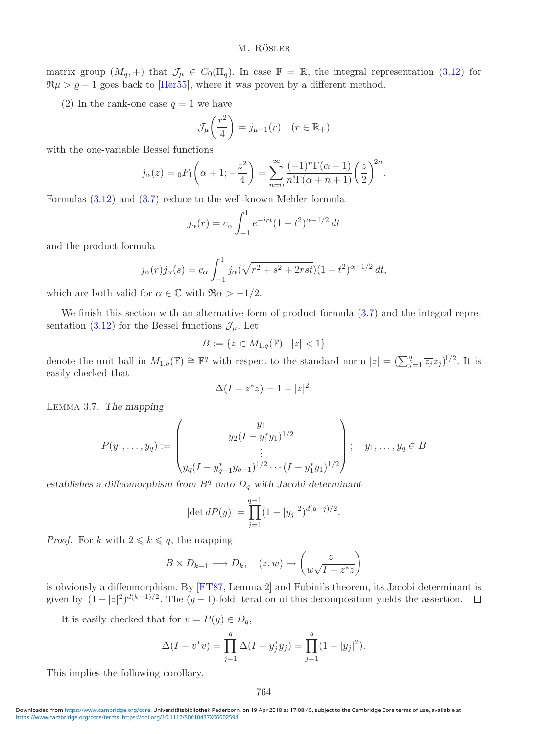matrix group $(M_q, +)$ that $\mathcal{J}_\mu \in C_0(\Pi_q)$. In case $\mathbb{F} = \mathbb{R}$, the integral representation (3.12) for $\Re\mu > \varrho - 1$ goes back to [Her55], where it was proven by a different method.

(2) In the rank-one case $q = 1$ we have

$$\mathcal{J}_\mu\left(\frac{r^2}{4}\right) = j_{\mu-1}(r) \quad (r \in \mathbb{R}_+)$$

with the one-variable Bessel functions

$$j_\alpha(z) = {}_0F_1\left(\alpha + 1; -\frac{z^2}{4}\right) = \sum_{n=0}^{\infty} \frac{(-1)^n \Gamma(\alpha+1)}{n!\Gamma(\alpha+n+1)}\left(\frac{z}{2}\right)^{2n}.$$

Formulas (3.12) and (3.7) reduce to the well-known Mehler formula

$$j_\alpha(r) = c_\alpha \int_{-1}^{1} e^{-irt}(1-t^2)^{\alpha-1/2}\, dt$$

and the product formula

$$j_\alpha(r) j_\alpha(s) = c_\alpha \int_{-1}^{1} j_\alpha(\sqrt{r^2+s^2+2rst})(1-t^2)^{\alpha-1/2}\, dt,$$

which are both valid for $\alpha \in \mathbb{C}$ with $\Re\alpha > -1/2$.

We finish this section with an alternative form of product formula (3.7) and the integral representation (3.12) for the Bessel functions $\mathcal{J}_\mu$. Let

$$B := \{z \in M_{1,q}(\mathbb{F}) : |z| < 1\}$$

denote the unit ball in $M_{1,q}(\mathbb{F}) \cong \mathbb{F}^q$ with respect to the standard norm $|z| = (\sum_{j=1}^{q} \overline{z_j} z_j)^{1/2}$. It is easily checked that

$$\Delta(I - z^* z) = 1 - |z|^2.$$

Lemma 3.7. *The mapping*

$$P(y_1, \ldots, y_q) := \begin{pmatrix} y_1 \\ y_2(I - y_1^* y_1)^{1/2} \\ \vdots \\ y_q(I - y_{q-1}^* y_{q-1})^{1/2} \cdots (I - y_1^* y_1)^{1/2} \end{pmatrix}; \quad y_1, \ldots, y_q \in B$$

*establishes a diffeomorphism from $B^q$ onto $D_q$ with Jacobi determinant*

$$|\det dP(y)| = \prod_{j=1}^{q-1} (1 - |y_j|^2)^{d(q-j)/2}.$$

*Proof.* For $k$ with $2 \leqslant k \leqslant q$, the mapping

$$B \times D_{k-1} \longrightarrow D_k, \quad (z, w) \mapsto \begin{pmatrix} z \\ w\sqrt{I - z^* z} \end{pmatrix}$$

is obviously a diffeomorphism. By [FT87, Lemma 2] and Fubini's theorem, its Jacobi determinant is given by $(1 - |z|^2)^{d(k-1)/2}$. The $(q-1)$-fold iteration of this decomposition yields the assertion. $\square$

It is easily checked that for $v = P(y) \in D_q$,

$$\Delta(I - v^* v) = \prod_{j=1}^{q} \Delta(I - y_j^* y_j) = \prod_{j=1}^{q} (1 - |y_j|^2).$$

This implies the following corollary.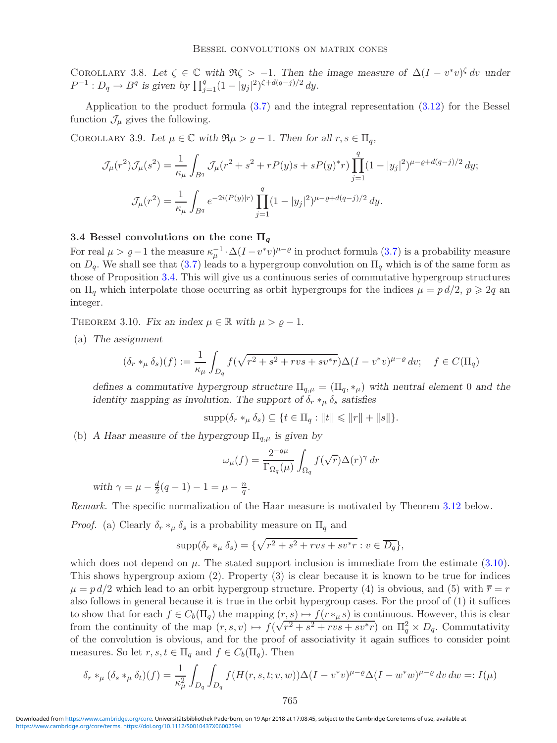Corollary 3.8. *Let $\zeta \in \mathbb{C}$ with $\Re\zeta > -1$. Then the image measure of $\Delta(I - v^*v)^\zeta\, dv$ under $P^{-1} : D_q \to B^q$ is given by $\prod_{j=1}^q (1 - |y_j|^2)^{\zeta + d(q-j)/2}\, dy$.*

Application to the product formula (3.7) and the integral representation (3.12) for the Bessel function $\mathcal{J}_\mu$ gives the following.

Corollary 3.9. *Let $\mu \in \mathbb{C}$ with $\Re\mu > \varrho - 1$. Then for all $r, s \in \Pi_q$,*

$$\mathcal{J}_\mu(r^2)\mathcal{J}_\mu(s^2) = \frac{1}{\kappa_\mu} \int_{B^q} \mathcal{J}_\mu(r^2 + s^2 + rP(y)s + sP(y)^*r) \prod_{j=1}^q (1 - |y_j|^2)^{\mu - \varrho + d(q-j)/2}\, dy;$$

$$\mathcal{J}_\mu(r^2) = \frac{1}{\kappa_\mu} \int_{B^q} e^{-2i(P(y)|r)} \prod_{j=1}^q (1 - |y_j|^2)^{\mu - \varrho + d(q-j)/2}\, dy.$$

### 3.4 Bessel convolutions on the cone $\Pi_q$

For real $\mu > \varrho - 1$ the measure $\kappa_\mu^{-1} \cdot \Delta(I - v^*v)^{\mu - \varrho}$ in product formula (3.7) is a probability measure on $D_q$. We shall see that (3.7) leads to a hypergroup convolution on $\Pi_q$ which is of the same form as those of Proposition 3.4. This will give us a continuous series of commutative hypergroup structures on $\Pi_q$ which interpolate those occurring as orbit hypergroups for the indices $\mu = p\,d/2$, $p \geqslant 2q$ an integer.

Theorem 3.10. *Fix an index $\mu \in \mathbb{R}$ with $\mu > \varrho - 1$.*

(a) *The assignment*

$$(\delta_r *_\mu \delta_s)(f) := \frac{1}{\kappa_\mu} \int_{D_q} f(\sqrt{r^2 + s^2 + rvs + sv^*r})\Delta(I - v^*v)^{\mu - \varrho}\, dv; \quad f \in C(\Pi_q)$$

*defines a commutative hypergroup structure $\Pi_{q,\mu} = (\Pi_q, *_\mu)$ with neutral element 0 and the identity mapping as involution. The support of $\delta_r *_\mu \delta_s$ satisfies*

$$\operatorname{supp}(\delta_r *_\mu \delta_s) \subseteq \{t \in \Pi_q : \|t\| \leqslant \|r\| + \|s\|\}.$$

(b) *A Haar measure of the hypergroup $\Pi_{q,\mu}$ is given by*

$$\omega_\mu(f) = \frac{2^{-q\mu}}{\Gamma_{\Omega_q}(\mu)} \int_{\Omega_q} f(\sqrt{r})\Delta(r)^\gamma\, dr$$

*with $\gamma = \mu - \frac{d}{2}(q-1) - 1 = \mu - \frac{n}{q}$.*

*Remark.* The specific normalization of the Haar measure is motivated by Theorem 3.12 below.

*Proof.* (a) Clearly $\delta_r *_\mu \delta_s$ is a probability measure on $\Pi_q$ and

$$\operatorname{supp}(\delta_r *_\mu \delta_s) = \{\sqrt{r^2 + s^2 + rvs + sv^*r} : v \in \overline{D_q}\},$$

which does not depend on $\mu$. The stated support inclusion is immediate from the estimate (3.10). This shows hypergroup axiom (2). Property (3) is clear because it is known to be true for indices $\mu = p\,d/2$ which lead to an orbit hypergroup structure. Property (4) is obvious, and (5) with $\overline{r} = r$ also follows in general because it is true in the orbit hypergroup cases. For the proof of (1) it suffices to show that for each $f \in C_b(\Pi_q)$ the mapping $(r, s) \mapsto f(r *_\mu s)$ is continuous. However, this is clear from the continuity of the map $(r, s, v) \mapsto f(\sqrt{r^2 + s^2 + rvs + sv^*r})$ on $\Pi_q^2 \times D_q$. Commutativity of the convolution is obvious, and for the proof of associativity it again suffices to consider point measures. So let $r, s, t \in \Pi_q$ and $f \in C_b(\Pi_q)$. Then

$$\delta_r *_\mu (\delta_s *_\mu \delta_t)(f) = \frac{1}{\kappa_\mu^2} \int_{D_q} \int_{D_q} f(H(r, s, t; v, w))\Delta(I - v^*v)^{\mu - \varrho}\Delta(I - w^*w)^{\mu - \varrho}\, dv\, dw =: I(\mu)$$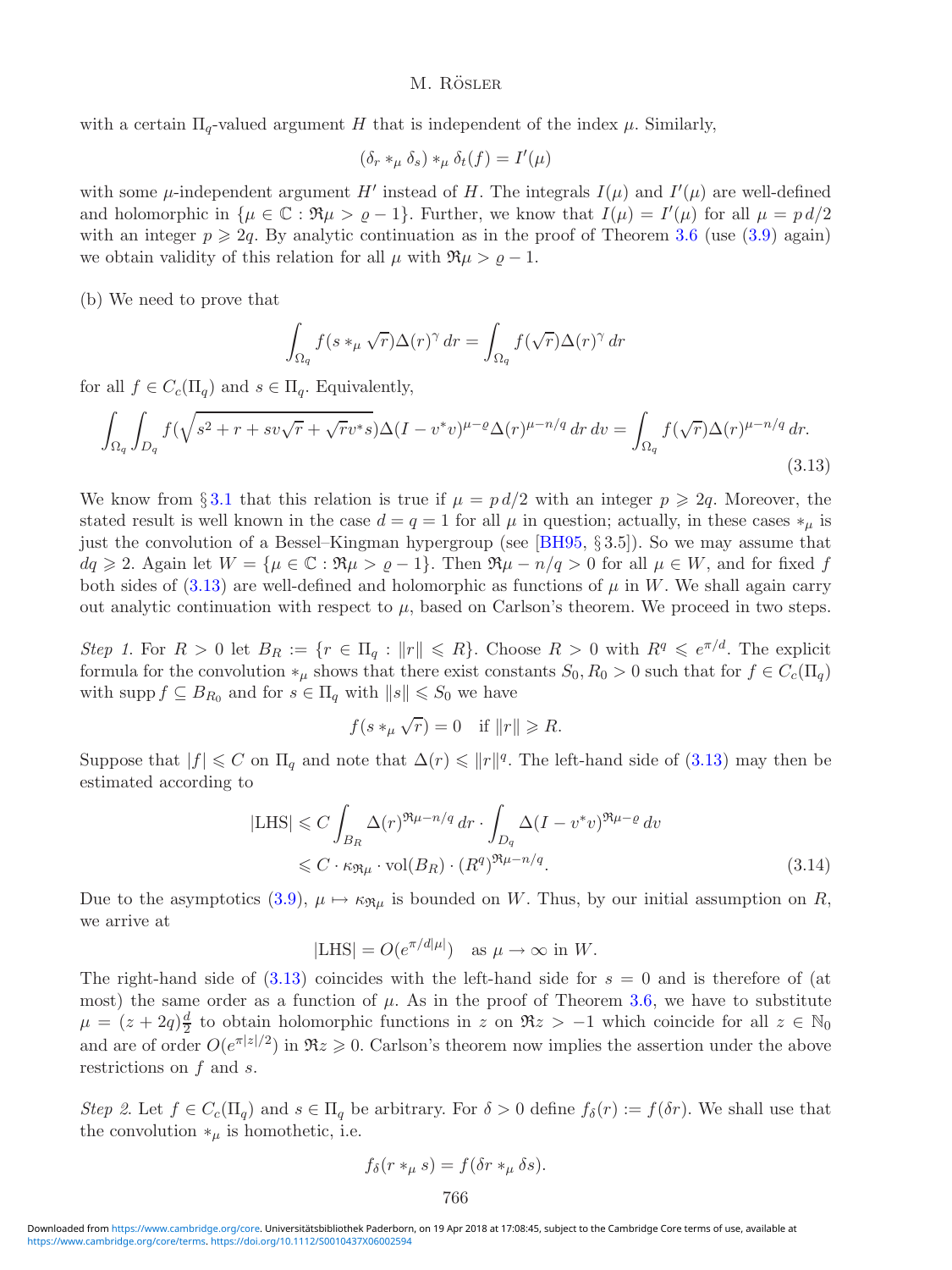with a certain $\Pi_q$-valued argument $H$ that is independent of the index $\mu$. Similarly,

$$(\delta_r *_\mu \delta_s) *_\mu \delta_t(f) = I'(\mu)$$

with some $\mu$-independent argument $H'$ instead of $H$. The integrals $I(\mu)$ and $I'(\mu)$ are well-defined and holomorphic in $\{\mu \in \mathbb{C} : \Re\mu > \varrho - 1\}$. Further, we know that $I(\mu) = I'(\mu)$ for all $\mu = p\,d/2$ with an integer $p \geqslant 2q$. By analytic continuation as in the proof of Theorem 3.6 (use (3.9) again) we obtain validity of this relation for all $\mu$ with $\Re\mu > \varrho - 1$.

(b) We need to prove that

$$\int_{\Omega_q} f(s *_\mu \sqrt{r})\Delta(r)^\gamma\, dr = \int_{\Omega_q} f(\sqrt{r})\Delta(r)^\gamma\, dr$$

for all $f \in C_c(\Pi_q)$ and $s \in \Pi_q$. Equivalently,

$$\int_{\Omega_q}\int_{D_q} f(\sqrt{s^2 + r + sv\sqrt{r} + \sqrt{r}v^*s})\Delta(I - v^*v)^{\mu-\varrho}\Delta(r)^{\mu-n/q}\, dr\, dv = \int_{\Omega_q} f(\sqrt{r})\Delta(r)^{\mu-n/q}\, dr. \tag{3.13}$$

We know from § 3.1 that this relation is true if $\mu = p\,d/2$ with an integer $p \geqslant 2q$. Moreover, the stated result is well known in the case $d = q = 1$ for all $\mu$ in question; actually, in these cases $*_\mu$ is just the convolution of a Bessel–Kingman hypergroup (see [BH95, § 3.5]). So we may assume that $dq \geqslant 2$. Again let $W = \{\mu \in \mathbb{C} : \Re\mu > \varrho - 1\}$. Then $\Re\mu - n/q > 0$ for all $\mu \in W$, and for fixed $f$ both sides of (3.13) are well-defined and holomorphic as functions of $\mu$ in $W$. We shall again carry out analytic continuation with respect to $\mu$, based on Carlson's theorem. We proceed in two steps.

*Step 1.* For $R > 0$ let $B_R := \{r \in \Pi_q : \|r\| \leqslant R\}$. Choose $R > 0$ with $R^q \leqslant e^{\pi/d}$. The explicit formula for the convolution $*_\mu$ shows that there exist constants $S_0, R_0 > 0$ such that for $f \in C_c(\Pi_q)$ with $\operatorname{supp} f \subseteq B_{R_0}$ and for $s \in \Pi_q$ with $\|s\| \leqslant S_0$ we have

$$f(s *_\mu \sqrt{r}) = 0 \quad \text{if } \|r\| \geqslant R.$$

Suppose that $|f| \leqslant C$ on $\Pi_q$ and note that $\Delta(r) \leqslant \|r\|^q$. The left-hand side of (3.13) may then be estimated according to

$$\begin{aligned} |\mathrm{LHS}| &\leqslant C \int_{B_R} \Delta(r)^{\Re\mu - n/q}\, dr \cdot \int_{D_q} \Delta(I - v^*v)^{\Re\mu - \varrho}\, dv \\ &\leqslant C \cdot \kappa_{\Re\mu} \cdot \mathrm{vol}(B_R) \cdot (R^q)^{\Re\mu - n/q}. \end{aligned} \tag{3.14}$$

Due to the asymptotics (3.9), $\mu \mapsto \kappa_{\Re\mu}$ is bounded on $W$. Thus, by our initial assumption on $R$, we arrive at

$$|\mathrm{LHS}| = O(e^{\pi/d|\mu|}) \quad \text{as } \mu \to \infty \text{ in } W.$$

The right-hand side of (3.13) coincides with the left-hand side for $s = 0$ and is therefore of (at most) the same order as a function of $\mu$. As in the proof of Theorem 3.6, we have to substitute $\mu = (z + 2q)\frac{d}{2}$ to obtain holomorphic functions in $z$ on $\Re z > -1$ which coincide for all $z \in \mathbb{N}_0$ and are of order $O(e^{\pi|z|/2})$ in $\Re z \geqslant 0$. Carlson's theorem now implies the assertion under the above restrictions on $f$ and $s$.

*Step 2.* Let $f \in C_c(\Pi_q)$ and $s \in \Pi_q$ be arbitrary. For $\delta > 0$ define $f_\delta(r) := f(\delta r)$. We shall use that the convolution $*_\mu$ is homothetic, i.e.

$$f_\delta(r *_\mu s) = f(\delta r *_\mu \delta s).$$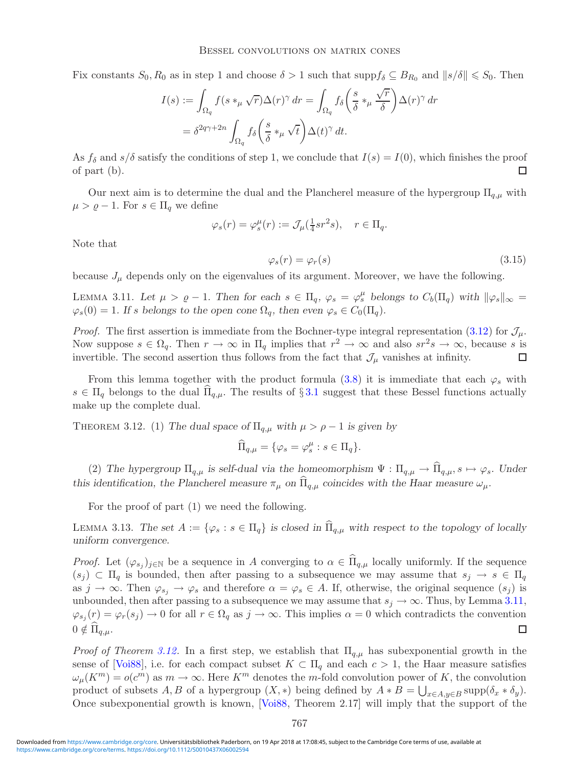Fix constants $S_0, R_0$ as in step 1 and choose $\delta > 1$ such that $\text{supp} f_\delta \subseteq B_{R_0}$ and $\|s/\delta\| \leqslant S_0$. Then

$$I(s) := \int_{\Omega_q} f(s *_\mu \sqrt{r}) \Delta(r)^\gamma \, dr = \int_{\Omega_q} f_\delta\left(\frac{s}{\delta} *_\mu \frac{\sqrt{r}}{\delta}\right) \Delta(r)^\gamma \, dr$$
$$= \delta^{2q\gamma + 2n} \int_{\Omega_q} f_\delta\left(\frac{s}{\delta} *_\mu \sqrt{t}\right) \Delta(t)^\gamma \, dt.$$

As $f_\delta$ and $s/\delta$ satisfy the conditions of step 1, we conclude that $I(s) = I(0)$, which finishes the proof of part (b). $\square$

Our next aim is to determine the dual and the Plancherel measure of the hypergroup $\Pi_{q,\mu}$ with $\mu > \varrho - 1$. For $s \in \Pi_q$ we define

$$\varphi_s(r) = \varphi_s^\mu(r) := \mathcal{J}_\mu(\tfrac{1}{4} s r^2 s), \quad r \in \Pi_q.$$

Note that

$$\varphi_s(r) = \varphi_r(s) \tag{3.15}$$

because $J_\mu$ depends only on the eigenvalues of its argument. Moreover, we have the following.

Lemma 3.11. *Let $\mu > \varrho - 1$. Then for each $s \in \Pi_q$, $\varphi_s = \varphi_s^\mu$ belongs to $C_b(\Pi_q)$ with $\|\varphi_s\|_\infty = \varphi_s(0) = 1$. If $s$ belongs to the open cone $\Omega_q$, then even $\varphi_s \in C_0(\Pi_q)$.*

*Proof.* The first assertion is immediate from the Bochner-type integral representation (3.12) for $\mathcal{J}_\mu$. Now suppose $s \in \Omega_q$. Then $r \to \infty$ in $\Pi_q$ implies that $r^2 \to \infty$ and also $sr^2s \to \infty$, because $s$ is invertible. The second assertion thus follows from the fact that $\mathcal{J}_\mu$ vanishes at infinity. $\square$

From this lemma together with the product formula (3.8) it is immediate that each $\varphi_s$ with $s \in \Pi_q$ belongs to the dual $\widehat{\Pi}_{q,\mu}$. The results of § 3.1 suggest that these Bessel functions actually make up the complete dual.

Theorem 3.12. (1) *The dual space of $\Pi_{q,\mu}$ with $\mu > \rho - 1$ is given by*

$$\widehat{\Pi}_{q,\mu} = \{\varphi_s = \varphi_s^\mu : s \in \Pi_q\}.$$

(2) *The hypergroup $\Pi_{q,\mu}$ is self-dual via the homeomorphism $\Psi : \Pi_{q,\mu} \to \widehat{\Pi}_{q,\mu}, s \mapsto \varphi_s$. Under this identification, the Plancherel measure $\pi_\mu$ on $\widehat{\Pi}_{q,\mu}$ coincides with the Haar measure $\omega_\mu$.*

For the proof of part (1) we need the following.

Lemma 3.13. *The set $A := \{\varphi_s : s \in \Pi_q\}$ is closed in $\widehat{\Pi}_{q,\mu}$ with respect to the topology of locally uniform convergence.*

*Proof.* Let $(\varphi_{s_j})_{j \in \mathbb{N}}$ be a sequence in $A$ converging to $\alpha \in \widehat{\Pi}_{q,\mu}$ locally uniformly. If the sequence $(s_j) \subset \Pi_q$ is bounded, then after passing to a subsequence we may assume that $s_j \to s \in \Pi_q$ as $j \to \infty$. Then $\varphi_{s_j} \to \varphi_s$ and therefore $\alpha = \varphi_s \in A$. If, otherwise, the original sequence $(s_j)$ is unbounded, then after passing to a subsequence we may assume that $s_j \to \infty$. Thus, by Lemma 3.11, $\varphi_{s_j}(r) = \varphi_r(s_j) \to 0$ for all $r \in \Omega_q$ as $j \to \infty$. This implies $\alpha = 0$ which contradicts the convention $0 \notin \widehat{\Pi}_{q,\mu}$. $\square$

*Proof of Theorem 3.12.* In a first step, we establish that $\Pi_{q,\mu}$ has subexponential growth in the sense of [Voi88], i.e. for each compact subset $K \subset \Pi_q$ and each $c > 1$, the Haar measure satisfies $\omega_\mu(K^m) = o(c^m)$ as $m \to \infty$. Here $K^m$ denotes the $m$-fold convolution power of $K$, the convolution product of subsets $A, B$ of a hypergroup $(X, *)$ being defined by $A * B = \bigcup_{x \in A, y \in B} \text{supp}(\delta_x * \delta_y)$. Once subexponential growth is known, [Voi88, Theorem 2.17] will imply that the support of the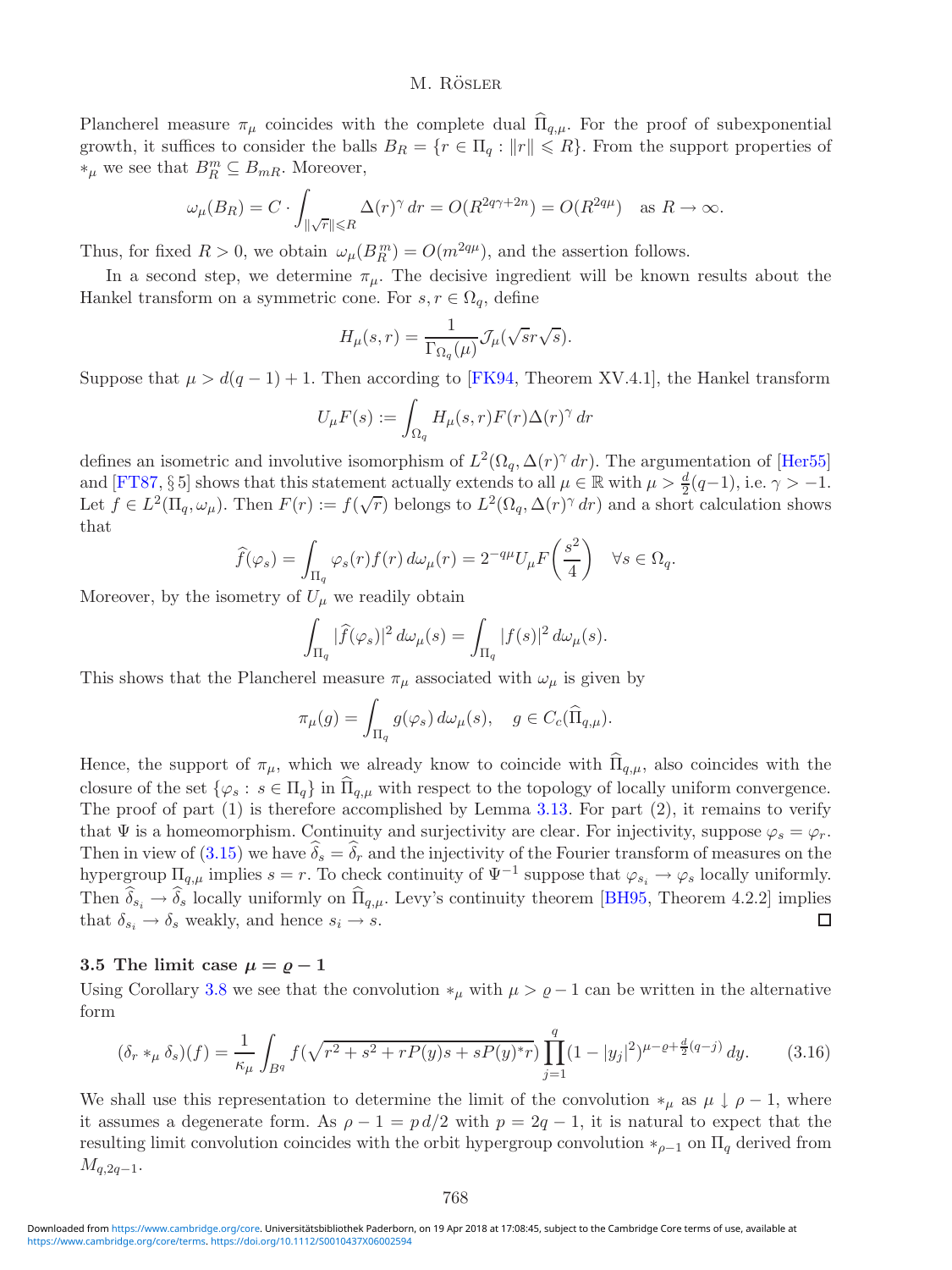Plancherel measure $\pi_\mu$ coincides with the complete dual $\widehat{\Pi}_{q,\mu}$. For the proof of subexponential growth, it suffices to consider the balls $B_R = \{r \in \Pi_q : \|r\| \leqslant R\}$. From the support properties of $*_\mu$ we see that $B_R^m \subseteq B_{mR}$. Moreover,

$$\omega_\mu(B_R) = C \cdot \int_{\|\sqrt{r}\| \leqslant R} \Delta(r)^\gamma \, dr = O(R^{2q\gamma+2n}) = O(R^{2q\mu}) \quad \text{as } R \to \infty.$$

Thus, for fixed $R > 0$, we obtain $\omega_\mu(B_R^m) = O(m^{2q\mu})$, and the assertion follows.

In a second step, we determine $\pi_\mu$. The decisive ingredient will be known results about the Hankel transform on a symmetric cone. For $s, r \in \Omega_q$, define

$$H_\mu(s,r) = \frac{1}{\Gamma_{\Omega_q}(\mu)} \mathcal{J}_\mu(\sqrt{s} r \sqrt{s}).$$

Suppose that $\mu > d(q-1)+1$. Then according to [FK94, Theorem XV.4.1], the Hankel transform

$$U_\mu F(s) := \int_{\Omega_q} H_\mu(s,r) F(r) \Delta(r)^\gamma \, dr$$

defines an isometric and involutive isomorphism of $L^2(\Omega_q, \Delta(r)^\gamma \, dr)$. The argumentation of [Her55] and [FT87, § 5] shows that this statement actually extends to all $\mu \in \mathbb{R}$ with $\mu > \frac{d}{2}(q-1)$, i.e. $\gamma > -1$. Let $f \in L^2(\Pi_q, \omega_\mu)$. Then $F(r) := f(\sqrt{r})$ belongs to $L^2(\Omega_q, \Delta(r)^\gamma \, dr)$ and a short calculation shows that

$$\widehat{f}(\varphi_s) = \int_{\Pi_q} \varphi_s(r) f(r) \, d\omega_\mu(r) = 2^{-q\mu} U_\mu F\left(\frac{s^2}{4}\right) \quad \forall s \in \Omega_q.$$

Moreover, by the isometry of $U_\mu$ we readily obtain

$$\int_{\Pi_q} |\widehat{f}(\varphi_s)|^2 \, d\omega_\mu(s) = \int_{\Pi_q} |f(s)|^2 \, d\omega_\mu(s).$$

This shows that the Plancherel measure $\pi_\mu$ associated with $\omega_\mu$ is given by

$$\pi_\mu(g) = \int_{\Pi_q} g(\varphi_s) \, d\omega_\mu(s), \quad g \in C_c(\widehat{\Pi}_{q,\mu}).$$

Hence, the support of $\pi_\mu$, which we already know to coincide with $\widehat{\Pi}_{q,\mu}$, also coincides with the closure of the set $\{\varphi_s : s \in \Pi_q\}$ in $\widehat{\Pi}_{q,\mu}$ with respect to the topology of locally uniform convergence. The proof of part (1) is therefore accomplished by Lemma 3.13. For part (2), it remains to verify that $\Psi$ is a homeomorphism. Continuity and surjectivity are clear. For injectivity, suppose $\varphi_s = \varphi_r$. Then in view of (3.15) we have $\widehat{\delta}_s = \widehat{\delta}_r$ and the injectivity of the Fourier transform of measures on the hypergroup $\Pi_{q,\mu}$ implies $s = r$. To check continuity of $\Psi^{-1}$ suppose that $\varphi_{s_i} \to \varphi_s$ locally uniformly. Then $\widehat{\delta}_{s_i} \to \widehat{\delta}_s$ locally uniformly on $\widehat{\Pi}_{q,\mu}$. Levy's continuity theorem [BH95, Theorem 4.2.2] implies that $\delta_{s_i} \to \delta_s$ weakly, and hence $s_i \to s$. □

### 3.5 The limit case $\mu = \varrho - 1$

Using Corollary 3.8 we see that the convolution $*_\mu$ with $\mu > \varrho - 1$ can be written in the alternative form

$$(\delta_r *_\mu \delta_s)(f) = \frac{1}{\kappa_\mu} \int_{B^q} f(\sqrt{r^2 + s^2 + rP(y)s + sP(y)^* r}) \prod_{j=1}^q (1 - |y_j|^2)^{\mu - \varrho + \frac{d}{2}(q-j)} \, dy. \tag{3.16}$$

We shall use this representation to determine the limit of the convolution $*_\mu$ as $\mu \downarrow \rho - 1$, where it assumes a degenerate form. As $\rho - 1 = p\,d/2$ with $p = 2q - 1$, it is natural to expect that the resulting limit convolution coincides with the orbit hypergroup convolution $*_{\rho-1}$ on $\Pi_q$ derived from $M_{q,2q-1}$.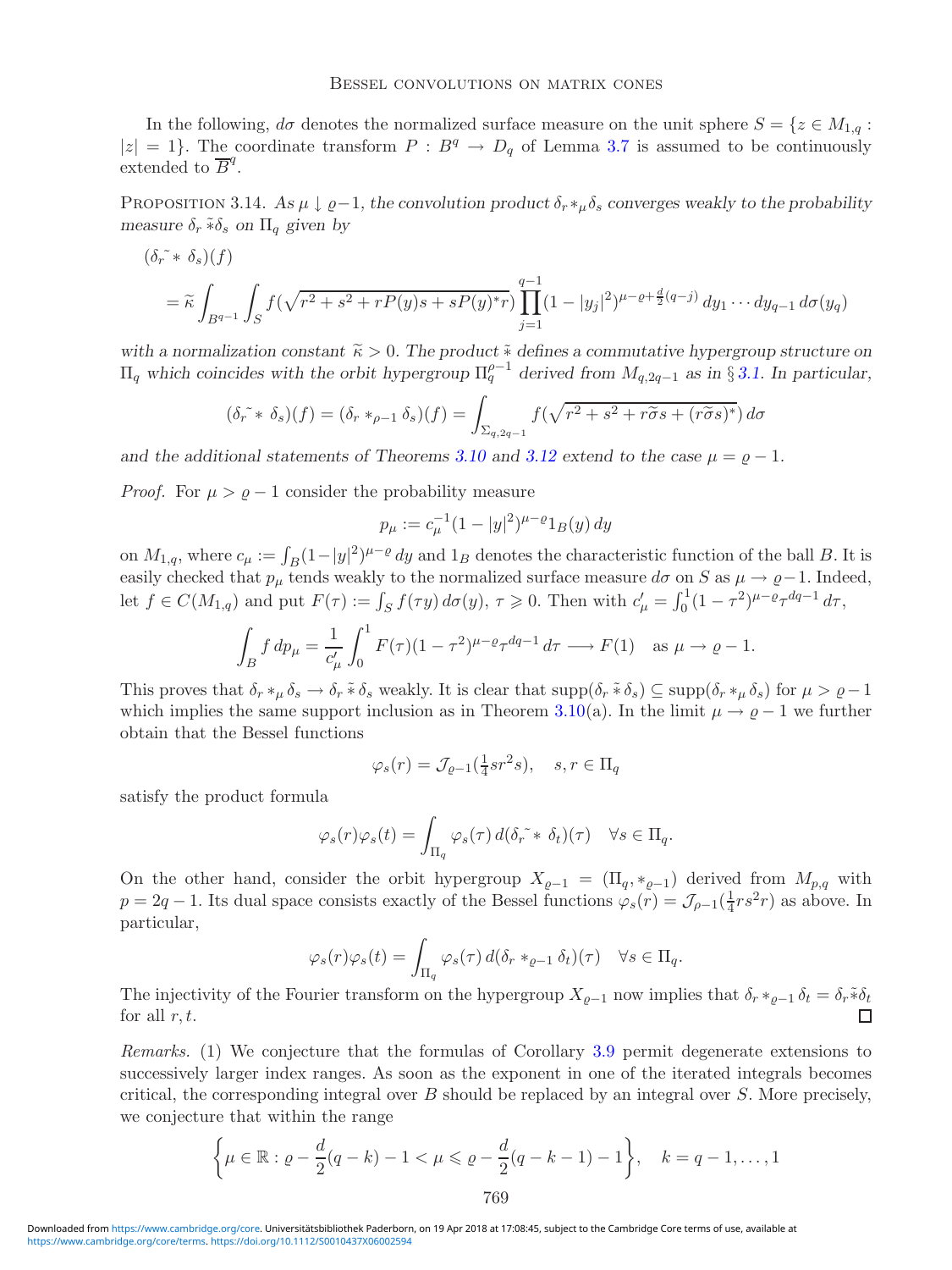In the following, $d\sigma$ denotes the normalized surface measure on the unit sphere $S = \{z \in M_{1,q} : |z| = 1\}$. The coordinate transform $P : B^q \to D_q$ of Lemma 3.7 is assumed to be continuously extended to $\overline{B}^q$.

PROPOSITION 3.14. *As $\mu \downarrow \varrho - 1$, the convolution product $\delta_r *_\mu \delta_s$ converges weakly to the probability measure $\delta_r \tilde{*} \delta_s$ on $\Pi_q$ given by*

$$
\begin{aligned}
&(\delta_r \tilde{*} \delta_s)(f) \\
&= \widetilde{\kappa} \int_{B^{q-1}} \int_S f(\sqrt{r^2 + s^2 + rP(y)s + sP(y)^* r}) \prod_{j=1}^{q-1} (1 - |y_j|^2)^{\mu - \varrho + \frac{d}{2}(q-j)} \, dy_1 \cdots dy_{q-1} \, d\sigma(y_q)
\end{aligned}
$$

*with a normalization constant $\widetilde{\kappa} > 0$. The product $\tilde{*}$ defines a commutative hypergroup structure on $\Pi_q$ which coincides with the orbit hypergroup $\Pi_q^{\rho - 1}$ derived from $M_{q,2q-1}$ as in § 3.1. In particular,*

$$
(\delta_r \tilde{*} \delta_s)(f) = (\delta_r *_{\rho-1} \delta_s)(f) = \int_{\Sigma_{q,2q-1}} f(\sqrt{r^2 + s^2 + r\widetilde{\sigma}s + (r\widetilde{\sigma}s)^*}) \, d\sigma
$$

*and the additional statements of Theorems 3.10 and 3.12 extend to the case $\mu = \varrho - 1$.*

*Proof.* For $\mu > \varrho - 1$ consider the probability measure

$$
p_\mu := c_\mu^{-1} (1 - |y|^2)^{\mu - \varrho} 1_B(y) \, dy
$$

on $M_{1,q}$, where $c_\mu := \int_B (1 - |y|^2)^{\mu - \varrho} \, dy$ and $1_B$ denotes the characteristic function of the ball $B$. It is easily checked that $p_\mu$ tends weakly to the normalized surface measure $d\sigma$ on $S$ as $\mu \to \varrho - 1$. Indeed, let $f \in C(M_{1,q})$ and put $F(\tau) := \int_S f(\tau y) \, d\sigma(y)$, $\tau \geqslant 0$. Then with $c'_\mu = \int_0^1 (1 - \tau^2)^{\mu - \varrho} \tau^{dq-1} \, d\tau$,

$$
\int_B f \, dp_\mu = \frac{1}{c'_\mu} \int_0^1 F(\tau)(1 - \tau^2)^{\mu - \varrho} \tau^{dq-1} \, d\tau \longrightarrow F(1) \quad \text{as } \mu \to \varrho - 1.
$$

This proves that $\delta_r *_\mu \delta_s \to \delta_r \tilde{*} \delta_s$ weakly. It is clear that $\operatorname{supp}(\delta_r \tilde{*} \delta_s) \subseteq \operatorname{supp}(\delta_r *_\mu \delta_s)$ for $\mu > \varrho - 1$ which implies the same support inclusion as in Theorem 3.10(a). In the limit $\mu \to \varrho - 1$ we further obtain that the Bessel functions

$$
\varphi_s(r) = \mathcal{J}_{\varrho - 1}(\tfrac{1}{4} s r^2 s), \quad s, r \in \Pi_q
$$

satisfy the product formula

$$
\varphi_s(r) \varphi_s(t) = \int_{\Pi_q} \varphi_s(\tau) \, d(\delta_r \tilde{*} \delta_t)(\tau) \quad \forall s \in \Pi_q.
$$

On the other hand, consider the orbit hypergroup $X_{\varrho - 1} = (\Pi_q, *_{\varrho - 1})$ derived from $M_{p,q}$ with $p = 2q - 1$. Its dual space consists exactly of the Bessel functions $\varphi_s(r) = \mathcal{J}_{\rho - 1}(\frac{1}{4} r s^2 r)$ as above. In particular,

$$
\varphi_s(r) \varphi_s(t) = \int_{\Pi_q} \varphi_s(\tau) \, d(\delta_r *_{\varrho - 1} \delta_t)(\tau) \quad \forall s \in \Pi_q.
$$

The injectivity of the Fourier transform on the hypergroup $X_{\varrho - 1}$ now implies that $\delta_r *_{\varrho - 1} \delta_t = \delta_r \tilde{*} \delta_t$ for all $r, t$. □

*Remarks.* (1) We conjecture that the formulas of Corollary 3.9 permit degenerate extensions to successively larger index ranges. As soon as the exponent in one of the iterated integrals becomes critical, the corresponding integral over $B$ should be replaced by an integral over $S$. More precisely, we conjecture that within the range

$$
\left\{ \mu \in \mathbb{R} : \varrho - \frac{d}{2}(q - k) - 1 < \mu \leqslant \varrho - \frac{d}{2}(q - k - 1) - 1 \right\}, \quad k = q - 1, \ldots, 1
$$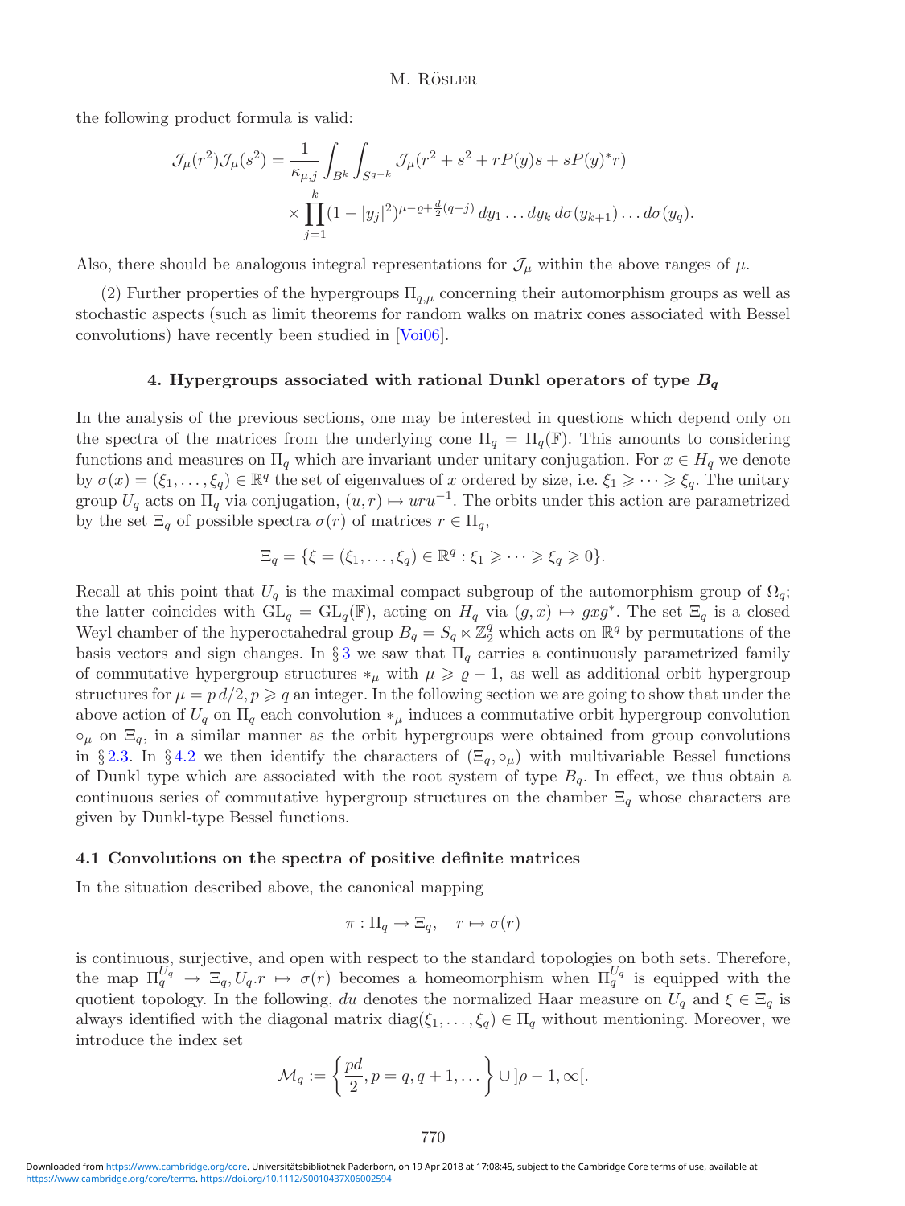the following product formula is valid:

$$\mathcal{J}_\mu(r^2)\mathcal{J}_\mu(s^2) = \frac{1}{\kappa_{\mu,j}} \int_{B^k} \int_{S^{q-k}} \mathcal{J}_\mu(r^2 + s^2 + rP(y)s + sP(y)^* r) \times \prod_{j=1}^{k} (1 - |y_j|^2)^{\mu - \varrho + \frac{d}{2}(q-j)} \, dy_1 \dots dy_k \, d\sigma(y_{k+1}) \dots d\sigma(y_q).$$

Also, there should be analogous integral representations for $\mathcal{J}_\mu$ within the above ranges of $\mu$.

(2) Further properties of the hypergroups $\Pi_{q,\mu}$ concerning their automorphism groups as well as stochastic aspects (such as limit theorems for random walks on matrix cones associated with Bessel convolutions) have recently been studied in [Voi06].

## 4. Hypergroups associated with rational Dunkl operators of type $B_q$

In the analysis of the previous sections, one may be interested in questions which depend only on the spectra of the matrices from the underlying cone $\Pi_q = \Pi_q(\mathbb{F})$. This amounts to considering functions and measures on $\Pi_q$ which are invariant under unitary conjugation. For $x \in H_q$ we denote by $\sigma(x) = (\xi_1, \dots, \xi_q) \in \mathbb{R}^q$ the set of eigenvalues of $x$ ordered by size, i.e. $\xi_1 \geqslant \dots \geqslant \xi_q$. The unitary group $U_q$ acts on $\Pi_q$ via conjugation, $(u, r) \mapsto uru^{-1}$. The orbits under this action are parametrized by the set $\Xi_q$ of possible spectra $\sigma(r)$ of matrices $r \in \Pi_q$,

$$\Xi_q = \{\xi = (\xi_1, \dots, \xi_q) \in \mathbb{R}^q : \xi_1 \geqslant \dots \geqslant \xi_q \geqslant 0\}.$$

Recall at this point that $U_q$ is the maximal compact subgroup of the automorphism group of $\Omega_q$; the latter coincides with $\mathrm{GL}_q = \mathrm{GL}_q(\mathbb{F})$, acting on $H_q$ via $(g, x) \mapsto gxg^*$. The set $\Xi_q$ is a closed Weyl chamber of the hyperoctahedral group $B_q = S_q \ltimes \mathbb{Z}_2^q$ which acts on $\mathbb{R}^q$ by permutations of the basis vectors and sign changes. In § 3 we saw that $\Pi_q$ carries a continuously parametrized family of commutative hypergroup structures $*_\mu$ with $\mu \geqslant \varrho - 1$, as well as additional orbit hypergroup structures for $\mu = p\,d/2, p \geqslant q$ an integer. In the following section we are going to show that under the above action of $U_q$ on $\Pi_q$ each convolution $*_\mu$ induces a commutative orbit hypergroup convolution $\circ_\mu$ on $\Xi_q$, in a similar manner as the orbit hypergroups were obtained from group convolutions in § 2.3. In § 4.2 we then identify the characters of $(\Xi_q, \circ_\mu)$ with multivariable Bessel functions of Dunkl type which are associated with the root system of type $B_q$. In effect, we thus obtain a continuous series of commutative hypergroup structures on the chamber $\Xi_q$ whose characters are given by Dunkl-type Bessel functions.

### 4.1 Convolutions on the spectra of positive definite matrices

In the situation described above, the canonical mapping

$$\pi : \Pi_q \to \Xi_q, \quad r \mapsto \sigma(r)$$

is continuous, surjective, and open with respect to the standard topologies on both sets. Therefore, the map $\Pi_q^{U_q} \to \Xi_q, U_q.r \mapsto \sigma(r)$ becomes a homeomorphism when $\Pi_q^{U_q}$ is equipped with the quotient topology. In the following, $du$ denotes the normalized Haar measure on $U_q$ and $\xi \in \Xi_q$ is always identified with the diagonal matrix $\mathrm{diag}(\xi_1, \dots, \xi_q) \in \Pi_q$ without mentioning. Moreover, we introduce the index set

$$\mathcal{M}_q := \left\{ \frac{pd}{2}, p = q, q+1, \dots \right\} \cup \,]\rho - 1, \infty[.$$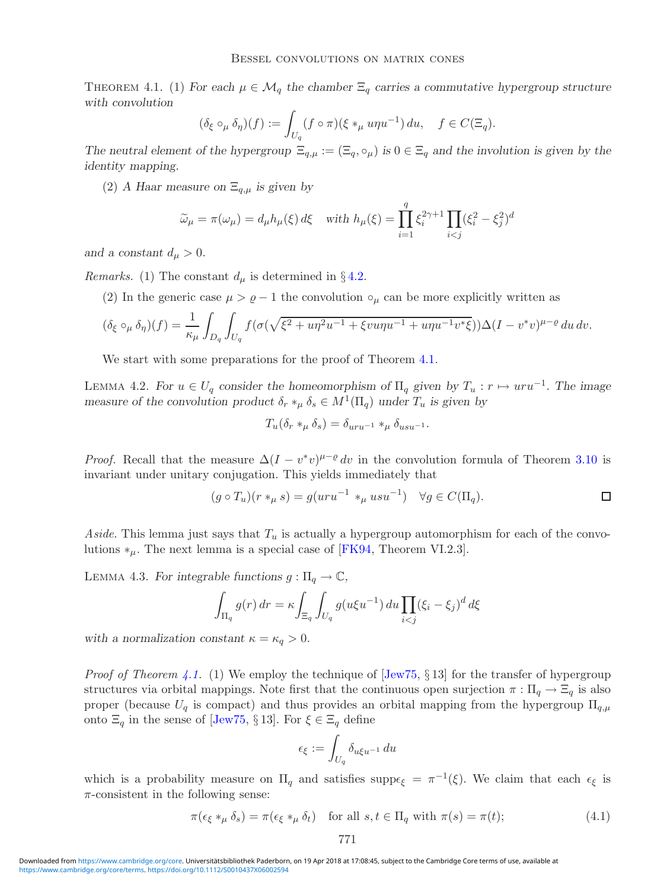Theorem 4.1. (1) *For each $\mu \in \mathcal{M}_q$ the chamber $\Xi_q$ carries a commutative hypergroup structure with convolution*

$$(\delta_\xi \circ_\mu \delta_\eta)(f) := \int_{U_q} (f \circ \pi)(\xi *_\mu u\eta u^{-1})\, du, \quad f \in C(\Xi_q).$$

*The neutral element of the hypergroup $\Xi_{q,\mu} := (\Xi_q, \circ_\mu)$ is $0 \in \Xi_q$ and the involution is given by the identity mapping.*

(2) *A Haar measure on $\Xi_{q,\mu}$ is given by*

$$\widetilde{\omega}_\mu = \pi(\omega_\mu) = d_\mu h_\mu(\xi)\, d\xi \quad \textit{with } h_\mu(\xi) = \prod_{i=1}^{q} \xi_i^{2\gamma+1} \prod_{i<j} (\xi_i^2 - \xi_j^2)^d$$

*and a constant $d_\mu > 0$.*

*Remarks.* (1) The constant $d_\mu$ is determined in § 4.2.

(2) In the generic case $\mu > \varrho - 1$ the convolution $\circ_\mu$ can be more explicitly written as

$$(\delta_\xi \circ_\mu \delta_\eta)(f) = \frac{1}{\kappa_\mu} \int_{D_q} \int_{U_q} f(\sigma(\sqrt{\xi^2 + u\eta^2 u^{-1} + \xi v u \eta u^{-1} + u\eta u^{-1} v^* \xi}))\Delta(I - v^* v)^{\mu-\varrho}\, du\, dv.$$

We start with some preparations for the proof of Theorem 4.1.

Lemma 4.2. *For $u \in U_q$ consider the homeomorphism of $\Pi_q$ given by $T_u : r \mapsto uru^{-1}$. The image measure of the convolution product $\delta_r *_\mu \delta_s \in M^1(\Pi_q)$ under $T_u$ is given by*

$$T_u(\delta_r *_\mu \delta_s) = \delta_{uru^{-1}} *_\mu \delta_{usu^{-1}}.$$

*Proof.* Recall that the measure $\Delta(I - v^* v)^{\mu-\varrho}\, dv$ in the convolution formula of Theorem 3.10 is invariant under unitary conjugation. This yields immediately that

$$(g \circ T_u)(r *_\mu s) = g(uru^{-1} *_\mu usu^{-1}) \quad \forall g \in C(\Pi_q).$$

□

*Aside.* This lemma just says that $T_u$ is actually a hypergroup automorphism for each of the convolutions $*_\mu$. The next lemma is a special case of [FK94, Theorem VI.2.3].

Lemma 4.3. *For integrable functions $g : \Pi_q \to \mathbb{C}$,*

$$\int_{\Pi_q} g(r)\, dr = \kappa \int_{\Xi_q} \int_{U_q} g(u\xi u^{-1})\, du \prod_{i<j} (\xi_i - \xi_j)^d\, d\xi$$

*with a normalization constant $\kappa = \kappa_q > 0$.*

*Proof of Theorem 4.1.* (1) We employ the technique of [Jew75, § 13] for the transfer of hypergroup structures via orbital mappings. Note first that the continuous open surjection $\pi : \Pi_q \to \Xi_q$ is also proper (because $U_q$ is compact) and thus provides an orbital mapping from the hypergroup $\Pi_{q,\mu}$ onto $\Xi_q$ in the sense of [Jew75, § 13]. For $\xi \in \Xi_q$ define

$$\epsilon_\xi := \int_{U_q} \delta_{u\xi u^{-1}}\, du$$

which is a probability measure on $\Pi_q$ and satisfies $\operatorname{supp}\epsilon_\xi = \pi^{-1}(\xi)$. We claim that each $\epsilon_\xi$ is $\pi$-consistent in the following sense:

$$\pi(\epsilon_\xi *_\mu \delta_s) = \pi(\epsilon_\xi *_\mu \delta_t) \quad \text{for all } s, t \in \Pi_q \text{ with } \pi(s) = \pi(t); \tag{4.1}$$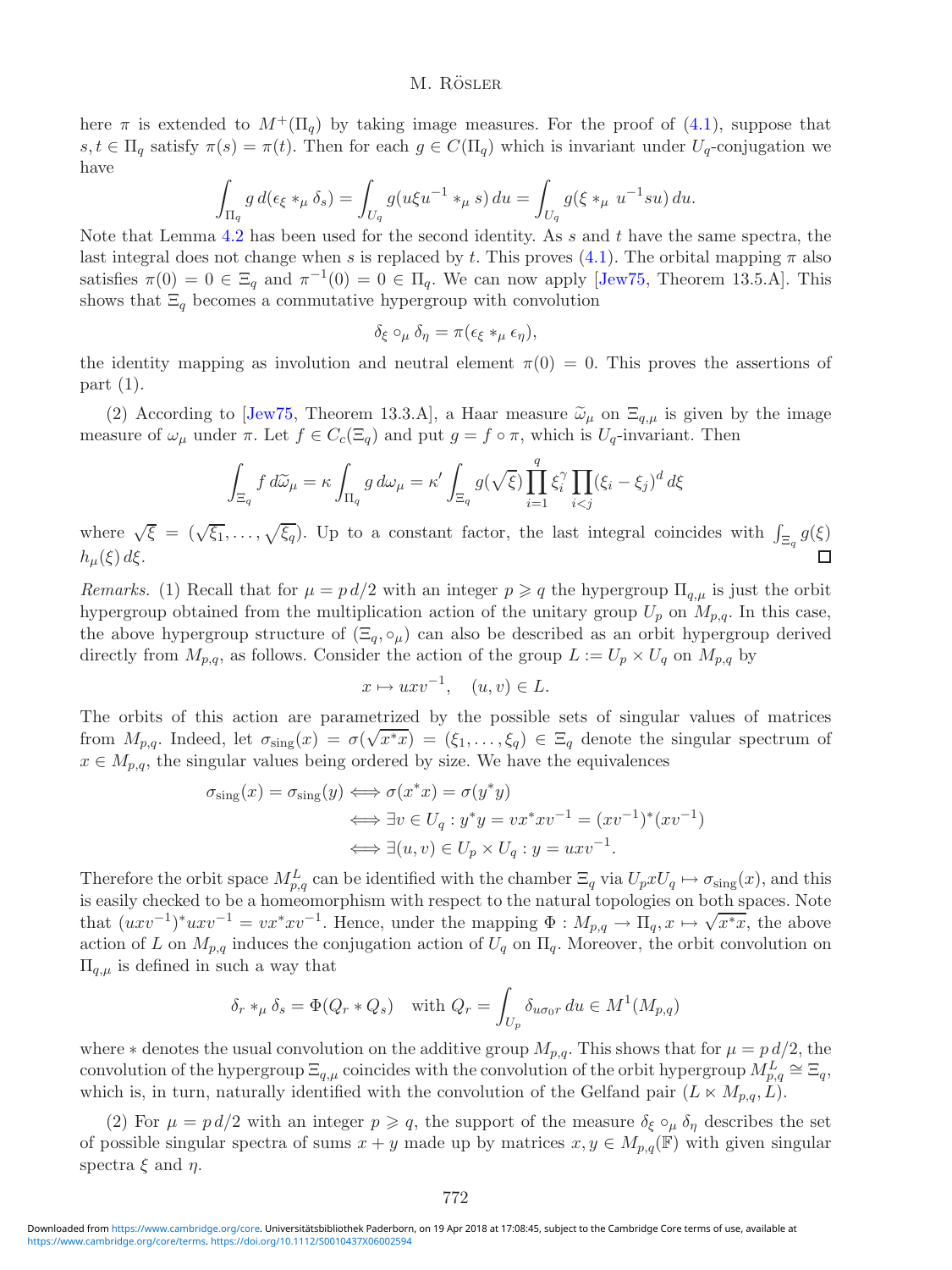here $\pi$ is extended to $M^+(\Pi_q)$ by taking image measures. For the proof of (4.1), suppose that $s, t \in \Pi_q$ satisfy $\pi(s) = \pi(t)$. Then for each $g \in C(\Pi_q)$ which is invariant under $U_q$-conjugation we have

$$\int_{\Pi_q} g \, d(\epsilon_\xi *_\mu \delta_s) = \int_{U_q} g(u\xi u^{-1} *_\mu s) \, du = \int_{U_q} g(\xi *_\mu u^{-1}su) \, du.$$

Note that Lemma 4.2 has been used for the second identity. As $s$ and $t$ have the same spectra, the last integral does not change when $s$ is replaced by $t$. This proves (4.1). The orbital mapping $\pi$ also satisfies $\pi(0) = 0 \in \Xi_q$ and $\pi^{-1}(0) = 0 \in \Pi_q$. We can now apply [Jew75, Theorem 13.5.A]. This shows that $\Xi_q$ becomes a commutative hypergroup with convolution

$$\delta_\xi \circ_\mu \delta_\eta = \pi(\epsilon_\xi *_\mu \epsilon_\eta),$$

the identity mapping as involution and neutral element $\pi(0) = 0$. This proves the assertions of part (1).

(2) According to [Jew75, Theorem 13.3.A], a Haar measure $\widetilde{\omega}_\mu$ on $\Xi_{q,\mu}$ is given by the image measure of $\omega_\mu$ under $\pi$. Let $f \in C_c(\Xi_q)$ and put $g = f \circ \pi$, which is $U_q$-invariant. Then

$$\int_{\Xi_q} f \, d\widetilde{\omega}_\mu = \kappa \int_{\Pi_q} g \, d\omega_\mu = \kappa' \int_{\Xi_q} g(\sqrt{\xi}) \prod_{i=1}^{q} \xi_i^\gamma \prod_{i<j} (\xi_i - \xi_j)^d \, d\xi$$

where $\sqrt{\xi} = (\sqrt{\xi_1}, \ldots, \sqrt{\xi_q})$. Up to a constant factor, the last integral coincides with $\int_{\Xi_q} g(\xi)$ $h_\mu(\xi) \, d\xi$. $\square$

*Remarks.* (1) Recall that for $\mu = p\,d/2$ with an integer $p \geqslant q$ the hypergroup $\Pi_{q,\mu}$ is just the orbit hypergroup obtained from the multiplication action of the unitary group $U_p$ on $M_{p,q}$. In this case, the above hypergroup structure of $(\Xi_q, \circ_\mu)$ can also be described as an orbit hypergroup derived directly from $M_{p,q}$, as follows. Consider the action of the group $L := U_p \times U_q$ on $M_{p,q}$ by

$$x \mapsto uxv^{-1}, \quad (u, v) \in L.$$

The orbits of this action are parametrized by the possible sets of singular values of matrices from $M_{p,q}$. Indeed, let $\sigma_{\text{sing}}(x) = \sigma(\sqrt{x^*x}) = (\xi_1, \ldots, \xi_q) \in \Xi_q$ denote the singular spectrum of $x \in M_{p,q}$, the singular values being ordered by size. We have the equivalences

$$\begin{aligned}
\sigma_{\text{sing}}(x) = \sigma_{\text{sing}}(y) &\iff \sigma(x^*x) = \sigma(y^*y) \\
&\iff \exists v \in U_q : y^*y = vx^*xv^{-1} = (xv^{-1})^*(xv^{-1}) \\
&\iff \exists (u, v) \in U_p \times U_q : y = uxv^{-1}.
\end{aligned}$$

Therefore the orbit space $M_{p,q}^L$ can be identified with the chamber $\Xi_q$ via $U_pxU_q \mapsto \sigma_{\text{sing}}(x)$, and this is easily checked to be a homeomorphism with respect to the natural topologies on both spaces. Note that $(uxv^{-1})^*uxv^{-1} = vx^*xv^{-1}$. Hence, under the mapping $\Phi : M_{p,q} \to \Pi_q, x \mapsto \sqrt{x^*x}$, the above action of $L$ on $M_{p,q}$ induces the conjugation action of $U_q$ on $\Pi_q$. Moreover, the orbit convolution on $\Pi_{q,\mu}$ is defined in such a way that

$$\delta_r *_\mu \delta_s = \Phi(Q_r * Q_s) \quad \text{with } Q_r = \int_{U_p} \delta_{u\sigma_0 r} \, du \in M^1(M_{p,q})$$

where $*$ denotes the usual convolution on the additive group $M_{p,q}$. This shows that for $\mu = p\,d/2$, the convolution of the hypergroup $\Xi_{q,\mu}$ coincides with the convolution of the orbit hypergroup $M_{p,q}^L \cong \Xi_q$, which is, in turn, naturally identified with the convolution of the Gelfand pair $(L \ltimes M_{p,q}, L)$.

(2) For $\mu = p\,d/2$ with an integer $p \geqslant q$, the support of the measure $\delta_\xi \circ_\mu \delta_\eta$ describes the set of possible singular spectra of sums $x + y$ made up by matrices $x, y \in M_{p,q}(\mathbb{F})$ with given singular spectra $\xi$ and $\eta$.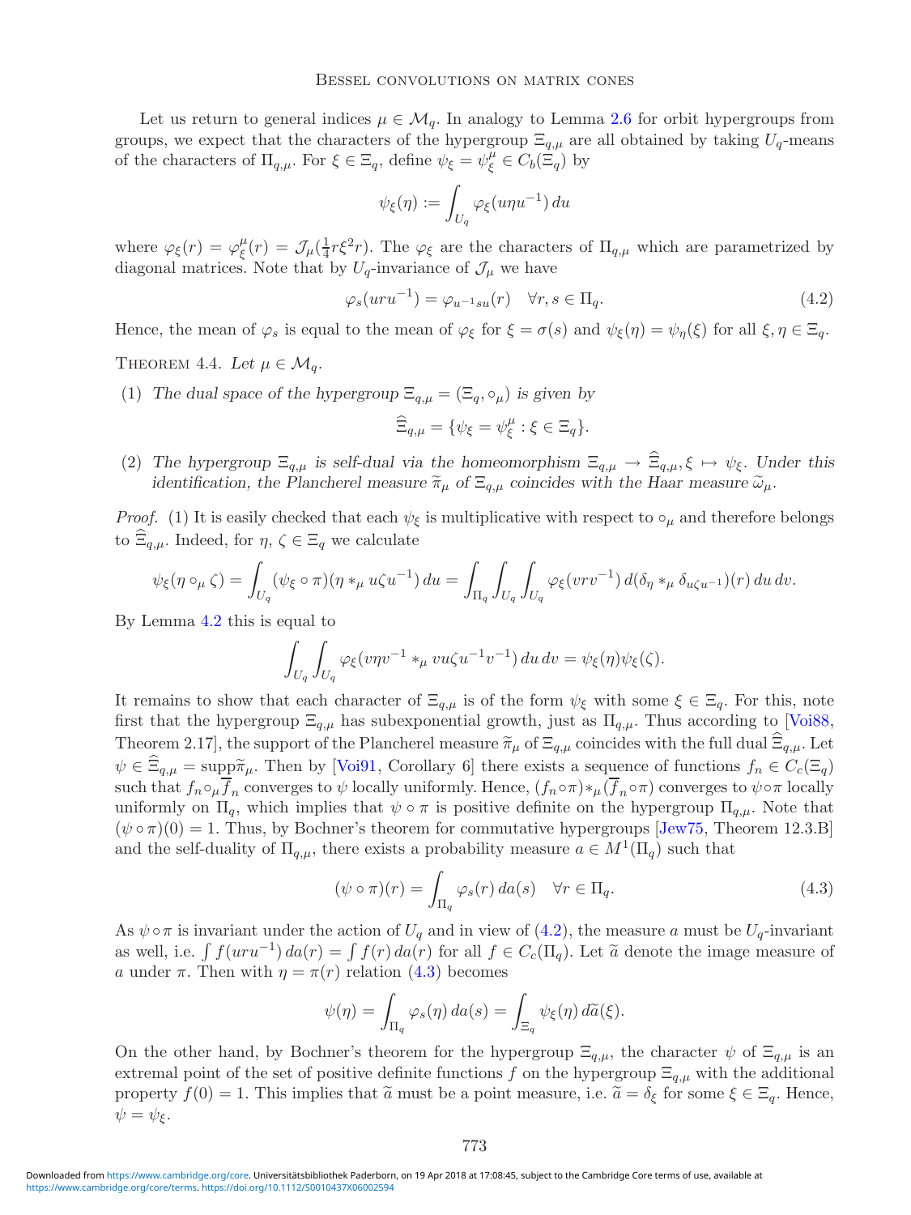Let us return to general indices $\mu \in \mathcal{M}_q$. In analogy to Lemma 2.6 for orbit hypergroups from groups, we expect that the characters of the hypergroup $\Xi_{q,\mu}$ are all obtained by taking $U_q$-means of the characters of $\Pi_{q,\mu}$. For $\xi \in \Xi_q$, define $\psi_\xi = \psi_\xi^\mu \in C_b(\Xi_q)$ by

$$\psi_\xi(\eta) := \int_{U_q} \varphi_\xi(u\eta u^{-1})\, du$$

where $\varphi_\xi(r) = \varphi_\xi^\mu(r) = \mathcal{J}_\mu(\frac{1}{4}r\xi^2 r)$. The $\varphi_\xi$ are the characters of $\Pi_{q,\mu}$ which are parametrized by diagonal matrices. Note that by $U_q$-invariance of $\mathcal{J}_\mu$ we have

$$\varphi_s(uru^{-1}) = \varphi_{u^{-1}su}(r) \quad \forall r, s \in \Pi_q. \tag{4.2}$$

Hence, the mean of $\varphi_s$ is equal to the mean of $\varphi_\xi$ for $\xi = \sigma(s)$ and $\psi_\xi(\eta) = \psi_\eta(\xi)$ for all $\xi, \eta \in \Xi_q$.

Theorem 4.4. *Let $\mu \in \mathcal{M}_q$.*

(1) *The dual space of the hypergroup $\Xi_{q,\mu} = (\Xi_q, \circ_\mu)$ is given by*

$$\widehat{\Xi}_{q,\mu} = \{\psi_\xi = \psi_\xi^\mu : \xi \in \Xi_q\}.$$

(2) *The hypergroup $\Xi_{q,\mu}$ is self-dual via the homeomorphism $\Xi_{q,\mu} \to \widehat{\Xi}_{q,\mu}, \xi \mapsto \psi_\xi$. Under this identification, the Plancherel measure $\widetilde{\pi}_\mu$ of $\Xi_{q,\mu}$ coincides with the Haar measure $\widetilde{\omega}_\mu$.*

*Proof.* (1) It is easily checked that each $\psi_\xi$ is multiplicative with respect to $\circ_\mu$ and therefore belongs to $\widehat{\Xi}_{q,\mu}$. Indeed, for $\eta, \zeta \in \Xi_q$ we calculate

$$\psi_\xi(\eta \circ_\mu \zeta) = \int_{U_q} (\psi_\xi \circ \pi)(\eta *_\mu u\zeta u^{-1})\, du = \int_{\Pi_q}\int_{U_q}\int_{U_q} \varphi_\xi(vrv^{-1})\, d(\delta_\eta *_\mu \delta_{u\zeta u^{-1}})(r)\, du\, dv.$$

By Lemma 4.2 this is equal to

$$\int_{U_q}\int_{U_q} \varphi_\xi(v\eta v^{-1} *_\mu vu\zeta u^{-1}v^{-1})\, du\, dv = \psi_\xi(\eta)\psi_\xi(\zeta).$$

It remains to show that each character of $\Xi_{q,\mu}$ is of the form $\psi_\xi$ with some $\xi \in \Xi_q$. For this, note first that the hypergroup $\Xi_{q,\mu}$ has subexponential growth, just as $\Pi_{q,\mu}$. Thus according to [Voi88, Theorem 2.17], the support of the Plancherel measure $\widetilde{\pi}_\mu$ of $\Xi_{q,\mu}$ coincides with the full dual $\widehat{\Xi}_{q,\mu}$. Let $\psi \in \widehat{\Xi}_{q,\mu} = \operatorname{supp}\widetilde{\pi}_\mu$. Then by [Voi91, Corollary 6] there exists a sequence of functions $f_n \in C_c(\Xi_q)$ such that $f_n \circ_\mu \overline{f}_n$ converges to $\psi$ locally uniformly. Hence, $(f_n \circ \pi) *_\mu (\overline{f}_n \circ \pi)$ converges to $\psi \circ \pi$ locally uniformly on $\Pi_q$, which implies that $\psi \circ \pi$ is positive definite on the hypergroup $\Pi_{q,\mu}$. Note that $(\psi \circ \pi)(0) = 1$. Thus, by Bochner's theorem for commutative hypergroups [Jew75, Theorem 12.3.B] and the self-duality of $\Pi_{q,\mu}$, there exists a probability measure $a \in M^1(\Pi_q)$ such that

$$(\psi \circ \pi)(r) = \int_{\Pi_q} \varphi_s(r)\, da(s) \quad \forall r \in \Pi_q. \tag{4.3}$$

As $\psi \circ \pi$ is invariant under the action of $U_q$ and in view of (4.2), the measure $a$ must be $U_q$-invariant as well, i.e. $\int f(uru^{-1})\, da(r) = \int f(r)\, da(r)$ for all $f \in C_c(\Pi_q)$. Let $\widetilde{a}$ denote the image measure of $a$ under $\pi$. Then with $\eta = \pi(r)$ relation (4.3) becomes

$$\psi(\eta) = \int_{\Pi_q} \varphi_s(\eta)\, da(s) = \int_{\Xi_q} \psi_\xi(\eta)\, d\widetilde{a}(\xi).$$

On the other hand, by Bochner's theorem for the hypergroup $\Xi_{q,\mu}$, the character $\psi$ of $\Xi_{q,\mu}$ is an extremal point of the set of positive definite functions $f$ on the hypergroup $\Xi_{q,\mu}$ with the additional property $f(0) = 1$. This implies that $\widetilde{a}$ must be a point measure, i.e. $\widetilde{a} = \delta_\xi$ for some $\xi \in \Xi_q$. Hence, $\psi = \psi_\xi$.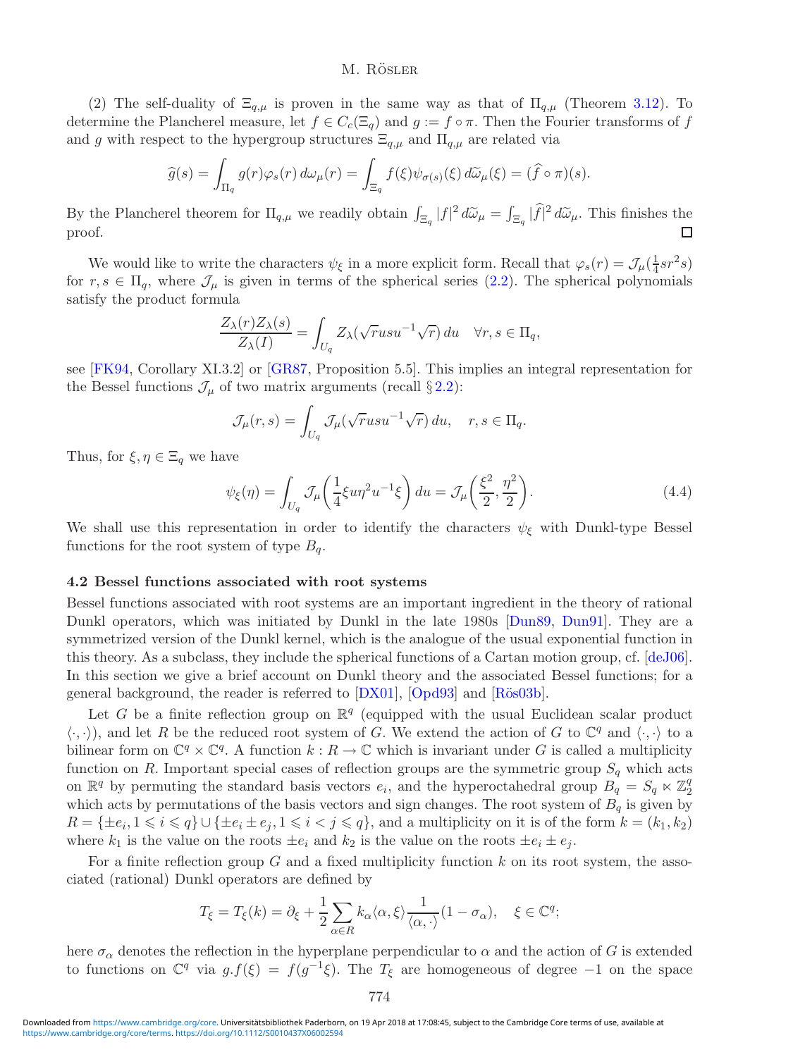(2) The self-duality of $\Xi_{q,\mu}$ is proven in the same way as that of $\Pi_{q,\mu}$ (Theorem 3.12). To determine the Plancherel measure, let $f \in C_c(\Xi_q)$ and $g := f \circ \pi$. Then the Fourier transforms of $f$ and $g$ with respect to the hypergroup structures $\Xi_{q,\mu}$ and $\Pi_{q,\mu}$ are related via

$$\widehat{g}(s) = \int_{\Pi_q} g(r)\varphi_s(r)\, d\omega_\mu(r) = \int_{\Xi_q} f(\xi)\psi_{\sigma(s)}(\xi)\, d\widetilde{\omega}_\mu(\xi) = (\widehat{f} \circ \pi)(s).$$

By the Plancherel theorem for $\Pi_{q,\mu}$ we readily obtain $\int_{\Xi_q} |f|^2\, d\widetilde{\omega}_\mu = \int_{\Xi_q} |\widehat{f}|^2\, d\widetilde{\omega}_\mu$. This finishes the proof. $\square$

We would like to write the characters $\psi_\xi$ in a more explicit form. Recall that $\varphi_s(r) = \mathcal{J}_\mu(\frac{1}{4}sr^2 s)$ for $r, s \in \Pi_q$, where $\mathcal{J}_\mu$ is given in terms of the spherical series (2.2). The spherical polynomials satisfy the product formula

$$\frac{Z_\lambda(r)Z_\lambda(s)}{Z_\lambda(I)} = \int_{U_q} Z_\lambda(\sqrt{r}usu^{-1}\sqrt{r})\, du \quad \forall r, s \in \Pi_q,$$

see [FK94, Corollary XI.3.2] or [GR87, Proposition 5.5]. This implies an integral representation for the Bessel functions $\mathcal{J}_\mu$ of two matrix arguments (recall § 2.2):

$$\mathcal{J}_\mu(r, s) = \int_{U_q} \mathcal{J}_\mu(\sqrt{r}usu^{-1}\sqrt{r})\, du, \quad r, s \in \Pi_q.$$

Thus, for $\xi, \eta \in \Xi_q$ we have

$$\psi_\xi(\eta) = \int_{U_q} \mathcal{J}_\mu\left(\frac{1}{4}\xi u\eta^2 u^{-1}\xi\right) du = \mathcal{J}_\mu\left(\frac{\xi^2}{2}, \frac{\eta^2}{2}\right). \tag{4.4}$$

We shall use this representation in order to identify the characters $\psi_\xi$ with Dunkl-type Bessel functions for the root system of type $B_q$.

### 4.2 Bessel functions associated with root systems

Bessel functions associated with root systems are an important ingredient in the theory of rational Dunkl operators, which was initiated by Dunkl in the late 1980s [Dun89, Dun91]. They are a symmetrized version of the Dunkl kernel, which is the analogue of the usual exponential function in this theory. As a subclass, they include the spherical functions of a Cartan motion group, cf. [deJ06]. In this section we give a brief account on Dunkl theory and the associated Bessel functions; for a general background, the reader is referred to [DX01], [Opd93] and [Rös03b].

Let $G$ be a finite reflection group on $\mathbb{R}^q$ (equipped with the usual Euclidean scalar product $\langle\cdot,\cdot\rangle$), and let $R$ be the reduced root system of $G$. We extend the action of $G$ to $\mathbb{C}^q$ and $\langle\cdot,\cdot\rangle$ to a bilinear form on $\mathbb{C}^q \times \mathbb{C}^q$. A function $k : R \to \mathbb{C}$ which is invariant under $G$ is called a multiplicity function on $R$. Important special cases of reflection groups are the symmetric group $S_q$ which acts on $\mathbb{R}^q$ by permuting the standard basis vectors $e_i$, and the hyperoctahedral group $B_q = S_q \ltimes \mathbb{Z}_2^q$ which acts by permutations of the basis vectors and sign changes. The root system of $B_q$ is given by $R = \{\pm e_i, 1 \leqslant i \leqslant q\} \cup \{\pm e_i \pm e_j, 1 \leqslant i < j \leqslant q\}$, and a multiplicity on it is of the form $k = (k_1, k_2)$ where $k_1$ is the value on the roots $\pm e_i$ and $k_2$ is the value on the roots $\pm e_i \pm e_j$.

For a finite reflection group $G$ and a fixed multiplicity function $k$ on its root system, the associated (rational) Dunkl operators are defined by

$$T_\xi = T_\xi(k) = \partial_\xi + \frac{1}{2}\sum_{\alpha\in R} k_\alpha \langle\alpha, \xi\rangle \frac{1}{\langle\alpha, \cdot\rangle}(1 - \sigma_\alpha), \quad \xi \in \mathbb{C}^q;$$

here $\sigma_\alpha$ denotes the reflection in the hyperplane perpendicular to $\alpha$ and the action of $G$ is extended to functions on $\mathbb{C}^q$ via $g.f(\xi) = f(g^{-1}\xi)$. The $T_\xi$ are homogeneous of degree $-1$ on the space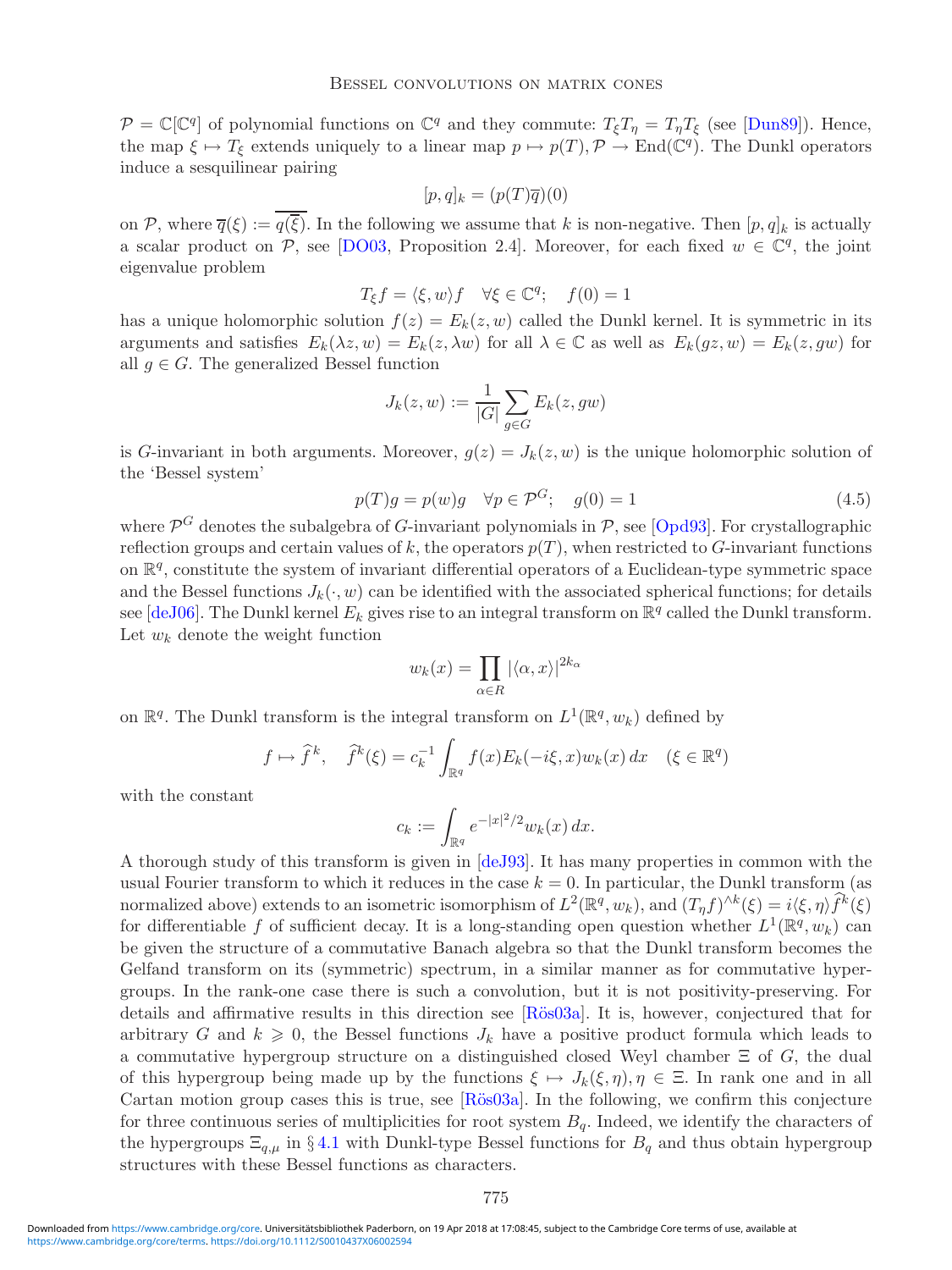$\mathcal{P} = \mathbb{C}[\mathbb{C}^q]$ of polynomial functions on $\mathbb{C}^q$ and they commute: $T_\xi T_\eta = T_\eta T_\xi$ (see [Dun89]). Hence, the map $\xi \mapsto T_\xi$ extends uniquely to a linear map $p \mapsto p(T), \mathcal{P} \to \mathrm{End}(\mathbb{C}^q)$. The Dunkl operators induce a sesquilinear pairing

$$[p, q]_k = (p(T)\overline{q})(0)$$

on $\mathcal{P}$, where $\overline{q}(\xi) := \overline{q(\overline{\xi})}$. In the following we assume that $k$ is non-negative. Then $[p, q]_k$ is actually a scalar product on $\mathcal{P}$, see [DO03, Proposition 2.4]. Moreover, for each fixed $w \in \mathbb{C}^q$, the joint eigenvalue problem

$$T_\xi f = \langle \xi, w\rangle f \quad \forall \xi \in \mathbb{C}^q; \quad f(0) = 1$$

has a unique holomorphic solution $f(z) = E_k(z, w)$ called the Dunkl kernel. It is symmetric in its arguments and satisfies $E_k(\lambda z, w) = E_k(z, \lambda w)$ for all $\lambda \in \mathbb{C}$ as well as $E_k(gz, w) = E_k(z, gw)$ for all $g \in G$. The generalized Bessel function

$$J_k(z, w) := \frac{1}{|G|}\sum_{g\in G} E_k(z, gw)$$

is $G$-invariant in both arguments. Moreover, $g(z) = J_k(z, w)$ is the unique holomorphic solution of the 'Bessel system'

$$p(T)g = p(w)g \quad \forall p \in \mathcal{P}^G; \quad g(0) = 1 \tag{4.5}$$

where $\mathcal{P}^G$ denotes the subalgebra of $G$-invariant polynomials in $\mathcal{P}$, see [Opd93]. For crystallographic reflection groups and certain values of $k$, the operators $p(T)$, when restricted to $G$-invariant functions on $\mathbb{R}^q$, constitute the system of invariant differential operators of a Euclidean-type symmetric space and the Bessel functions $J_k(\cdot, w)$ can be identified with the associated spherical functions; for details see [deJ06]. The Dunkl kernel $E_k$ gives rise to an integral transform on $\mathbb{R}^q$ called the Dunkl transform. Let $w_k$ denote the weight function

$$w_k(x) = \prod_{\alpha\in R} |\langle \alpha, x\rangle|^{2k_\alpha}$$

on $\mathbb{R}^q$. The Dunkl transform is the integral transform on $L^1(\mathbb{R}^q, w_k)$ defined by

$$f \mapsto \widehat{f}^k, \quad \widehat{f}^k(\xi) = c_k^{-1}\int_{\mathbb{R}^q} f(x)E_k(-i\xi, x)w_k(x)\,dx \quad (\xi \in \mathbb{R}^q)$$

with the constant

$$c_k := \int_{\mathbb{R}^q} e^{-|x|^2/2} w_k(x)\,dx.$$

A thorough study of this transform is given in [deJ93]. It has many properties in common with the usual Fourier transform to which it reduces in the case $k = 0$. In particular, the Dunkl transform (as normalized above) extends to an isometric isomorphism of $L^2(\mathbb{R}^q, w_k)$, and $(T_\eta f)^{\wedge k}(\xi) = i\langle \xi, \eta\rangle \widehat{f}^k(\xi)$ for differentiable $f$ of sufficient decay. It is a long-standing open question whether $L^1(\mathbb{R}^q, w_k)$ can be given the structure of a commutative Banach algebra so that the Dunkl transform becomes the Gelfand transform on its (symmetric) spectrum, in a similar manner as for commutative hypergroups. In the rank-one case there is such a convolution, but it is not positivity-preserving. For details and affirmative results in this direction see [Rös03a]. It is, however, conjectured that for arbitrary $G$ and $k \geqslant 0$, the Bessel functions $J_k$ have a positive product formula which leads to a commutative hypergroup structure on a distinguished closed Weyl chamber $\Xi$ of $G$, the dual of this hypergroup being made up by the functions $\xi \mapsto J_k(\xi, \eta), \eta \in \Xi$. In rank one and in all Cartan motion group cases this is true, see [Rös03a]. In the following, we confirm this conjecture for three continuous series of multiplicities for root system $B_q$. Indeed, we identify the characters of the hypergroups $\Xi_{q,\mu}$ in § 4.1 with Dunkl-type Bessel functions for $B_q$ and thus obtain hypergroup structures with these Bessel functions as characters.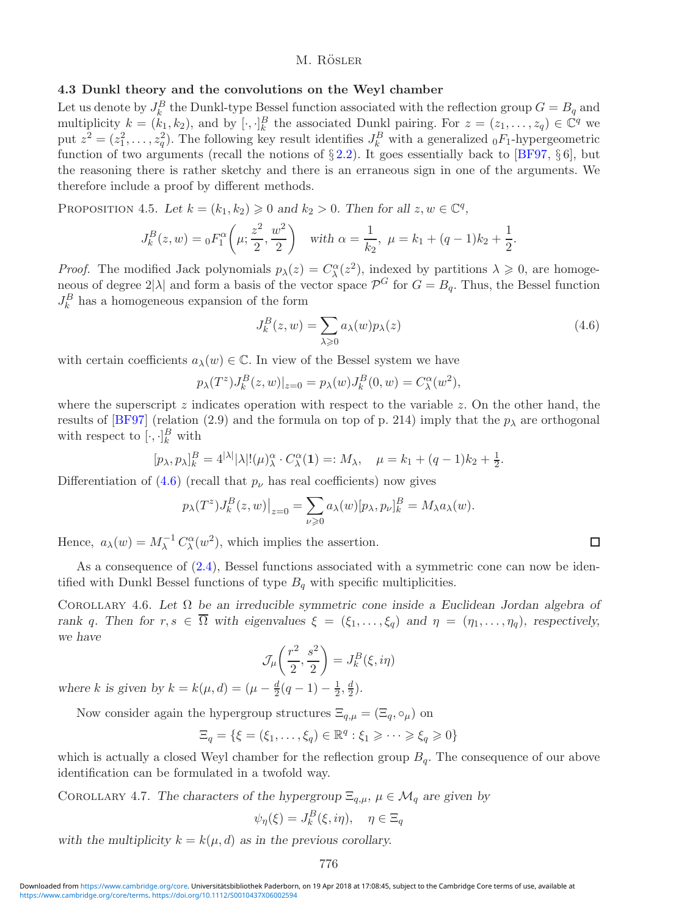### 4.3 Dunkl theory and the convolutions on the Weyl chamber

Let us denote by $J_k^B$ the Dunkl-type Bessel function associated with the reflection group $G = B_q$ and multiplicity $k = (k_1, k_2)$, and by $[\cdot,\cdot]_k^B$ the associated Dunkl pairing. For $z = (z_1, \ldots, z_q) \in \mathbb{C}^q$ we put $z^2 = (z_1^2, \ldots, z_q^2)$. The following key result identifies $J_k^B$ with a generalized ${}_0F_1$-hypergeometric function of two arguments (recall the notions of § 2.2). It goes essentially back to [BF97, § 6], but the reasoning there is rather sketchy and there is an erraneous sign in one of the arguments. We therefore include a proof by different methods.

Proposition 4.5. *Let $k = (k_1, k_2) \geqslant 0$ and $k_2 > 0$. Then for all $z, w \in \mathbb{C}^q$,*

$$J_k^B(z,w) = {}_0F_1^\alpha\left(\mu; \frac{z^2}{2}, \frac{w^2}{2}\right) \quad \text{with } \alpha = \frac{1}{k_2},\ \mu = k_1 + (q-1)k_2 + \frac{1}{2}.$$

*Proof.* The modified Jack polynomials $p_\lambda(z) = C_\lambda^\alpha(z^2)$, indexed by partitions $\lambda \geqslant 0$, are homogeneous of degree $2|\lambda|$ and form a basis of the vector space $\mathcal{P}^G$ for $G = B_q$. Thus, the Bessel function $J_k^B$ has a homogeneous expansion of the form

$$J_k^B(z,w) = \sum_{\lambda \geqslant 0} a_\lambda(w) p_\lambda(z) \tag{4.6}$$

with certain coefficients $a_\lambda(w) \in \mathbb{C}$. In view of the Bessel system we have

$$p_\lambda(T^z) J_k^B(z,w)|_{z=0} = p_\lambda(w) J_k^B(0,w) = C_\lambda^\alpha(w^2),$$

where the superscript $z$ indicates operation with respect to the variable $z$. On the other hand, the results of [BF97] (relation (2.9) and the formula on top of p. 214) imply that the $p_\lambda$ are orthogonal with respect to $[\cdot,\cdot]_k^B$ with

$$[p_\lambda, p_\lambda]_k^B = 4^{|\lambda|}|\lambda|!(\mu)_\lambda^\alpha \cdot C_\lambda^\alpha(\mathbf{1}) =: M_\lambda, \quad \mu = k_1 + (q-1)k_2 + \tfrac{1}{2}.$$

Differentiation of (4.6) (recall that $p_\nu$ has real coefficients) now gives

$$p_\lambda(T^z) J_k^B(z,w)\big|_{z=0} = \sum_{\nu \geqslant 0} a_\lambda(w)[p_\lambda, p_\nu]_k^B = M_\lambda a_\lambda(w).$$

Hence, $a_\lambda(w) = M_\lambda^{-1}\, C_\lambda^\alpha(w^2)$, which implies the assertion. □

As a consequence of (2.4), Bessel functions associated with a symmetric cone can now be identified with Dunkl Bessel functions of type $B_q$ with specific multiplicities.

Corollary 4.6. *Let $\Omega$ be an irreducible symmetric cone inside a Euclidean Jordan algebra of rank $q$. Then for $r, s \in \overline{\Omega}$ with eigenvalues $\xi = (\xi_1, \ldots, \xi_q)$ and $\eta = (\eta_1, \ldots, \eta_q)$, respectively, we have*

$$\mathcal{J}_\mu\left(\frac{r^2}{2}, \frac{s^2}{2}\right) = J_k^B(\xi, i\eta)$$

*where $k$ is given by $k = k(\mu, d) = (\mu - \frac{d}{2}(q-1) - \frac{1}{2}, \frac{d}{2})$.*

Now consider again the hypergroup structures $\Xi_{q,\mu} = (\Xi_q, \circ_\mu)$ on

$$\Xi_q = \{\xi = (\xi_1, \ldots, \xi_q) \in \mathbb{R}^q : \xi_1 \geqslant \cdots \geqslant \xi_q \geqslant 0\}$$

which is actually a closed Weyl chamber for the reflection group $B_q$. The consequence of our above identification can be formulated in a twofold way.

Corollary 4.7. *The characters of the hypergroup $\Xi_{q,\mu}$, $\mu \in \mathcal{M}_q$ are given by*

$$\psi_\eta(\xi) = J_k^B(\xi, i\eta), \quad \eta \in \Xi_q$$

*with the multiplicity $k = k(\mu, d)$ as in the previous corollary.*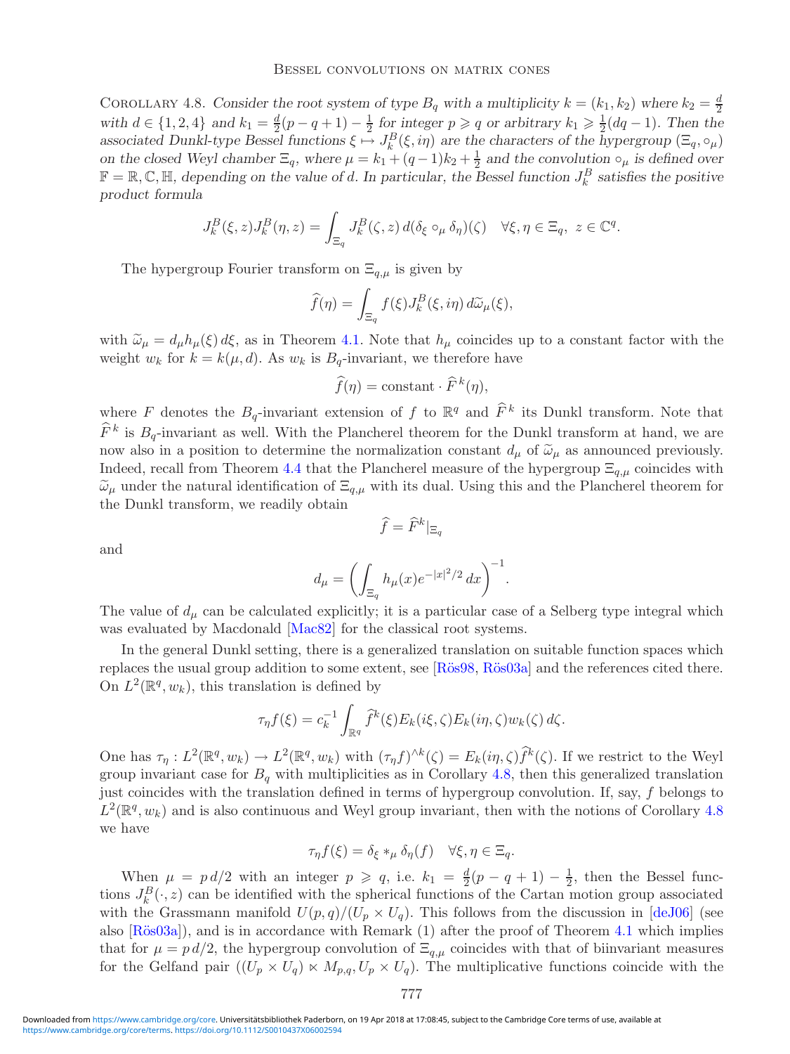COROLLARY 4.8. *Consider the root system of type $B_q$ with a multiplicity $k = (k_1, k_2)$ where $k_2 = \frac{d}{2}$ with $d \in \{1, 2, 4\}$ and $k_1 = \frac{d}{2}(p - q + 1) - \frac{1}{2}$ for integer $p \geqslant q$ or arbitrary $k_1 \geqslant \frac{1}{2}(dq - 1)$. Then the associated Dunkl-type Bessel functions $\xi \mapsto J_k^B(\xi, i\eta)$ are the characters of the hypergroup $(\Xi_q, \circ_\mu)$ on the closed Weyl chamber $\Xi_q$, where $\mu = k_1 + (q-1)k_2 + \frac{1}{2}$ and the convolution $\circ_\mu$ is defined over $\mathbb{F} = \mathbb{R}, \mathbb{C}, \mathbb{H}$, depending on the value of $d$. In particular, the Bessel function $J_k^B$ satisfies the positive product formula*

$$J_k^B(\xi, z) J_k^B(\eta, z) = \int_{\Xi_q} J_k^B(\zeta, z)\, d(\delta_\xi \circ_\mu \delta_\eta)(\zeta) \quad \forall \xi, \eta \in \Xi_q, \ z \in \mathbb{C}^q.$$

The hypergroup Fourier transform on $\Xi_{q,\mu}$ is given by

$$\widehat{f}(\eta) = \int_{\Xi_q} f(\xi) J_k^B(\xi, i\eta)\, d\widetilde{\omega}_\mu(\xi),$$

with $\widetilde{\omega}_\mu = d_\mu h_\mu(\xi)\, d\xi$, as in Theorem 4.1. Note that $h_\mu$ coincides up to a constant factor with the weight $w_k$ for $k = k(\mu, d)$. As $w_k$ is $B_q$-invariant, we therefore have

$$\widehat{f}(\eta) = \text{constant} \cdot \widehat{F}^{\,k}(\eta),$$

where $F$ denotes the $B_q$-invariant extension of $f$ to $\mathbb{R}^q$ and $\widehat{F}^{\,k}$ its Dunkl transform. Note that $\widehat{F}^{\,k}$ is $B_q$-invariant as well. With the Plancherel theorem for the Dunkl transform at hand, we are now also in a position to determine the normalization constant $d_\mu$ of $\widetilde{\omega}_\mu$ as announced previously. Indeed, recall from Theorem 4.4 that the Plancherel measure of the hypergroup $\Xi_{q,\mu}$ coincides with $\widetilde{\omega}_\mu$ under the natural identification of $\Xi_{q,\mu}$ with its dual. Using this and the Plancherel theorem for the Dunkl transform, we readily obtain

$$\widehat{f} = \widehat{F}^k|_{\Xi_q}$$

and

$$d_\mu = \left( \int_{\Xi_q} h_\mu(x) e^{-|x|^2/2}\, dx \right)^{-1}.$$

The value of $d_\mu$ can be calculated explicitly; it is a particular case of a Selberg type integral which was evaluated by Macdonald [Mac82] for the classical root systems.

In the general Dunkl setting, there is a generalized translation on suitable function spaces which replaces the usual group addition to some extent, see [Rös98, Rös03a] and the references cited there. On $L^2(\mathbb{R}^q, w_k)$, this translation is defined by

$$\tau_\eta f(\xi) = c_k^{-1} \int_{\mathbb{R}^q} \widehat{f}^k(\xi) E_k(i\xi, \zeta) E_k(i\eta, \zeta) w_k(\zeta)\, d\zeta.$$

One has $\tau_\eta : L^2(\mathbb{R}^q, w_k) \to L^2(\mathbb{R}^q, w_k)$ with $(\tau_\eta f)^{\wedge k}(\zeta) = E_k(i\eta, \zeta)\widehat{f}^k(\zeta)$. If we restrict to the Weyl group invariant case for $B_q$ with multiplicities as in Corollary 4.8, then this generalized translation just coincides with the translation defined in terms of hypergroup convolution. If, say, $f$ belongs to $L^2(\mathbb{R}^q, w_k)$ and is also continuous and Weyl group invariant, then with the notions of Corollary 4.8 we have

$$\tau_\eta f(\xi) = \delta_\xi *_\mu \delta_\eta(f) \quad \forall \xi, \eta \in \Xi_q.$$

When $\mu = p\,d/2$ with an integer $p \geqslant q$, i.e. $k_1 = \frac{d}{2}(p - q + 1) - \frac{1}{2}$, then the Bessel functions $J_k^B(\cdot, z)$ can be identified with the spherical functions of the Cartan motion group associated with the Grassmann manifold $U(p, q)/(U_p \times U_q)$. This follows from the discussion in [deJ06] (see also [Rös03a]), and is in accordance with Remark (1) after the proof of Theorem 4.1 which implies that for $\mu = p\,d/2$, the hypergroup convolution of $\Xi_{q,\mu}$ coincides with that of biinvariant measures for the Gelfand pair $((U_p \times U_q) \ltimes M_{p,q}, U_p \times U_q)$. The multiplicative functions coincide with the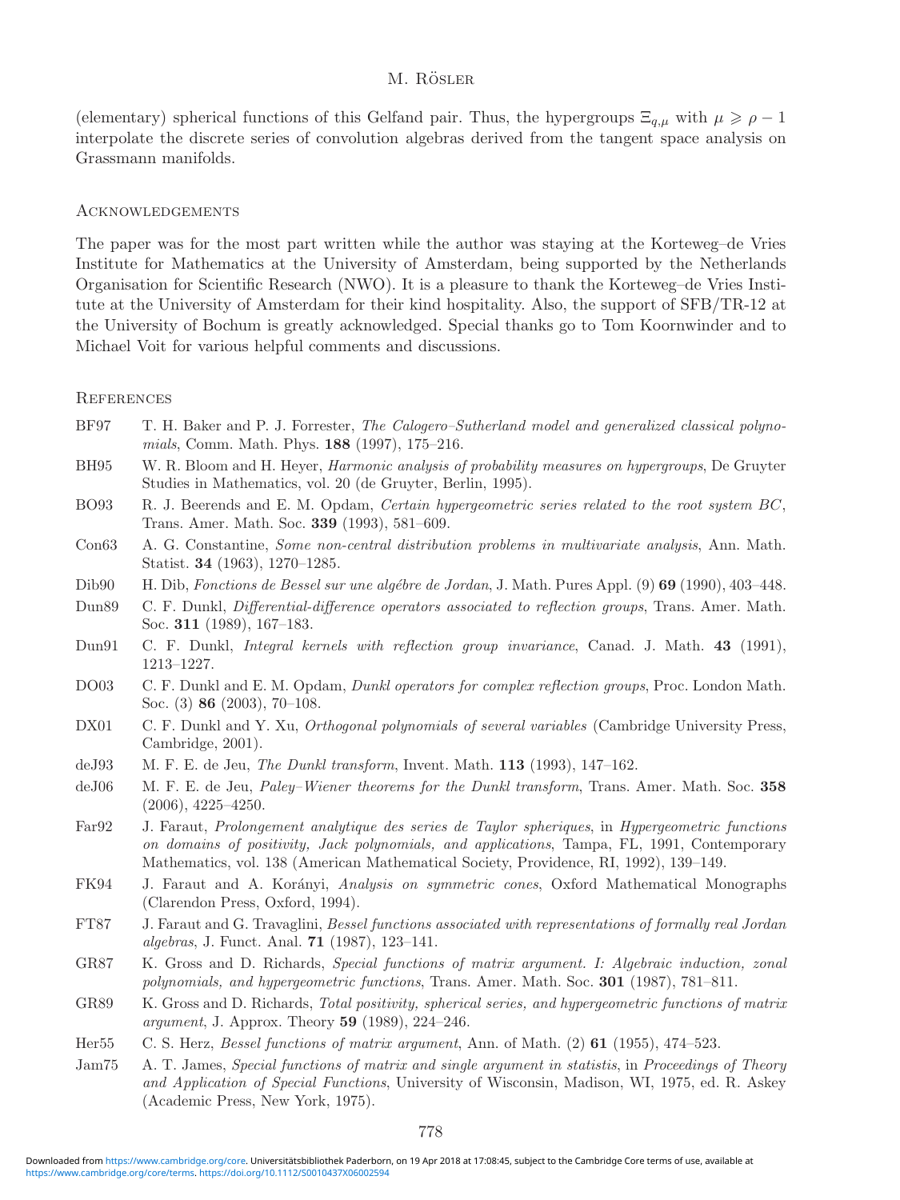(elementary) spherical functions of this Gelfand pair. Thus, the hypergroups $\Xi_{q,\mu}$ with $\mu \geqslant \rho - 1$ interpolate the discrete series of convolution algebras derived from the tangent space analysis on Grassmann manifolds.

## Acknowledgements

The paper was for the most part written while the author was staying at the Korteweg–de Vries Institute for Mathematics at the University of Amsterdam, being supported by the Netherlands Organisation for Scientific Research (NWO). It is a pleasure to thank the Korteweg–de Vries Institute at the University of Amsterdam for their kind hospitality. Also, the support of SFB/TR-12 at the University of Bochum is greatly acknowledged. Special thanks go to Tom Koornwinder and to Michael Voit for various helpful comments and discussions.

## References

- BF97 T. H. Baker and P. J. Forrester, *The Calogero–Sutherland model and generalized classical polynomials*, Comm. Math. Phys. **188** (1997), 175–216.
- BH95 W. R. Bloom and H. Heyer, *Harmonic analysis of probability measures on hypergroups*, De Gruyter Studies in Mathematics, vol. 20 (de Gruyter, Berlin, 1995).
- BO93 R. J. Beerends and E. M. Opdam, *Certain hypergeometric series related to the root system BC*, Trans. Amer. Math. Soc. **339** (1993), 581–609.
- Con63 A. G. Constantine, *Some non-central distribution problems in multivariate analysis*, Ann. Math. Statist. **34** (1963), 1270–1285.
- Dib90 H. Dib, *Fonctions de Bessel sur une algébre de Jordan*, J. Math. Pures Appl. (9) **69** (1990), 403–448.
- Dun89 C. F. Dunkl, *Differential-difference operators associated to reflection groups*, Trans. Amer. Math. Soc. **311** (1989), 167–183.
- Dun91 C. F. Dunkl, *Integral kernels with reflection group invariance*, Canad. J. Math. **43** (1991), 1213–1227.
- DO03 C. F. Dunkl and E. M. Opdam, *Dunkl operators for complex reflection groups*, Proc. London Math. Soc. (3) **86** (2003), 70–108.
- DX01 C. F. Dunkl and Y. Xu, *Orthogonal polynomials of several variables* (Cambridge University Press, Cambridge, 2001).
- deJ93 M. F. E. de Jeu, *The Dunkl transform*, Invent. Math. **113** (1993), 147–162.
- deJ06 M. F. E. de Jeu, *Paley–Wiener theorems for the Dunkl transform*, Trans. Amer. Math. Soc. **358** (2006), 4225–4250.
- Far92 J. Faraut, *Prolongement analytique des series de Taylor spheriques*, in *Hypergeometric functions on domains of positivity, Jack polynomials, and applications*, Tampa, FL, 1991, Contemporary Mathematics, vol. 138 (American Mathematical Society, Providence, RI, 1992), 139–149.
- FK94 J. Faraut and A. Korányi, *Analysis on symmetric cones*, Oxford Mathematical Monographs (Clarendon Press, Oxford, 1994).
- FT87 J. Faraut and G. Travaglini, *Bessel functions associated with representations of formally real Jordan algebras*, J. Funct. Anal. **71** (1987), 123–141.
- GR87 K. Gross and D. Richards, *Special functions of matrix argument. I: Algebraic induction, zonal polynomials, and hypergeometric functions*, Trans. Amer. Math. Soc. **301** (1987), 781–811.
- GR89 K. Gross and D. Richards, *Total positivity, spherical series, and hypergeometric functions of matrix argument*, J. Approx. Theory **59** (1989), 224–246.
- Her55 C. S. Herz, *Bessel functions of matrix argument*, Ann. of Math. (2) **61** (1955), 474–523.
- Jam75 A. T. James, *Special functions of matrix and single argument in statistis*, in *Proceedings of Theory and Application of Special Functions*, University of Wisconsin, Madison, WI, 1975, ed. R. Askey (Academic Press, New York, 1975).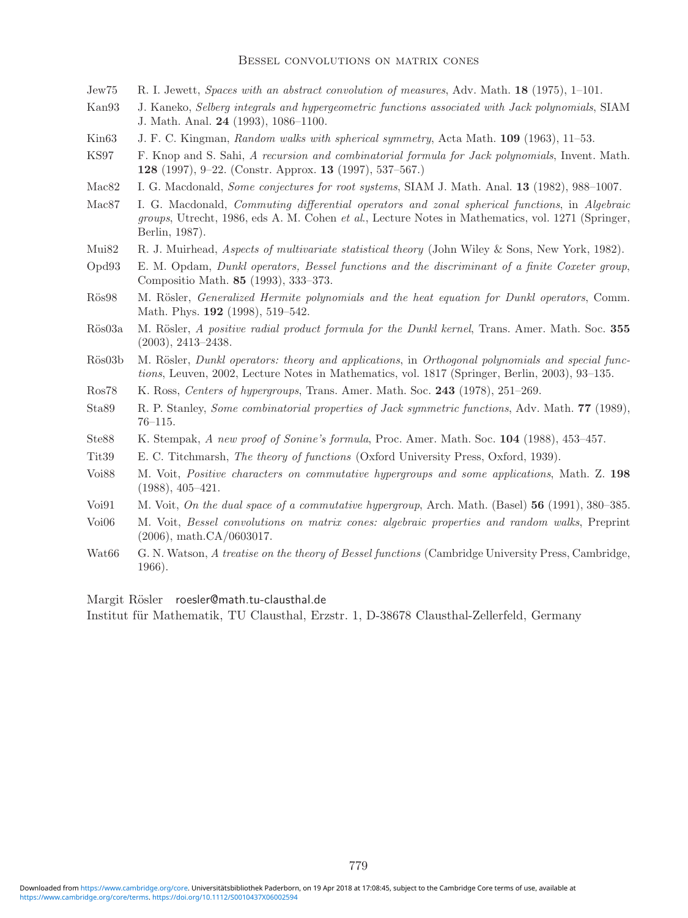Jew75 R. I. Jewett, *Spaces with an abstract convolution of measures*, Adv. Math. **18** (1975), 1–101.

Kan93 J. Kaneko, *Selberg integrals and hypergeometric functions associated with Jack polynomials*, SIAM J. Math. Anal. **24** (1993), 1086–1100.

Kin63 J. F. C. Kingman, *Random walks with spherical symmetry*, Acta Math. **109** (1963), 11–53.

KS97 F. Knop and S. Sahi, *A recursion and combinatorial formula for Jack polynomials*, Invent. Math. **128** (1997), 9–22. (Constr. Approx. **13** (1997), 537–567.)

Mac82 I. G. Macdonald, *Some conjectures for root systems*, SIAM J. Math. Anal. **13** (1982), 988–1007.

Mac87 I. G. Macdonald, *Commuting differential operators and zonal spherical functions*, in *Algebraic groups*, Utrecht, 1986, eds A. M. Cohen *et al*., Lecture Notes in Mathematics, vol. 1271 (Springer, Berlin, 1987).

Mui82 R. J. Muirhead, *Aspects of multivariate statistical theory* (John Wiley & Sons, New York, 1982).

Opd93 E. M. Opdam, *Dunkl operators, Bessel functions and the discriminant of a finite Coxeter group*, Compositio Math. **85** (1993), 333–373.

Rös98 M. Rösler, *Generalized Hermite polynomials and the heat equation for Dunkl operators*, Comm. Math. Phys. **192** (1998), 519–542.

Rös03a M. Rösler, *A positive radial product formula for the Dunkl kernel*, Trans. Amer. Math. Soc. **355** (2003), 2413–2438.

Rös03b M. Rösler, *Dunkl operators: theory and applications*, in *Orthogonal polynomials and special functions*, Leuven, 2002, Lecture Notes in Mathematics, vol. 1817 (Springer, Berlin, 2003), 93–135.

Ros78 K. Ross, *Centers of hypergroups*, Trans. Amer. Math. Soc. **243** (1978), 251–269.

Sta89 R. P. Stanley, *Some combinatorial properties of Jack symmetric functions*, Adv. Math. **77** (1989), 76–115.

Ste88 K. Stempak, *A new proof of Sonine's formula*, Proc. Amer. Math. Soc. **104** (1988), 453–457.

Tit39 E. C. Titchmarsh, *The theory of functions* (Oxford University Press, Oxford, 1939).

Voi88 M. Voit, *Positive characters on commutative hypergroups and some applications*, Math. Z. **198** (1988), 405–421.

Voi91 M. Voit, *On the dual space of a commutative hypergroup*, Arch. Math. (Basel) **56** (1991), 380–385.

Voi06 M. Voit, *Bessel convolutions on matrix cones: algebraic properties and random walks*, Preprint (2006), math.CA/0603017.

Wat66 G. N. Watson, *A treatise on the theory of Bessel functions* (Cambridge University Press, Cambridge, 1966).

Margit Rösler roesler@math.tu-clausthal.de
Institut für Mathematik, TU Clausthal, Erzstr. 1, D-38678 Clausthal-Zellerfeld, Germany